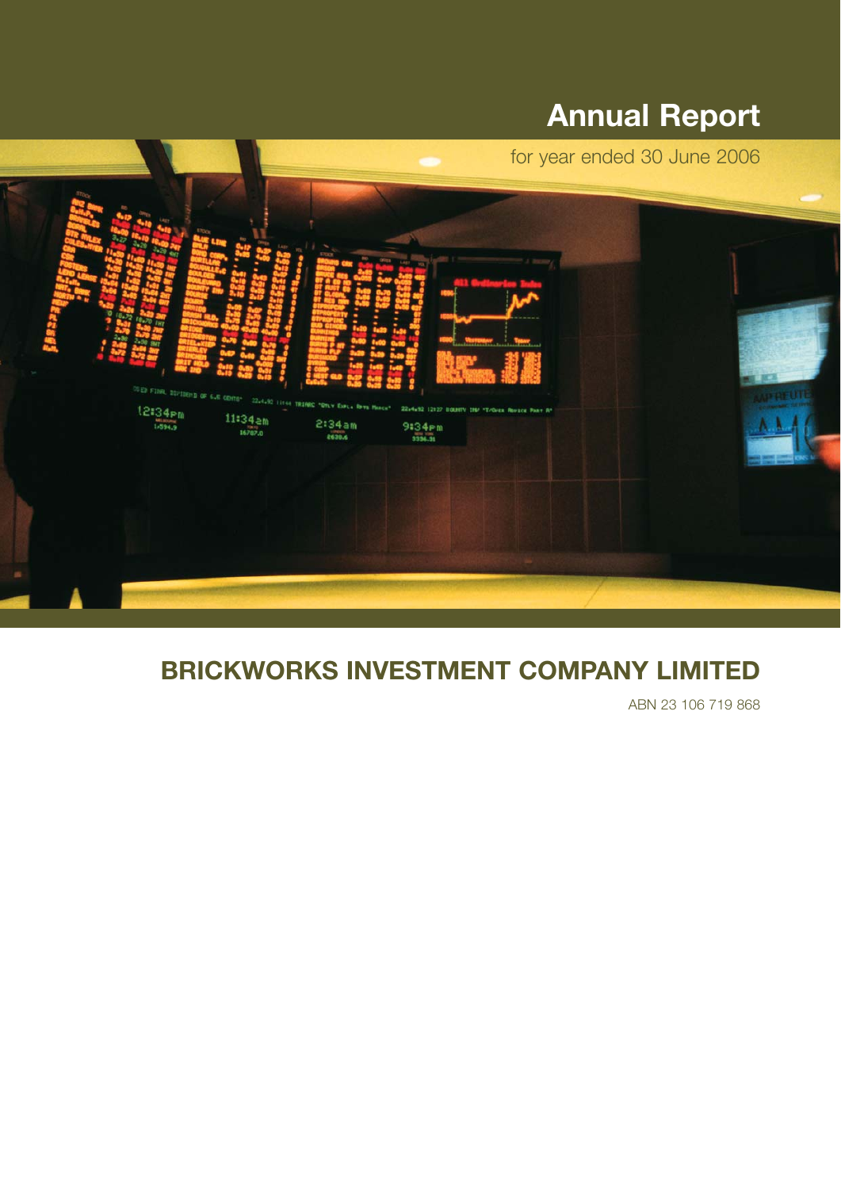# Annual Report

for year ended 30 June 2006

## BRICKWORKS INVESTMENT COMPANY LIMITED

ABN 23 106 719 868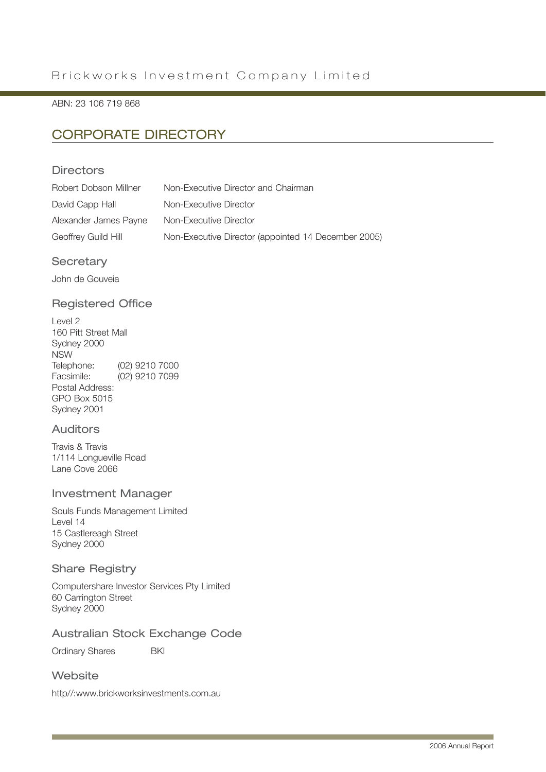# Brickworks Investment Company Limited

ABN: 23 106 719 868

## CORPORATE DIRECTORY

### Directors

| | |
|---|---|
| Robert Dobson Millner | Non-Executive Director and Chairman |
| David Capp Hall | Non-Executive Director |
| Alexander James Payne | Non-Executive Director |
| Geoffrey Guild Hill | Non-Executive Director (appointed 14 December 2005) |

### Secretary

John de Gouveia

### Registered Office

Level 2
160 Pitt Street Mall
Sydney 2000
NSW
Telephone: (02) 9210 7000
Facsimile: (02) 9210 7099
Postal Address:
GPO Box 5015
Sydney 2001

### Auditors

Travis & Travis
1/114 Longueville Road
Lane Cove 2066

### Investment Manager

Souls Funds Management Limited
Level 14
15 Castlereagh Street
Sydney 2000

### Share Registry

Computershare Investor Services Pty Limited
60 Carrington Street
Sydney 2000

### Australian Stock Exchange Code

Ordinary Shares BKI

### Website

http//:www.brickworksinvestments.com.au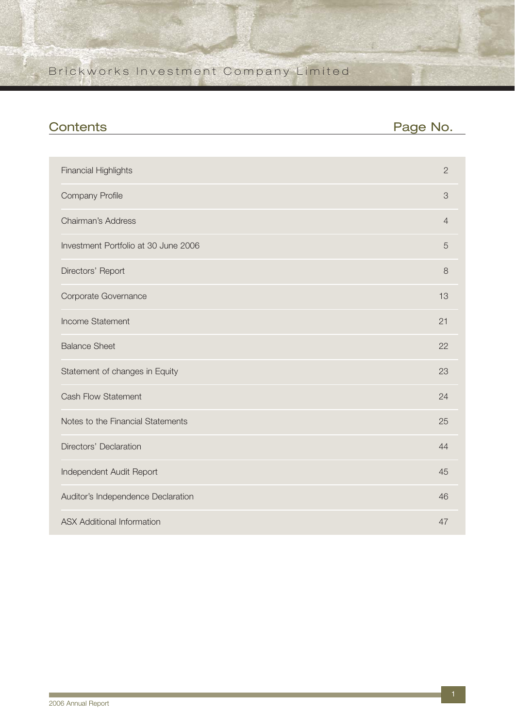## Contents

| Contents | Page No. |
|---|---|
| Financial Highlights | 2 |
| Company Profile | 3 |
| Chairman's Address | 4 |
| Investment Portfolio at 30 June 2006 | 5 |
| Directors' Report | 8 |
| Corporate Governance | 13 |
| Income Statement | 21 |
| Balance Sheet | 22 |
| Statement of changes in Equity | 23 |
| Cash Flow Statement | 24 |
| Notes to the Financial Statements | 25 |
| Directors' Declaration | 44 |
| Independent Audit Report | 45 |
| Auditor's Independence Declaration | 46 |
| ASX Additional Information | 47 |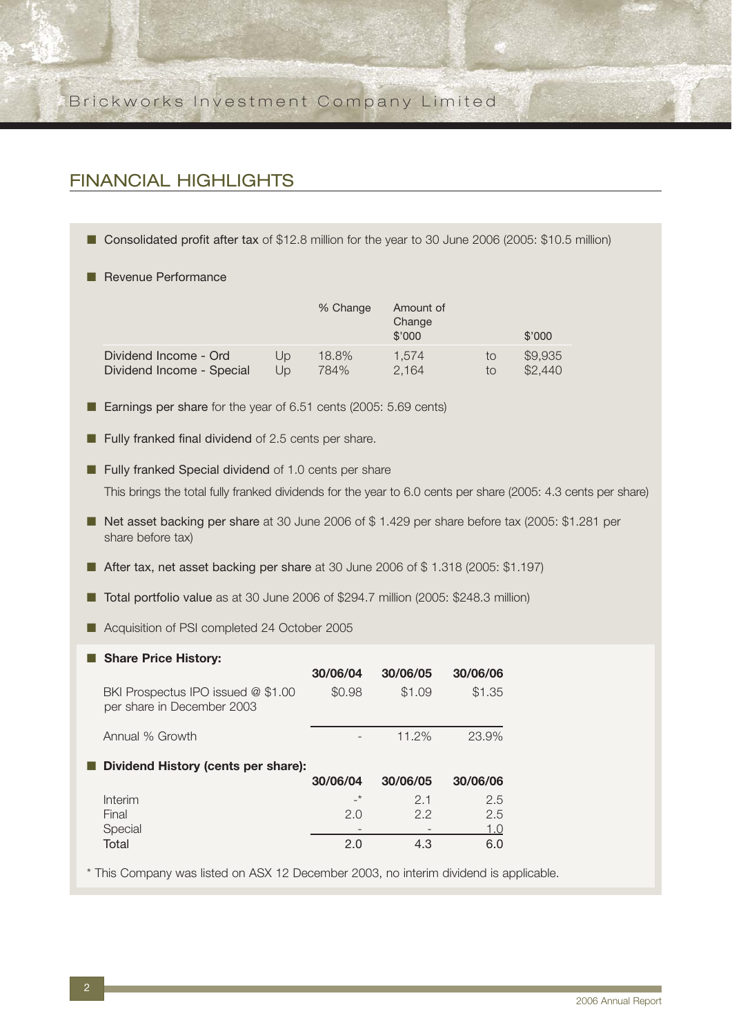## FINANCIAL HIGHLIGHTS

- **Consolidated profit after tax** of $12.8 million for the year to 30 June 2006 (2005: $10.5 million)

- Revenue Performance

| | | % Change | Amount of Change $'000 | | $'000 |
|---|---|---|---|---|---|
| Dividend Income - Ord | Up | 18.8% | 1,574 | to | $9,935 |
| Dividend Income - Special | Up | 784% | 2,164 | to | $2,440 |

- **Earnings per share** for the year of 6.51 cents (2005: 5.69 cents)

- **Fully franked final dividend** of 2.5 cents per share.

- **Fully franked Special dividend** of 1.0 cents per share

  This brings the total fully franked dividends for the year to 6.0 cents per share (2005: 4.3 cents per share)

- **Net asset backing per share** at 30 June 2006 of $ 1.429 per share before tax (2005: $1.281 per share before tax)

- **After tax, net asset backing per share** at 30 June 2006 of $ 1.318 (2005: $1.197)

- **Total portfolio value** as at 30 June 2006 of $294.7 million (2005: $248.3 million)

- Acquisition of PSI completed 24 October 2005

- **Share Price History:**

| | 30/06/04 | 30/06/05 | 30/06/06 |
|---|---|---|---|
| BKI Prospectus IPO issued @ $1.00 per share in December 2003 | $0.98 | $1.09 | $1.35 |
| Annual % Growth | - | 11.2% | 23.9% |

- **Dividend History (cents per share):**

| | 30/06/04 | 30/06/05 | 30/06/06 |
|---|---|---|---|
| Interim | -* | 2.1 | 2.5 |
| Final | 2.0 | 2.2 | 2.5 |
| Special | - | - | 1.0 |
| Total | 2.0 | 4.3 | 6.0 |

\* This Company was listed on ASX 12 December 2003, no interim dividend is applicable.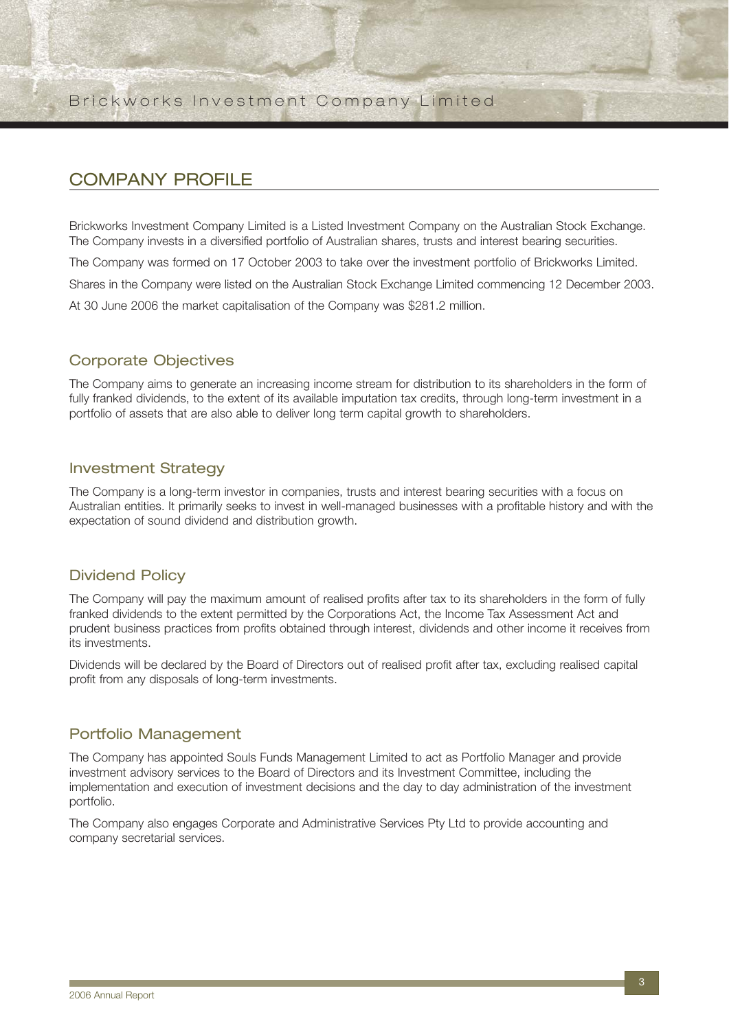# COMPANY PROFILE

Brickworks Investment Company Limited is a Listed Investment Company on the Australian Stock Exchange. The Company invests in a diversified portfolio of Australian shares, trusts and interest bearing securities.

The Company was formed on 17 October 2003 to take over the investment portfolio of Brickworks Limited.

Shares in the Company were listed on the Australian Stock Exchange Limited commencing 12 December 2003.

At 30 June 2006 the market capitalisation of the Company was $281.2 million.

## Corporate Objectives

The Company aims to generate an increasing income stream for distribution to its shareholders in the form of fully franked dividends, to the extent of its available imputation tax credits, through long-term investment in a portfolio of assets that are also able to deliver long term capital growth to shareholders.

## Investment Strategy

The Company is a long-term investor in companies, trusts and interest bearing securities with a focus on Australian entities. It primarily seeks to invest in well-managed businesses with a profitable history and with the expectation of sound dividend and distribution growth.

## Dividend Policy

The Company will pay the maximum amount of realised profits after tax to its shareholders in the form of fully franked dividends to the extent permitted by the Corporations Act, the Income Tax Assessment Act and prudent business practices from profits obtained through interest, dividends and other income it receives from its investments.

Dividends will be declared by the Board of Directors out of realised profit after tax, excluding realised capital profit from any disposals of long-term investments.

## Portfolio Management

The Company has appointed Souls Funds Management Limited to act as Portfolio Manager and provide investment advisory services to the Board of Directors and its Investment Committee, including the implementation and execution of investment decisions and the day to day administration of the investment portfolio.

The Company also engages Corporate and Administrative Services Pty Ltd to provide accounting and company secretarial services.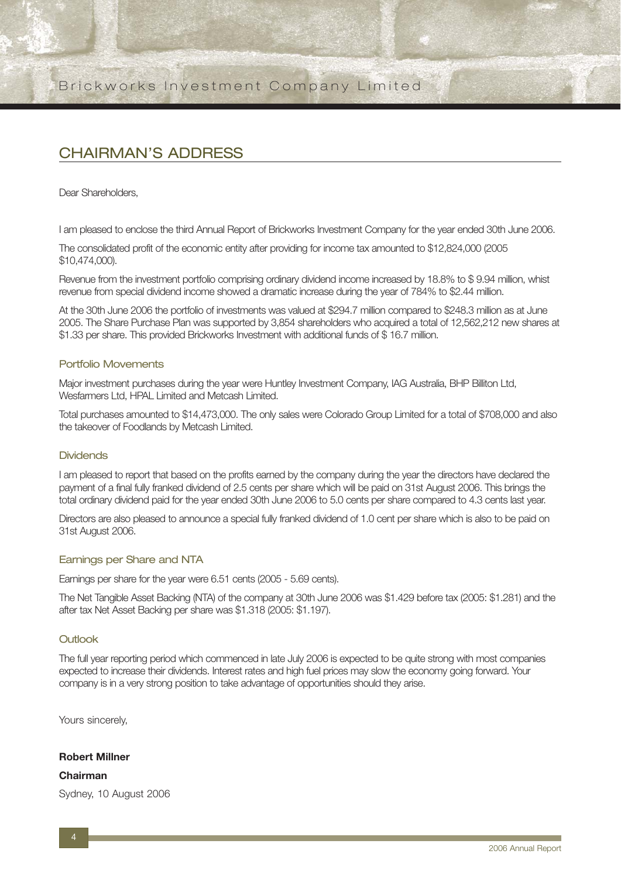## CHAIRMAN'S ADDRESS

Dear Shareholders,

I am pleased to enclose the third Annual Report of Brickworks Investment Company for the year ended 30th June 2006.

The consolidated profit of the economic entity after providing for income tax amounted to $12,824,000 (2005 $10,474,000).

Revenue from the investment portfolio comprising ordinary dividend income increased by 18.8% to $ 9.94 million, whist revenue from special dividend income showed a dramatic increase during the year of 784% to $2.44 million.

At the 30th June 2006 the portfolio of investments was valued at $294.7 million compared to $248.3 million as at June 2005. The Share Purchase Plan was supported by 3,854 shareholders who acquired a total of 12,562,212 new shares at $1.33 per share. This provided Brickworks Investment with additional funds of $ 16.7 million.

### Portfolio Movements

Major investment purchases during the year were Huntley Investment Company, IAG Australia, BHP Billiton Ltd, Wesfarmers Ltd, HPAL Limited and Metcash Limited.

Total purchases amounted to $14,473,000. The only sales were Colorado Group Limited for a total of $708,000 and also the takeover of Foodlands by Metcash Limited.

### Dividends

I am pleased to report that based on the profits earned by the company during the year the directors have declared the payment of a final fully franked dividend of 2.5 cents per share which will be paid on 31st August 2006. This brings the total ordinary dividend paid for the year ended 30th June 2006 to 5.0 cents per share compared to 4.3 cents last year.

Directors are also pleased to announce a special fully franked dividend of 1.0 cent per share which is also to be paid on 31st August 2006.

### Earnings per Share and NTA

Earnings per share for the year were 6.51 cents (2005 - 5.69 cents).

The Net Tangible Asset Backing (NTA) of the company at 30th June 2006 was $1.429 before tax (2005: $1.281) and the after tax Net Asset Backing per share was $1.318 (2005: $1.197).

### Outlook

The full year reporting period which commenced in late July 2006 is expected to be quite strong with most companies expected to increase their dividends. Interest rates and high fuel prices may slow the economy going forward. Your company is in a very strong position to take advantage of opportunities should they arise.

Yours sincerely,

**Robert Millner**

**Chairman**

Sydney, 10 August 2006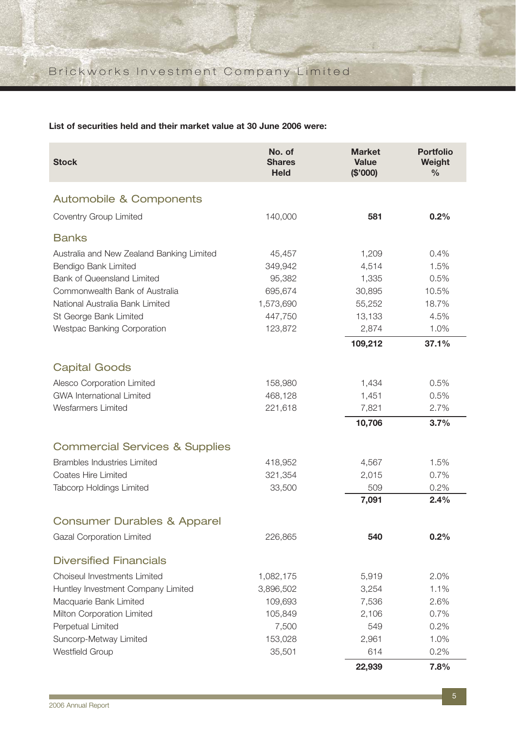**List of securities held and their market value at 30 June 2006 were:**

| Stock | No. of Shares Held | Market Value ($'000) | Portfolio Weight % |
|---|---|---|---|
| **Automobile & Components** | | | |
| Coventry Group Limited | 140,000 | **581** | **0.2%** |
| **Banks** | | | |
| Australia and New Zealand Banking Limited | 45,457 | 1,209 | 0.4% |
| Bendigo Bank Limited | 349,942 | 4,514 | 1.5% |
| Bank of Queensland Limited | 95,382 | 1,335 | 0.5% |
| Commonwealth Bank of Australia | 695,674 | 30,895 | 10.5% |
| National Australia Bank Limited | 1,573,690 | 55,252 | 18.7% |
| St George Bank Limited | 447,750 | 13,133 | 4.5% |
| Westpac Banking Corporation | 123,872 | 2,874 | 1.0% |
| | | **109,212** | **37.1%** |
| **Capital Goods** | | | |
| Alesco Corporation Limited | 158,980 | 1,434 | 0.5% |
| GWA International Limited | 468,128 | 1,451 | 0.5% |
| Wesfarmers Limited | 221,618 | 7,821 | 2.7% |
| | | **10,706** | **3.7%** |
| **Commercial Services & Supplies** | | | |
| Brambles Industries Limited | 418,952 | 4,567 | 1.5% |
| Coates Hire Limited | 321,354 | 2,015 | 0.7% |
| Tabcorp Holdings Limited | 33,500 | 509 | 0.2% |
| | | **7,091** | **2.4%** |
| **Consumer Durables & Apparel** | | | |
| Gazal Corporation Limited | 226,865 | **540** | **0.2%** |
| **Diversified Financials** | | | |
| Choiseul Investments Limited | 1,082,175 | 5,919 | 2.0% |
| Huntley Investment Company Limited | 3,896,502 | 3,254 | 1.1% |
| Macquarie Bank Limited | 109,693 | 7,536 | 2.6% |
| Milton Corporation Limited | 105,849 | 2,106 | 0.7% |
| Perpetual Limited | 7,500 | 549 | 0.2% |
| Suncorp-Metway Limited | 153,028 | 2,961 | 1.0% |
| Westfield Group | 35,501 | 614 | 0.2% |
| | | **22,939** | **7.8%** |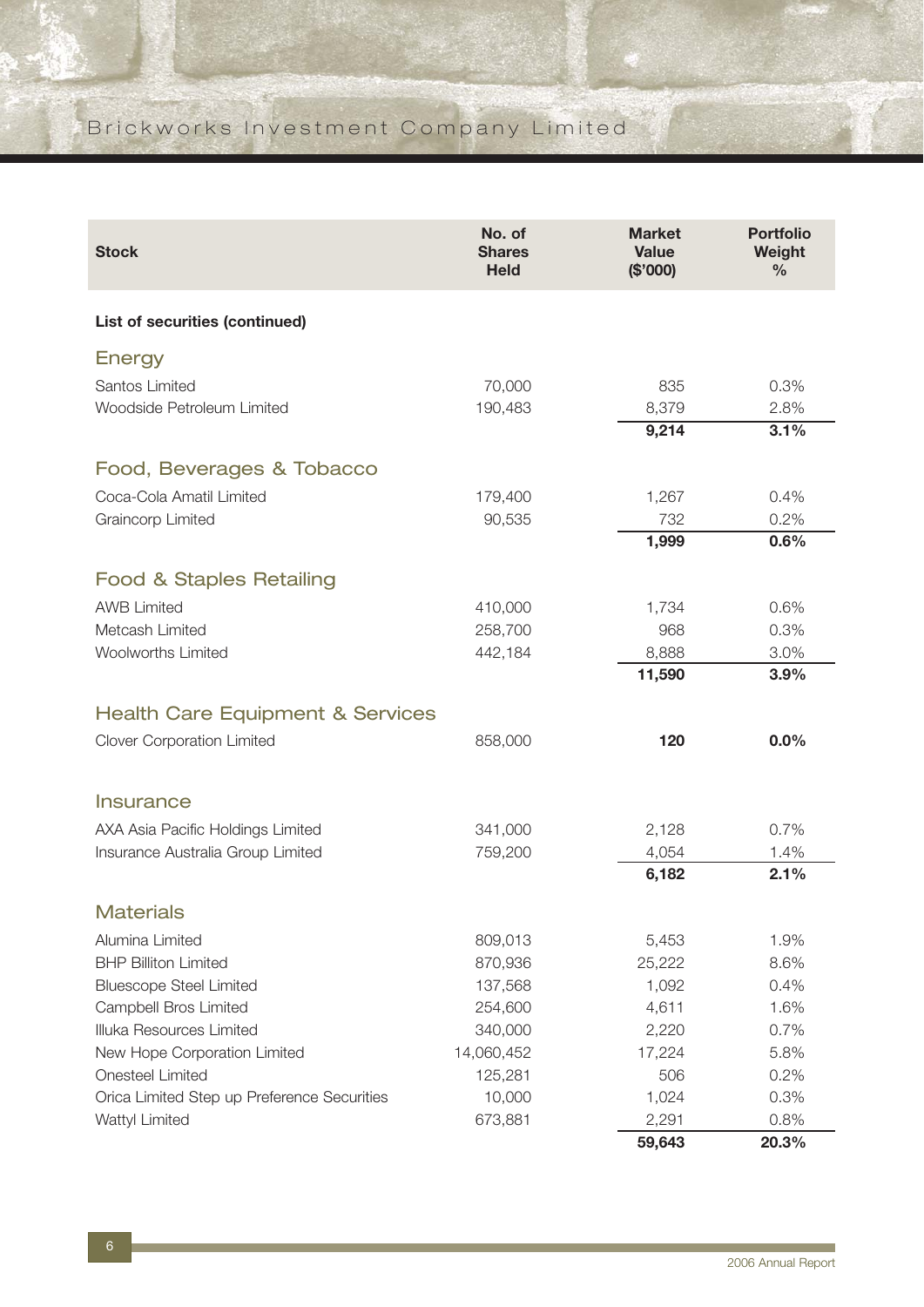| Stock | No. of Shares Held | Market Value ($'000) | Portfolio Weight % |
|---|---|---|---|
| **List of securities (continued)** | | | |
| **Energy** | | | |
| Santos Limited | 70,000 | 835 | 0.3% |
| Woodside Petroleum Limited | 190,483 | 8,379 | 2.8% |
| | | **9,214** | **3.1%** |
| **Food, Beverages & Tobacco** | | | |
| Coca-Cola Amatil Limited | 179,400 | 1,267 | 0.4% |
| Graincorp Limited | 90,535 | 732 | 0.2% |
| | | **1,999** | **0.6%** |
| **Food & Staples Retailing** | | | |
| AWB Limited | 410,000 | 1,734 | 0.6% |
| Metcash Limited | 258,700 | 968 | 0.3% |
| Woolworths Limited | 442,184 | 8,888 | 3.0% |
| | | **11,590** | **3.9%** |
| **Health Care Equipment & Services** | | | |
| Clover Corporation Limited | 858,000 | **120** | **0.0%** |
| **Insurance** | | | |
| AXA Asia Pacific Holdings Limited | 341,000 | 2,128 | 0.7% |
| Insurance Australia Group Limited | 759,200 | 4,054 | 1.4% |
| | | **6,182** | **2.1%** |
| **Materials** | | | |
| Alumina Limited | 809,013 | 5,453 | 1.9% |
| BHP Billiton Limited | 870,936 | 25,222 | 8.6% |
| Bluescope Steel Limited | 137,568 | 1,092 | 0.4% |
| Campbell Bros Limited | 254,600 | 4,611 | 1.6% |
| Illuka Resources Limited | 340,000 | 2,220 | 0.7% |
| New Hope Corporation Limited | 14,060,452 | 17,224 | 5.8% |
| Onesteel Limited | 125,281 | 506 | 0.2% |
| Orica Limited Step up Preference Securities | 10,000 | 1,024 | 0.3% |
| Wattyl Limited | 673,881 | 2,291 | 0.8% |
| | | **59,643** | **20.3%** |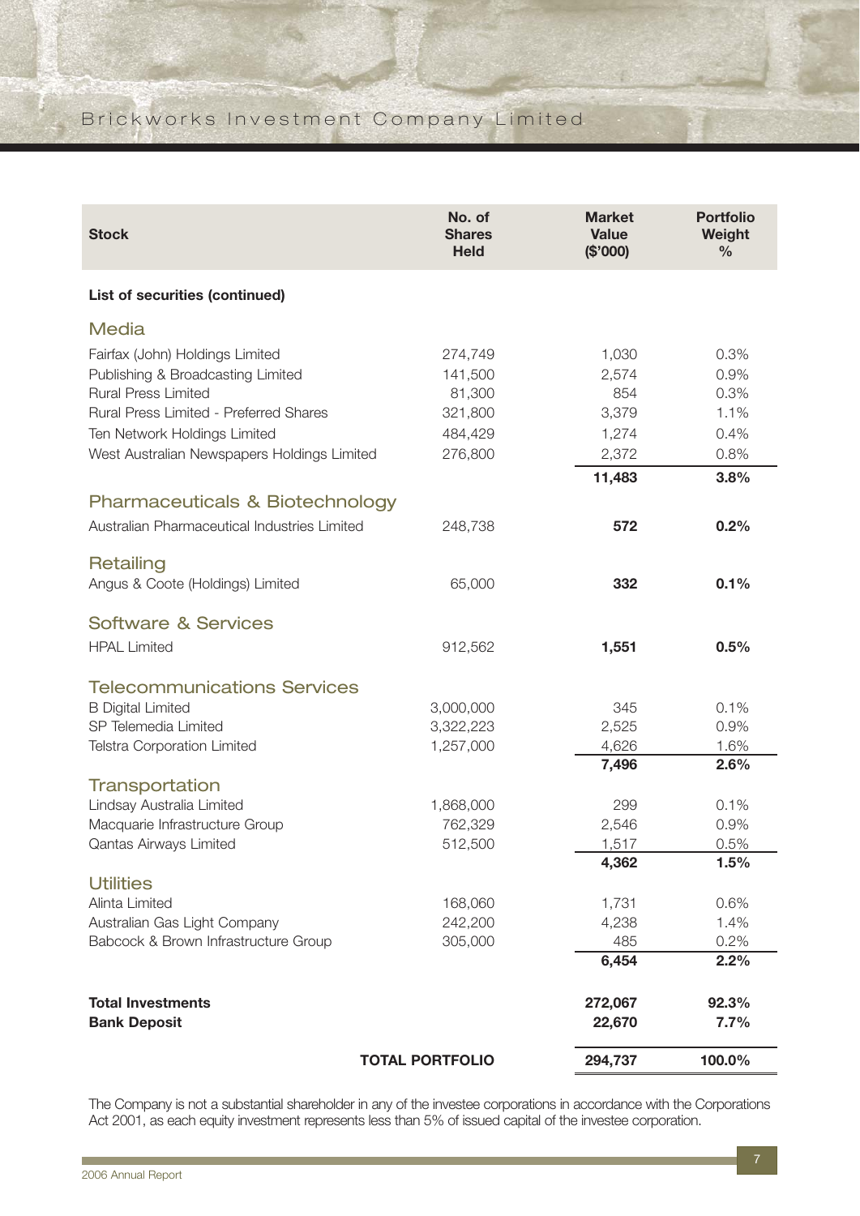| Stock | No. of Shares Held | Market Value ($'000) | Portfolio Weight % |
|---|---|---|---|
| **List of securities (continued)** | | | |
| **Media** | | | |
| Fairfax (John) Holdings Limited | 274,749 | 1,030 | 0.3% |
| Publishing & Broadcasting Limited | 141,500 | 2,574 | 0.9% |
| Rural Press Limited | 81,300 | 854 | 0.3% |
| Rural Press Limited - Preferred Shares | 321,800 | 3,379 | 1.1% |
| Ten Network Holdings Limited | 484,429 | 1,274 | 0.4% |
| West Australian Newspapers Holdings Limited | 276,800 | 2,372 | 0.8% |
| | | **11,483** | **3.8%** |
| **Pharmaceuticals & Biotechnology** | | | |
| Australian Pharmaceutical Industries Limited | 248,738 | **572** | **0.2%** |
| **Retailing** | | | |
| Angus & Coote (Holdings) Limited | 65,000 | **332** | **0.1%** |
| **Software & Services** | | | |
| HPAL Limited | 912,562 | **1,551** | **0.5%** |
| **Telecommunications Services** | | | |
| B Digital Limited | 3,000,000 | 345 | 0.1% |
| SP Telemedia Limited | 3,322,223 | 2,525 | 0.9% |
| Telstra Corporation Limited | 1,257,000 | 4,626 | 1.6% |
| | | **7,496** | **2.6%** |
| **Transportation** | | | |
| Lindsay Australia Limited | 1,868,000 | 299 | 0.1% |
| Macquarie Infrastructure Group | 762,329 | 2,546 | 0.9% |
| Qantas Airways Limited | 512,500 | 1,517 | 0.5% |
| | | **4,362** | **1.5%** |
| **Utilities** | | | |
| Alinta Limited | 168,060 | 1,731 | 0.6% |
| Australian Gas Light Company | 242,200 | 4,238 | 1.4% |
| Babcock & Brown Infrastructure Group | 305,000 | 485 | 0.2% |
| | | **6,454** | **2.2%** |
| **Total Investments** | | **272,067** | **92.3%** |
| **Bank Deposit** | | **22,670** | **7.7%** |
| | **TOTAL PORTFOLIO** | **294,737** | **100.0%** |

The Company is not a substantial shareholder in any of the investee corporations in accordance with the Corporations Act 2001, as each equity investment represents less than 5% of issued capital of the investee corporation.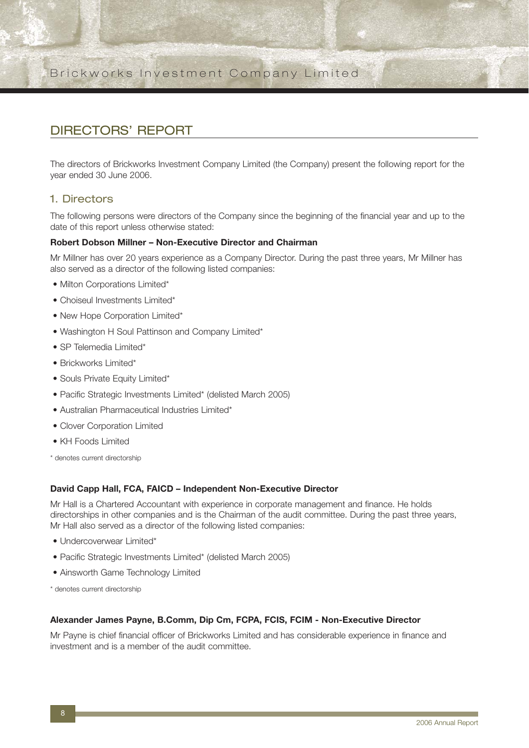# DIRECTORS' REPORT

The directors of Brickworks Investment Company Limited (the Company) present the following report for the year ended 30 June 2006.

## 1. Directors

The following persons were directors of the Company since the beginning of the financial year and up to the date of this report unless otherwise stated:

**Robert Dobson Millner – Non-Executive Director and Chairman**

Mr Millner has over 20 years experience as a Company Director. During the past three years, Mr Millner has also served as a director of the following listed companies:

- Milton Corporations Limited*
- Choiseul Investments Limited*
- New Hope Corporation Limited*
- Washington H Soul Pattinson and Company Limited*
- SP Telemedia Limited*
- Brickworks Limited*
- Souls Private Equity Limited*
- Pacific Strategic Investments Limited* (delisted March 2005)
- Australian Pharmaceutical Industries Limited*
- Clover Corporation Limited
- KH Foods Limited

\* denotes current directorship

**David Capp Hall, FCA, FAICD – Independent Non-Executive Director**

Mr Hall is a Chartered Accountant with experience in corporate management and finance. He holds directorships in other companies and is the Chairman of the audit committee. During the past three years, Mr Hall also served as a director of the following listed companies:

- Undercoverwear Limited*
- Pacific Strategic Investments Limited* (delisted March 2005)
- Ainsworth Game Technology Limited

\* denotes current directorship

**Alexander James Payne, B.Comm, Dip Cm, FCPA, FCIS, FCIM - Non-Executive Director**

Mr Payne is chief financial officer of Brickworks Limited and has considerable experience in finance and investment and is a member of the audit committee.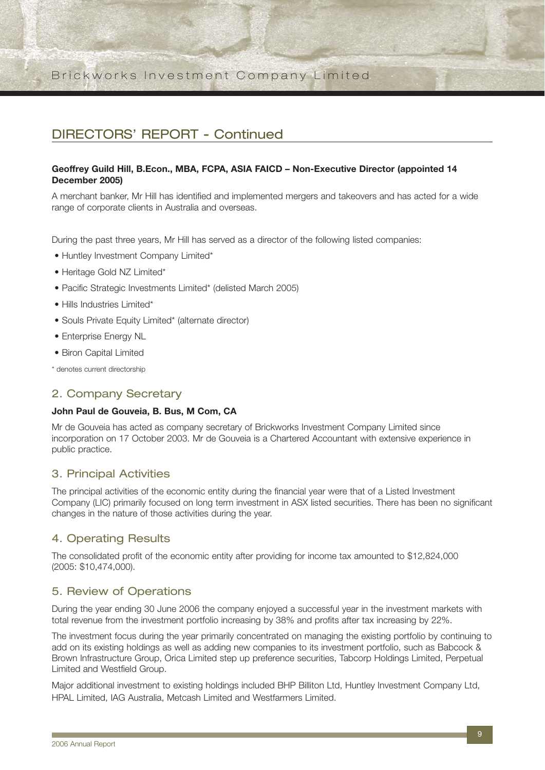## DIRECTORS' REPORT - Continued

**Geoffrey Guild Hill, B.Econ., MBA, FCPA, ASIA FAICD – Non-Executive Director (appointed 14 December 2005)**

A merchant banker, Mr Hill has identified and implemented mergers and takeovers and has acted for a wide range of corporate clients in Australia and overseas.

During the past three years, Mr Hill has served as a director of the following listed companies:

- Huntley Investment Company Limited*
- Heritage Gold NZ Limited*
- Pacific Strategic Investments Limited* (delisted March 2005)
- Hills Industries Limited*
- Souls Private Equity Limited* (alternate director)
- Enterprise Energy NL
- Biron Capital Limited

* denotes current directorship

## 2. Company Secretary

**John Paul de Gouveia, B. Bus, M Com, CA**

Mr de Gouveia has acted as company secretary of Brickworks Investment Company Limited since incorporation on 17 October 2003. Mr de Gouveia is a Chartered Accountant with extensive experience in public practice.

## 3. Principal Activities

The principal activities of the economic entity during the financial year were that of a Listed Investment Company (LIC) primarily focused on long term investment in ASX listed securities. There has been no significant changes in the nature of those activities during the year.

## 4. Operating Results

The consolidated profit of the economic entity after providing for income tax amounted to $12,824,000 (2005: $10,474,000).

## 5. Review of Operations

During the year ending 30 June 2006 the company enjoyed a successful year in the investment markets with total revenue from the investment portfolio increasing by 38% and profits after tax increasing by 22%.

The investment focus during the year primarily concentrated on managing the existing portfolio by continuing to add on its existing holdings as well as adding new companies to its investment portfolio, such as Babcock & Brown Infrastructure Group, Orica Limited step up preference securities, Tabcorp Holdings Limited, Perpetual Limited and Westfield Group.

Major additional investment to existing holdings included BHP Billiton Ltd, Huntley Investment Company Ltd, HPAL Limited, IAG Australia, Metcash Limited and Westfarmers Limited.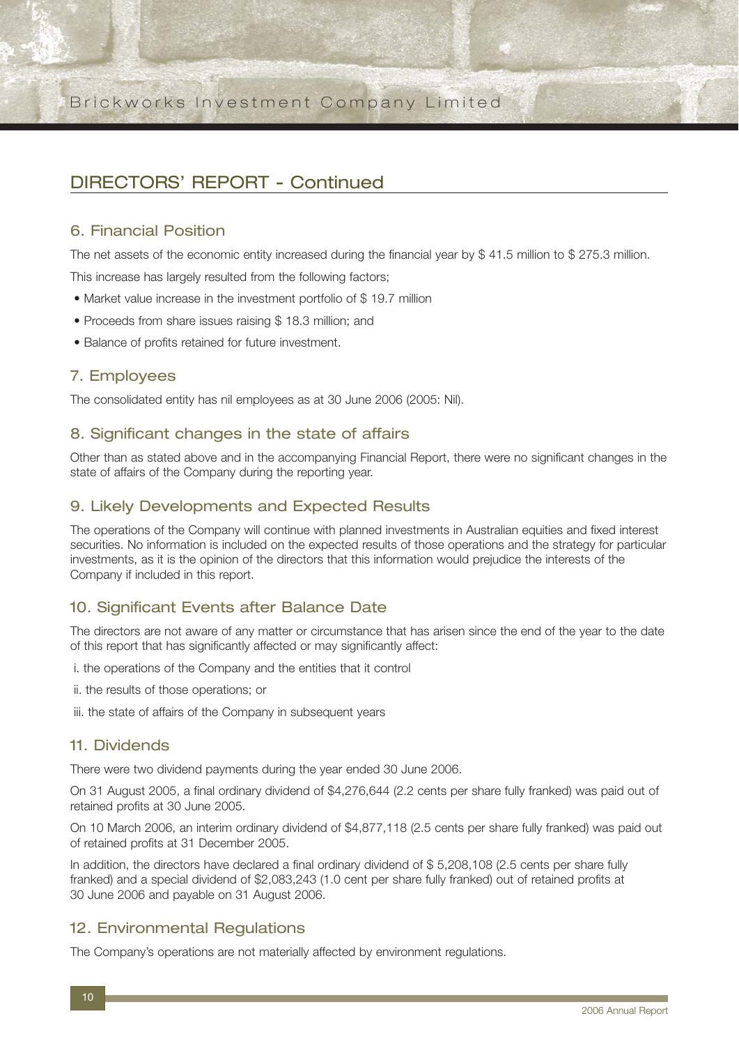## DIRECTORS' REPORT - Continued

### 6. Financial Position

The net assets of the economic entity increased during the financial year by $ 41.5 million to $ 275.3 million.

This increase has largely resulted from the following factors;

- Market value increase in the investment portfolio of $ 19.7 million
- Proceeds from share issues raising $ 18.3 million; and
- Balance of profits retained for future investment.

### 7. Employees

The consolidated entity has nil employees as at 30 June 2006 (2005: Nil).

### 8. Significant changes in the state of affairs

Other than as stated above and in the accompanying Financial Report, there were no significant changes in the state of affairs of the Company during the reporting year.

### 9. Likely Developments and Expected Results

The operations of the Company will continue with planned investments in Australian equities and fixed interest securities. No information is included on the expected results of those operations and the strategy for particular investments, as it is the opinion of the directors that this information would prejudice the interests of the Company if included in this report.

### 10. Significant Events after Balance Date

The directors are not aware of any matter or circumstance that has arisen since the end of the year to the date of this report that has significantly affected or may significantly affect:

i. the operations of the Company and the entities that it control

ii. the results of those operations; or

iii. the state of affairs of the Company in subsequent years

### 11. Dividends

There were two dividend payments during the year ended 30 June 2006.

On 31 August 2005, a final ordinary dividend of $4,276,644 (2.2 cents per share fully franked) was paid out of retained profits at 30 June 2005.

On 10 March 2006, an interim ordinary dividend of $4,877,118 (2.5 cents per share fully franked) was paid out of retained profits at 31 December 2005.

In addition, the directors have declared a final ordinary dividend of $ 5,208,108 (2.5 cents per share fully franked) and a special dividend of $2,083,243 (1.0 cent per share fully franked) out of retained profits at 30 June 2006 and payable on 31 August 2006.

### 12. Environmental Regulations

The Company's operations are not materially affected by environment regulations.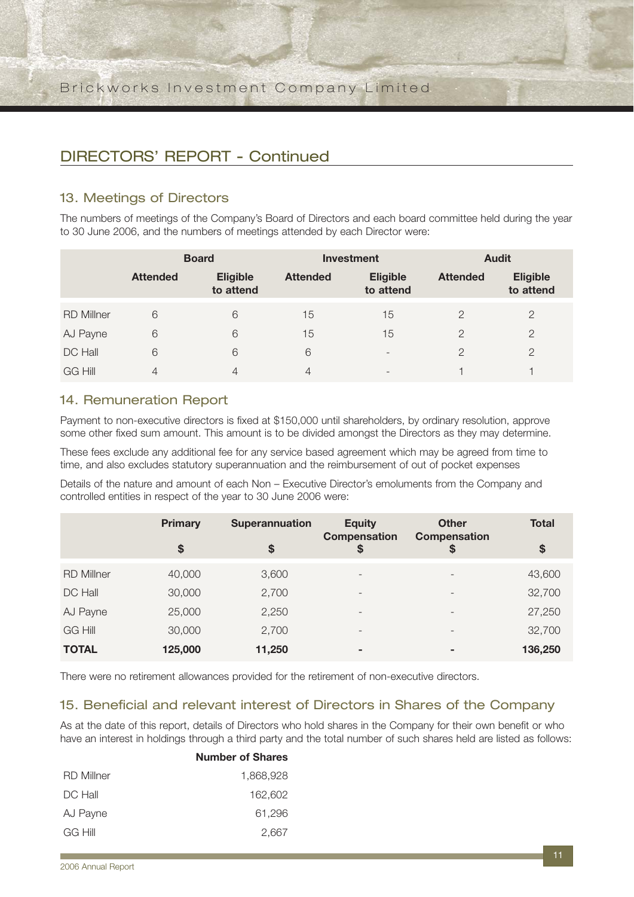## DIRECTORS' REPORT - Continued

### 13. Meetings of Directors

The numbers of meetings of the Company's Board of Directors and each board committee held during the year to 30 June 2006, and the numbers of meetings attended by each Director were:

| | Board | | Investment | | Audit | |
|---|---|---|---|---|---|---|
| | **Attended** | **Eligible to attend** | **Attended** | **Eligible to attend** | **Attended** | **Eligible to attend** |
| RD Millner | 6 | 6 | 15 | 15 | 2 | 2 |
| AJ Payne | 6 | 6 | 15 | 15 | 2 | 2 |
| DC Hall | 6 | 6 | 6 | - | 2 | 2 |
| GG Hill | 4 | 4 | 4 | - | 1 | 1 |

### 14. Remuneration Report

Payment to non-executive directors is fixed at $150,000 until shareholders, by ordinary resolution, approve some other fixed sum amount. This amount is to be divided amongst the Directors as they may determine.

These fees exclude any additional fee for any service based agreement which may be agreed from time to time, and also excludes statutory superannuation and the reimbursement of out of pocket expenses

Details of the nature and amount of each Non – Executive Director's emoluments from the Company and controlled entities in respect of the year to 30 June 2006 were:

| | Primary $ | Superannuation $ | Equity Compensation $ | Other Compensation $ | Total $ |
|---|---|---|---|---|---|
| RD Millner | 40,000 | 3,600 | - | - | 43,600 |
| DC Hall | 30,000 | 2,700 | - | - | 32,700 |
| AJ Payne | 25,000 | 2,250 | - | - | 27,250 |
| GG Hill | 30,000 | 2,700 | - | - | 32,700 |
| **TOTAL** | **125,000** | **11,250** | **-** | **-** | **136,250** |

There were no retirement allowances provided for the retirement of non-executive directors.

### 15. Beneficial and relevant interest of Directors in Shares of the Company

As at the date of this report, details of Directors who hold shares in the Company for their own benefit or who have an interest in holdings through a third party and the total number of such shares held are listed as follows:

| | Number of Shares |
|---|---|
| RD Millner | 1,868,928 |
| DC Hall | 162,602 |
| AJ Payne | 61,296 |
| GG Hill | 2,667 |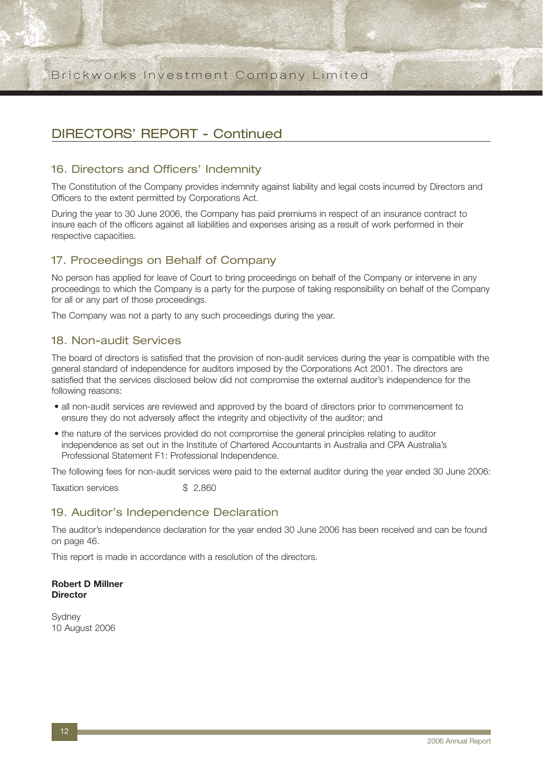# DIRECTORS' REPORT - Continued

## 16. Directors and Officers' Indemnity

The Constitution of the Company provides indemnity against liability and legal costs incurred by Directors and Officers to the extent permitted by Corporations Act.

During the year to 30 June 2006, the Company has paid premiums in respect of an insurance contract to insure each of the officers against all liabilities and expenses arising as a result of work performed in their respective capacities.

## 17. Proceedings on Behalf of Company

No person has applied for leave of Court to bring proceedings on behalf of the Company or intervene in any proceedings to which the Company is a party for the purpose of taking responsibility on behalf of the Company for all or any part of those proceedings.

The Company was not a party to any such proceedings during the year.

## 18. Non-audit Services

The board of directors is satisfied that the provision of non-audit services during the year is compatible with the general standard of independence for auditors imposed by the Corporations Act 2001. The directors are satisfied that the services disclosed below did not compromise the external auditor's independence for the following reasons:

- all non-audit services are reviewed and approved by the board of directors prior to commencement to ensure they do not adversely affect the integrity and objectivity of the auditor; and
- the nature of the services provided do not compromise the general principles relating to auditor independence as set out in the Institute of Chartered Accountants in Australia and CPA Australia's Professional Statement F1: Professional Independence.

The following fees for non-audit services were paid to the external auditor during the year ended 30 June 2006:

Taxation services $ 2,860

## 19. Auditor's Independence Declaration

The auditor's independence declaration for the year ended 30 June 2006 has been received and can be found on page 46.

This report is made in accordance with a resolution of the directors.

**Robert D Millner**
**Director**

Sydney
10 August 2006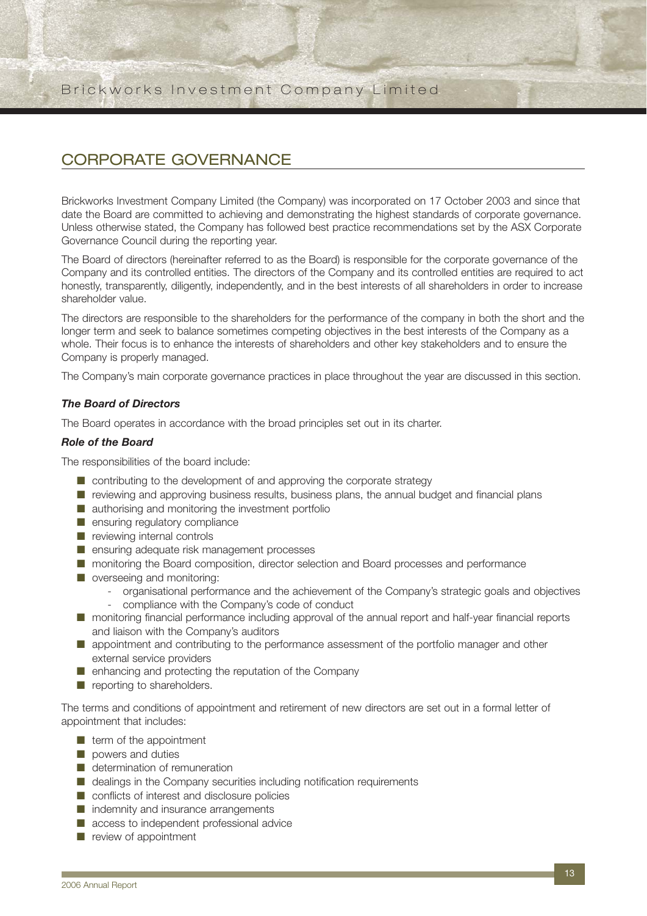## CORPORATE GOVERNANCE

Brickworks Investment Company Limited (the Company) was incorporated on 17 October 2003 and since that date the Board are committed to achieving and demonstrating the highest standards of corporate governance. Unless otherwise stated, the Company has followed best practice recommendations set by the ASX Corporate Governance Council during the reporting year.

The Board of directors (hereinafter referred to as the Board) is responsible for the corporate governance of the Company and its controlled entities. The directors of the Company and its controlled entities are required to act honestly, transparently, diligently, independently, and in the best interests of all shareholders in order to increase shareholder value.

The directors are responsible to the shareholders for the performance of the company in both the short and the longer term and seek to balance sometimes competing objectives in the best interests of the Company as a whole. Their focus is to enhance the interests of shareholders and other key stakeholders and to ensure the Company is properly managed.

The Company's main corporate governance practices in place throughout the year are discussed in this section.

***The Board of Directors***

The Board operates in accordance with the broad principles set out in its charter.

***Role of the Board***

The responsibilities of the board include:

- contributing to the development of and approving the corporate strategy
- reviewing and approving business results, business plans, the annual budget and financial plans
- authorising and monitoring the investment portfolio
- ensuring regulatory compliance
- reviewing internal controls
- ensuring adequate risk management processes
- monitoring the Board composition, director selection and Board processes and performance
- overseeing and monitoring:
  - organisational performance and the achievement of the Company's strategic goals and objectives
  - compliance with the Company's code of conduct
- monitoring financial performance including approval of the annual report and half-year financial reports and liaison with the Company's auditors
- appointment and contributing to the performance assessment of the portfolio manager and other external service providers
- enhancing and protecting the reputation of the Company
- reporting to shareholders.

The terms and conditions of appointment and retirement of new directors are set out in a formal letter of appointment that includes:

- term of the appointment
- powers and duties
- determination of remuneration
- dealings in the Company securities including notification requirements
- conflicts of interest and disclosure policies
- indemnity and insurance arrangements
- access to independent professional advice
- review of appointment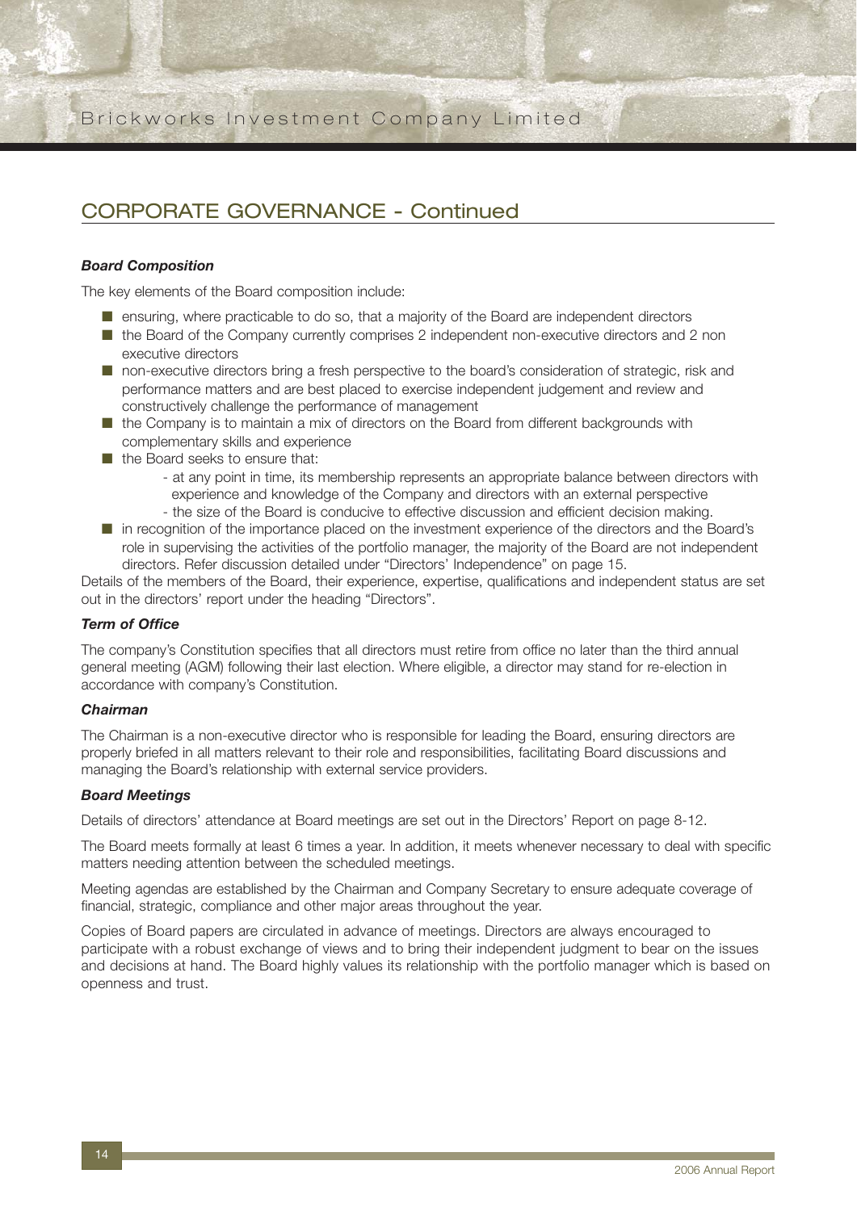## CORPORATE GOVERNANCE - Continued

***Board Composition***

The key elements of the Board composition include:

- ensuring, where practicable to do so, that a majority of the Board are independent directors
- the Board of the Company currently comprises 2 independent non-executive directors and 2 non executive directors
- non-executive directors bring a fresh perspective to the board's consideration of strategic, risk and performance matters and are best placed to exercise independent judgement and review and constructively challenge the performance of management
- the Company is to maintain a mix of directors on the Board from different backgrounds with complementary skills and experience
- the Board seeks to ensure that:
  - at any point in time, its membership represents an appropriate balance between directors with experience and knowledge of the Company and directors with an external perspective
  - the size of the Board is conducive to effective discussion and efficient decision making.
- in recognition of the importance placed on the investment experience of the directors and the Board's role in supervising the activities of the portfolio manager, the majority of the Board are not independent directors. Refer discussion detailed under "Directors' Independence" on page 15.

Details of the members of the Board, their experience, expertise, qualifications and independent status are set out in the directors' report under the heading "Directors".

***Term of Office***

The company's Constitution specifies that all directors must retire from office no later than the third annual general meeting (AGM) following their last election. Where eligible, a director may stand for re-election in accordance with company's Constitution.

***Chairman***

The Chairman is a non-executive director who is responsible for leading the Board, ensuring directors are properly briefed in all matters relevant to their role and responsibilities, facilitating Board discussions and managing the Board's relationship with external service providers.

***Board Meetings***

Details of directors' attendance at Board meetings are set out in the Directors' Report on page 8-12.

The Board meets formally at least 6 times a year. In addition, it meets whenever necessary to deal with specific matters needing attention between the scheduled meetings.

Meeting agendas are established by the Chairman and Company Secretary to ensure adequate coverage of financial, strategic, compliance and other major areas throughout the year.

Copies of Board papers are circulated in advance of meetings. Directors are always encouraged to participate with a robust exchange of views and to bring their independent judgment to bear on the issues and decisions at hand. The Board highly values its relationship with the portfolio manager which is based on openness and trust.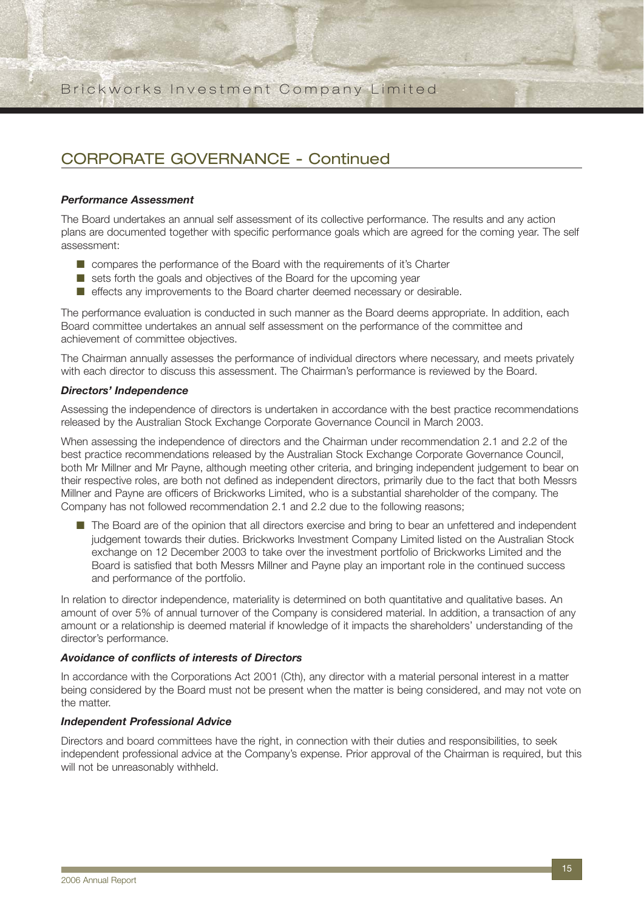## CORPORATE GOVERNANCE - Continued

***Performance Assessment***

The Board undertakes an annual self assessment of its collective performance. The results and any action plans are documented together with specific performance goals which are agreed for the coming year. The self assessment:

- compares the performance of the Board with the requirements of it's Charter
- sets forth the goals and objectives of the Board for the upcoming year
- effects any improvements to the Board charter deemed necessary or desirable.

The performance evaluation is conducted in such manner as the Board deems appropriate. In addition, each Board committee undertakes an annual self assessment on the performance of the committee and achievement of committee objectives.

The Chairman annually assesses the performance of individual directors where necessary, and meets privately with each director to discuss this assessment. The Chairman's performance is reviewed by the Board.

***Directors' Independence***

Assessing the independence of directors is undertaken in accordance with the best practice recommendations released by the Australian Stock Exchange Corporate Governance Council in March 2003.

When assessing the independence of directors and the Chairman under recommendation 2.1 and 2.2 of the best practice recommendations released by the Australian Stock Exchange Corporate Governance Council, both Mr Millner and Mr Payne, although meeting other criteria, and bringing independent judgement to bear on their respective roles, are both not defined as independent directors, primarily due to the fact that both Messrs Millner and Payne are officers of Brickworks Limited, who is a substantial shareholder of the company. The Company has not followed recommendation 2.1 and 2.2 due to the following reasons;

- The Board are of the opinion that all directors exercise and bring to bear an unfettered and independent judgement towards their duties. Brickworks Investment Company Limited listed on the Australian Stock exchange on 12 December 2003 to take over the investment portfolio of Brickworks Limited and the Board is satisfied that both Messrs Millner and Payne play an important role in the continued success and performance of the portfolio.

In relation to director independence, materiality is determined on both quantitative and qualitative bases. An amount of over 5% of annual turnover of the Company is considered material. In addition, a transaction of any amount or a relationship is deemed material if knowledge of it impacts the shareholders' understanding of the director's performance.

***Avoidance of conflicts of interests of Directors***

In accordance with the Corporations Act 2001 (Cth), any director with a material personal interest in a matter being considered by the Board must not be present when the matter is being considered, and may not vote on the matter.

***Independent Professional Advice***

Directors and board committees have the right, in connection with their duties and responsibilities, to seek independent professional advice at the Company's expense. Prior approval of the Chairman is required, but this will not be unreasonably withheld.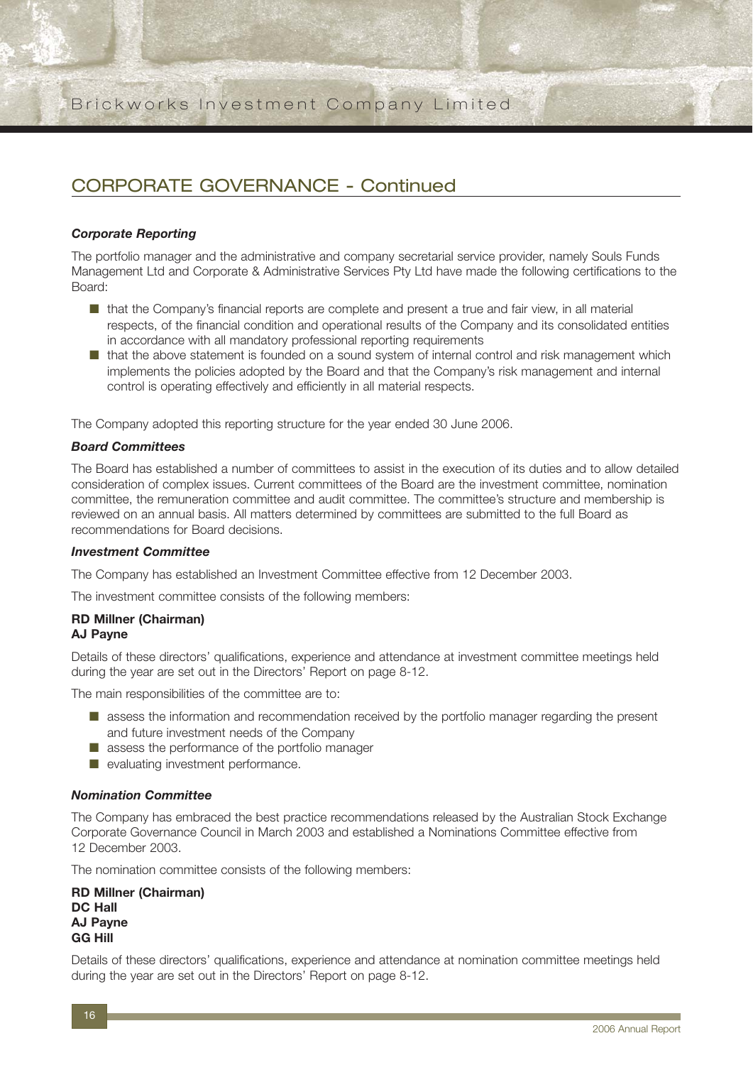## CORPORATE GOVERNANCE - Continued

***Corporate Reporting***

The portfolio manager and the administrative and company secretarial service provider, namely Souls Funds Management Ltd and Corporate & Administrative Services Pty Ltd have made the following certifications to the Board:

- that the Company's financial reports are complete and present a true and fair view, in all material respects, of the financial condition and operational results of the Company and its consolidated entities in accordance with all mandatory professional reporting requirements
- that the above statement is founded on a sound system of internal control and risk management which implements the policies adopted by the Board and that the Company's risk management and internal control is operating effectively and efficiently in all material respects.

The Company adopted this reporting structure for the year ended 30 June 2006.

***Board Committees***

The Board has established a number of committees to assist in the execution of its duties and to allow detailed consideration of complex issues. Current committees of the Board are the investment committee, nomination committee, the remuneration committee and audit committee. The committee's structure and membership is reviewed on an annual basis. All matters determined by committees are submitted to the full Board as recommendations for Board decisions.

***Investment Committee***

The Company has established an Investment Committee effective from 12 December 2003.

The investment committee consists of the following members:

**RD Millner (Chairman)**
**AJ Payne**

Details of these directors' qualifications, experience and attendance at investment committee meetings held during the year are set out in the Directors' Report on page 8-12.

The main responsibilities of the committee are to:

- assess the information and recommendation received by the portfolio manager regarding the present and future investment needs of the Company
- assess the performance of the portfolio manager
- evaluating investment performance.

***Nomination Committee***

The Company has embraced the best practice recommendations released by the Australian Stock Exchange Corporate Governance Council in March 2003 and established a Nominations Committee effective from 12 December 2003.

The nomination committee consists of the following members:

**RD Millner (Chairman)**
**DC Hall**
**AJ Payne**
**GG Hill**

Details of these directors' qualifications, experience and attendance at nomination committee meetings held during the year are set out in the Directors' Report on page 8-12.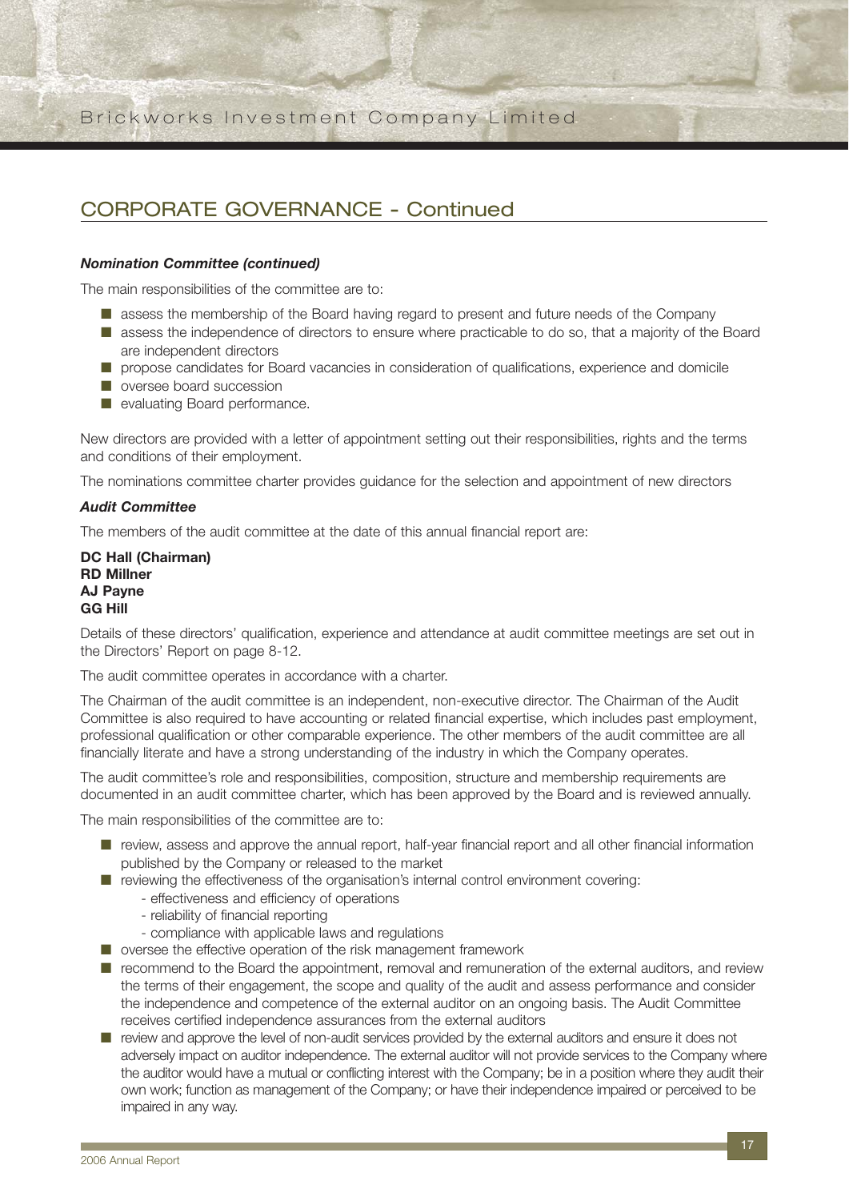## CORPORATE GOVERNANCE - Continued

***Nomination Committee (continued)***

The main responsibilities of the committee are to:

- assess the membership of the Board having regard to present and future needs of the Company
- assess the independence of directors to ensure where practicable to do so, that a majority of the Board are independent directors
- propose candidates for Board vacancies in consideration of qualifications, experience and domicile
- oversee board succession
- evaluating Board performance.

New directors are provided with a letter of appointment setting out their responsibilities, rights and the terms and conditions of their employment.

The nominations committee charter provides guidance for the selection and appointment of new directors

***Audit Committee***

The members of the audit committee at the date of this annual financial report are:

**DC Hall (Chairman)**
**RD Millner**
**AJ Payne**
**GG Hill**

Details of these directors' qualification, experience and attendance at audit committee meetings are set out in the Directors' Report on page 8-12.

The audit committee operates in accordance with a charter.

The Chairman of the audit committee is an independent, non-executive director. The Chairman of the Audit Committee is also required to have accounting or related financial expertise, which includes past employment, professional qualification or other comparable experience. The other members of the audit committee are all financially literate and have a strong understanding of the industry in which the Company operates.

The audit committee's role and responsibilities, composition, structure and membership requirements are documented in an audit committee charter, which has been approved by the Board and is reviewed annually.

The main responsibilities of the committee are to:

- review, assess and approve the annual report, half-year financial report and all other financial information published by the Company or released to the market
- reviewing the effectiveness of the organisation's internal control environment covering:
  - effectiveness and efficiency of operations
  - reliability of financial reporting
  - compliance with applicable laws and regulations
- oversee the effective operation of the risk management framework
- recommend to the Board the appointment, removal and remuneration of the external auditors, and review the terms of their engagement, the scope and quality of the audit and assess performance and consider the independence and competence of the external auditor on an ongoing basis. The Audit Committee receives certified independence assurances from the external auditors
- review and approve the level of non-audit services provided by the external auditors and ensure it does not adversely impact on auditor independence. The external auditor will not provide services to the Company where the auditor would have a mutual or conflicting interest with the Company; be in a position where they audit their own work; function as management of the Company; or have their independence impaired or perceived to be impaired in any way.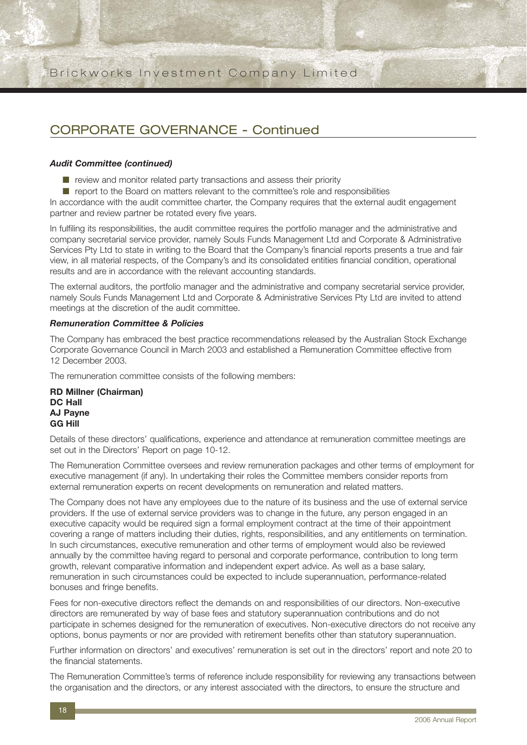## CORPORATE GOVERNANCE - Continued

***Audit Committee (continued)***

- review and monitor related party transactions and assess their priority
- report to the Board on matters relevant to the committee's role and responsibilities

In accordance with the audit committee charter, the Company requires that the external audit engagement partner and review partner be rotated every five years.

In fulfiling its responsibilities, the audit committee requires the portfolio manager and the administrative and company secretarial service provider, namely Souls Funds Management Ltd and Corporate & Administrative Services Pty Ltd to state in writing to the Board that the Company's financial reports presents a true and fair view, in all material respects, of the Company's and its consolidated entities financial condition, operational results and are in accordance with the relevant accounting standards.

The external auditors, the portfolio manager and the administrative and company secretarial service provider, namely Souls Funds Management Ltd and Corporate & Administrative Services Pty Ltd are invited to attend meetings at the discretion of the audit committee.

***Remuneration Committee & Policies***

The Company has embraced the best practice recommendations released by the Australian Stock Exchange Corporate Governance Council in March 2003 and established a Remuneration Committee effective from 12 December 2003.

The remuneration committee consists of the following members:

**RD Millner (Chairman)**
**DC Hall**
**AJ Payne**
**GG Hill**

Details of these directors' qualifications, experience and attendance at remuneration committee meetings are set out in the Directors' Report on page 10-12.

The Remuneration Committee oversees and review remuneration packages and other terms of employment for executive management (if any). In undertaking their roles the Committee members consider reports from external remuneration experts on recent developments on remuneration and related matters.

The Company does not have any employees due to the nature of its business and the use of external service providers. If the use of external service providers was to change in the future, any person engaged in an executive capacity would be required sign a formal employment contract at the time of their appointment covering a range of matters including their duties, rights, responsibilities, and any entitlements on termination. In such circumstances, executive remuneration and other terms of employment would also be reviewed annually by the committee having regard to personal and corporate performance, contribution to long term growth, relevant comparative information and independent expert advice. As well as a base salary, remuneration in such circumstances could be expected to include superannuation, performance-related bonuses and fringe benefits.

Fees for non-executive directors reflect the demands on and responsibilities of our directors. Non-executive directors are remunerated by way of base fees and statutory superannuation contributions and do not participate in schemes designed for the remuneration of executives. Non-executive directors do not receive any options, bonus payments or nor are provided with retirement benefits other than statutory superannuation.

Further information on directors' and executives' remuneration is set out in the directors' report and note 20 to the financial statements.

The Remuneration Committee's terms of reference include responsibility for reviewing any transactions between the organisation and the directors, or any interest associated with the directors, to ensure the structure and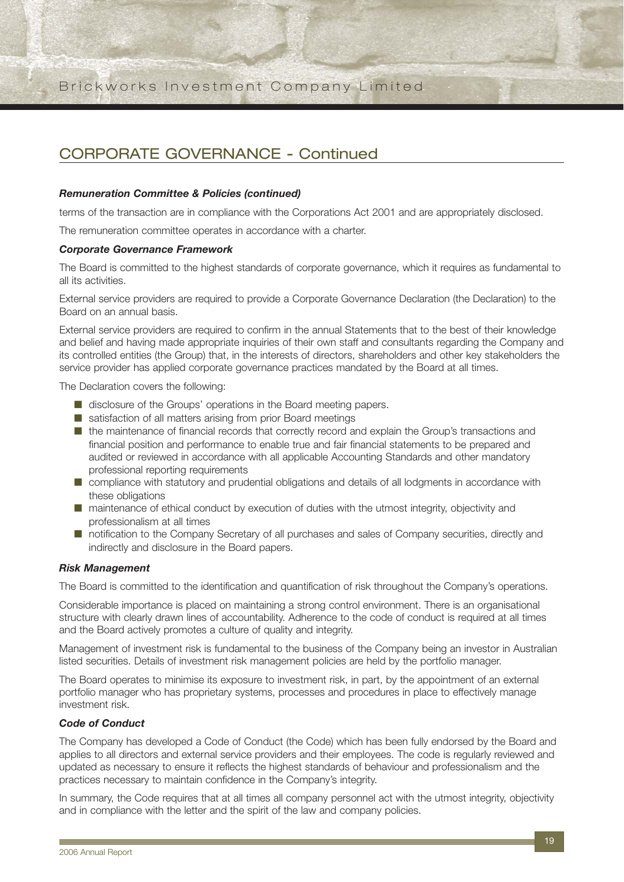## CORPORATE GOVERNANCE - Continued

***Remuneration Committee & Policies (continued)***

terms of the transaction are in compliance with the Corporations Act 2001 and are appropriately disclosed.

The remuneration committee operates in accordance with a charter.

***Corporate Governance Framework***

The Board is committed to the highest standards of corporate governance, which it requires as fundamental to all its activities.

External service providers are required to provide a Corporate Governance Declaration (the Declaration) to the Board on an annual basis.

External service providers are required to confirm in the annual Statements that to the best of their knowledge and belief and having made appropriate inquiries of their own staff and consultants regarding the Company and its controlled entities (the Group) that, in the interests of directors, shareholders and other key stakeholders the service provider has applied corporate governance practices mandated by the Board at all times.

The Declaration covers the following:

- disclosure of the Groups' operations in the Board meeting papers.
- satisfaction of all matters arising from prior Board meetings
- the maintenance of financial records that correctly record and explain the Group's transactions and financial position and performance to enable true and fair financial statements to be prepared and audited or reviewed in accordance with all applicable Accounting Standards and other mandatory professional reporting requirements
- compliance with statutory and prudential obligations and details of all lodgments in accordance with these obligations
- maintenance of ethical conduct by execution of duties with the utmost integrity, objectivity and professionalism at all times
- notification to the Company Secretary of all purchases and sales of Company securities, directly and indirectly and disclosure in the Board papers.

***Risk Management***

The Board is committed to the identification and quantification of risk throughout the Company's operations.

Considerable importance is placed on maintaining a strong control environment. There is an organisational structure with clearly drawn lines of accountability. Adherence to the code of conduct is required at all times and the Board actively promotes a culture of quality and integrity.

Management of investment risk is fundamental to the business of the Company being an investor in Australian listed securities. Details of investment risk management policies are held by the portfolio manager.

The Board operates to minimise its exposure to investment risk, in part, by the appointment of an external portfolio manager who has proprietary systems, processes and procedures in place to effectively manage investment risk.

***Code of Conduct***

The Company has developed a Code of Conduct (the Code) which has been fully endorsed by the Board and applies to all directors and external service providers and their employees. The code is regularly reviewed and updated as necessary to ensure it reflects the highest standards of behaviour and professionalism and the practices necessary to maintain confidence in the Company's integrity.

In summary, the Code requires that at all times all company personnel act with the utmost integrity, objectivity and in compliance with the letter and the spirit of the law and company policies.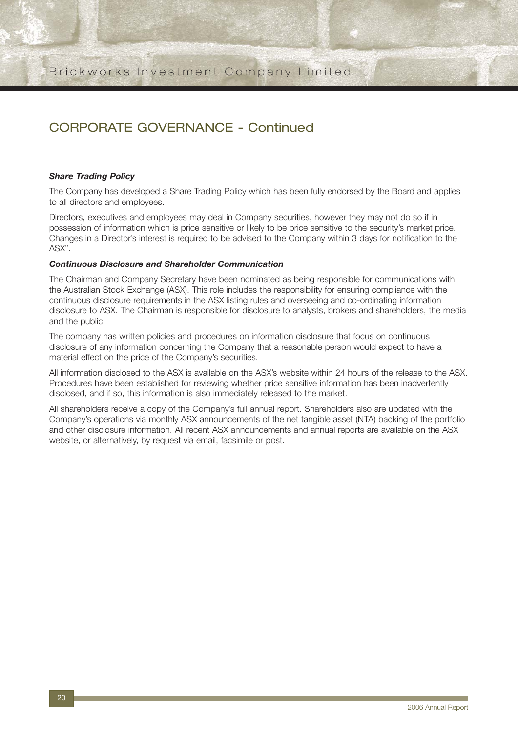## CORPORATE GOVERNANCE - Continued

***Share Trading Policy***

The Company has developed a Share Trading Policy which has been fully endorsed by the Board and applies to all directors and employees.

Directors, executives and employees may deal in Company securities, however they may not do so if in possession of information which is price sensitive or likely to be price sensitive to the security's market price. Changes in a Director's interest is required to be advised to the Company within 3 days for notification to the ASX".

***Continuous Disclosure and Shareholder Communication***

The Chairman and Company Secretary have been nominated as being responsible for communications with the Australian Stock Exchange (ASX). This role includes the responsibility for ensuring compliance with the continuous disclosure requirements in the ASX listing rules and overseeing and co-ordinating information disclosure to ASX. The Chairman is responsible for disclosure to analysts, brokers and shareholders, the media and the public.

The company has written policies and procedures on information disclosure that focus on continuous disclosure of any information concerning the Company that a reasonable person would expect to have a material effect on the price of the Company's securities.

All information disclosed to the ASX is available on the ASX's website within 24 hours of the release to the ASX. Procedures have been established for reviewing whether price sensitive information has been inadvertently disclosed, and if so, this information is also immediately released to the market.

All shareholders receive a copy of the Company's full annual report. Shareholders also are updated with the Company's operations via monthly ASX announcements of the net tangible asset (NTA) backing of the portfolio and other disclosure information. All recent ASX announcements and annual reports are available on the ASX website, or alternatively, by request via email, facsimile or post.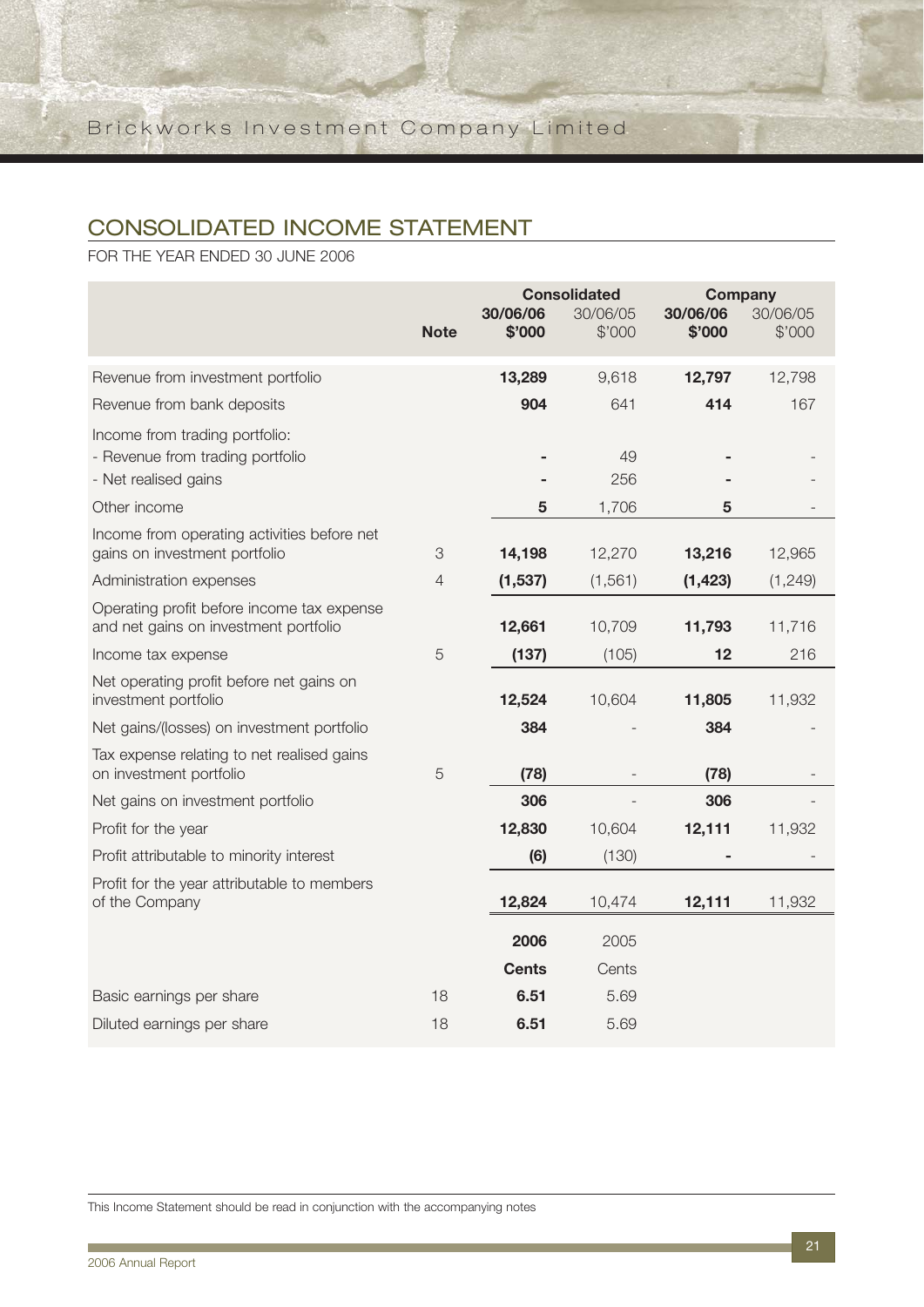## CONSOLIDATED INCOME STATEMENT

FOR THE YEAR ENDED 30 JUNE 2006

| | Note | Consolidated | | Company | |
|---|---|---|---|---|---|
| | | **30/06/06 $'000** | 30/06/05 $'000 | **30/06/06 $'000** | 30/06/05 $'000 |
| Revenue from investment portfolio | | **13,289** | 9,618 | **12,797** | 12,798 |
| Revenue from bank deposits | | **904** | 641 | **414** | 167 |
| Income from trading portfolio: | | | | | |
| - Revenue from trading portfolio | | **-** | 49 | **-** | - |
| - Net realised gains | | **-** | 256 | **-** | - |
| Other income | | **5** | 1,706 | **5** | - |
| Income from operating activities before net gains on investment portfolio | 3 | **14,198** | 12,270 | **13,216** | 12,965 |
| Administration expenses | 4 | **(1,537)** | (1,561) | **(1,423)** | (1,249) |
| Operating profit before income tax expense and net gains on investment portfolio | | **12,661** | 10,709 | **11,793** | 11,716 |
| Income tax expense | 5 | **(137)** | (105) | **12** | 216 |
| Net operating profit before net gains on investment portfolio | | **12,524** | 10,604 | **11,805** | 11,932 |
| Net gains/(losses) on investment portfolio | | **384** | - | **384** | - |
| Tax expense relating to net realised gains on investment portfolio | 5 | **(78)** | - | **(78)** | - |
| Net gains on investment portfolio | | **306** | - | **306** | - |
| Profit for the year | | **12,830** | 10,604 | **12,111** | 11,932 |
| Profit attributable to minority interest | | **(6)** | (130) | **-** | - |
| Profit for the year attributable to members of the Company | | **12,824** | 10,474 | **12,111** | 11,932 |
| | | **2006** | 2005 | | |
| | | **Cents** | Cents | | |
| Basic earnings per share | 18 | **6.51** | 5.69 | | |
| Diluted earnings per share | 18 | **6.51** | 5.69 | | |

This Income Statement should be read in conjunction with the accompanying notes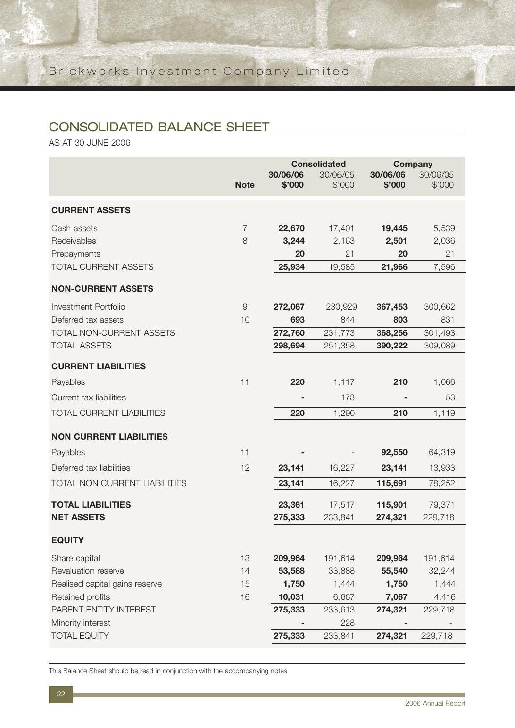## CONSOLIDATED BALANCE SHEET

AS AT 30 JUNE 2006

| | Note | Consolidated | | Company | |
|---|---|---|---|---|---|
| | | **30/06/06 $'000** | 30/06/05 $'000 | **30/06/06 $'000** | 30/06/05 $'000 |
| **CURRENT ASSETS** | | | | | |
| Cash assets | 7 | **22,670** | 17,401 | **19,445** | 5,539 |
| Receivables | 8 | **3,244** | 2,163 | **2,501** | 2,036 |
| Prepayments | | **20** | 21 | **20** | 21 |
| TOTAL CURRENT ASSETS | | **25,934** | 19,585 | **21,966** | 7,596 |
| **NON-CURRENT ASSETS** | | | | | |
| Investment Portfolio | 9 | **272,067** | 230,929 | **367,453** | 300,662 |
| Deferred tax assets | 10 | **693** | 844 | **803** | 831 |
| TOTAL NON-CURRENT ASSETS | | **272,760** | 231,773 | **368,256** | 301,493 |
| TOTAL ASSETS | | **298,694** | 251,358 | **390,222** | 309,089 |
| **CURRENT LIABILITIES** | | | | | |
| Payables | 11 | **220** | 1,117 | **210** | 1,066 |
| Current tax liabilities | | **-** | 173 | **-** | 53 |
| TOTAL CURRENT LIABILITIES | | **220** | 1,290 | **210** | 1,119 |
| **NON CURRENT LIABILITIES** | | | | | |
| Payables | 11 | **-** | - | **92,550** | 64,319 |
| Deferred tax liabilities | 12 | **23,141** | 16,227 | **23,141** | 13,933 |
| TOTAL NON CURRENT LIABILITIES | | **23,141** | 16,227 | **115,691** | 78,252 |
| **TOTAL LIABILITIES** | | **23,361** | 17,517 | **115,901** | 79,371 |
| **NET ASSETS** | | **275,333** | 233,841 | **274,321** | 229,718 |
| **EQUITY** | | | | | |
| Share capital | 13 | **209,964** | 191,614 | **209,964** | 191,614 |
| Revaluation reserve | 14 | **53,588** | 33,888 | **55,540** | 32,244 |
| Realised capital gains reserve | 15 | **1,750** | 1,444 | **1,750** | 1,444 |
| Retained profits | 16 | **10,031** | 6,667 | **7,067** | 4,416 |
| PARENT ENTITY INTEREST | | **275,333** | 233,613 | **274,321** | 229,718 |
| Minority interest | | **-** | 228 | **-** | - |
| TOTAL EQUITY | | **275,333** | 233,841 | **274,321** | 229,718 |

This Balance Sheet should be read in conjunction with the accompanying notes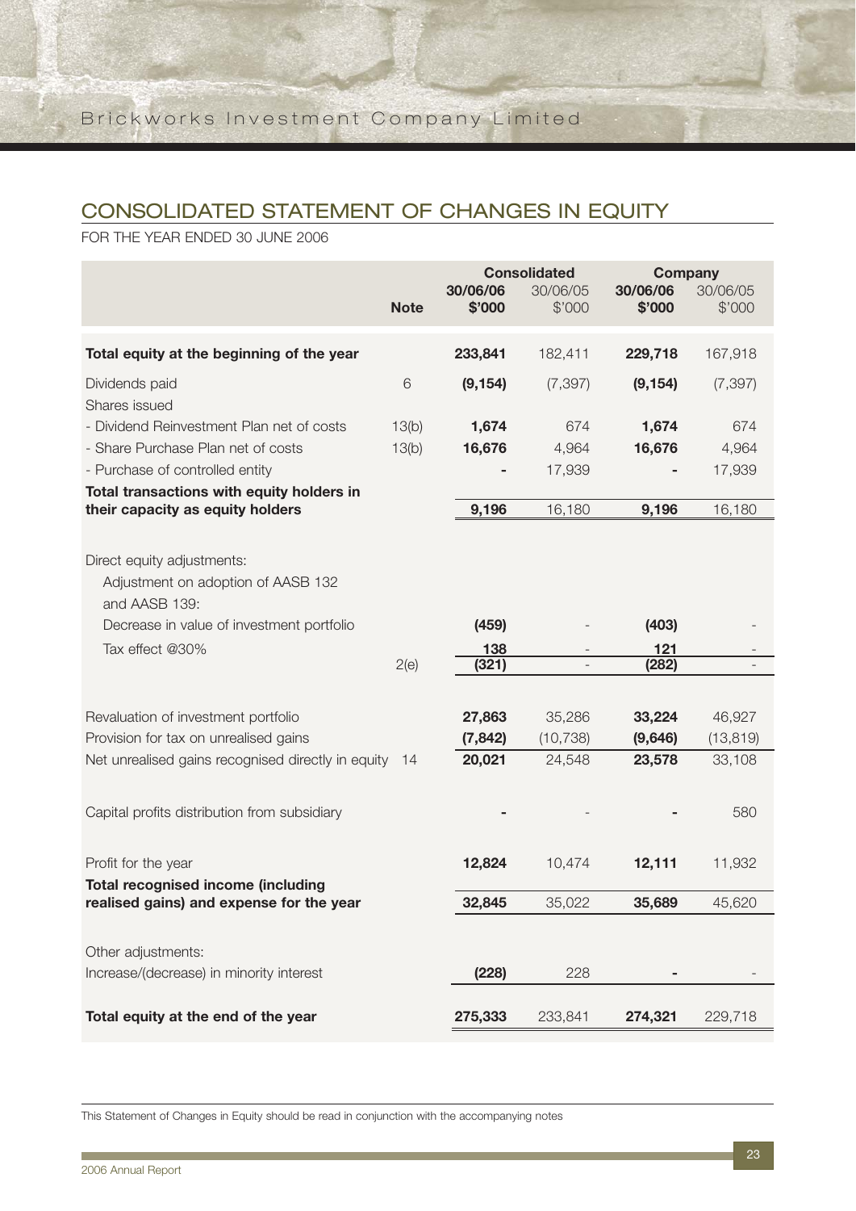# CONSOLIDATED STATEMENT OF CHANGES IN EQUITY

FOR THE YEAR ENDED 30 JUNE 2006

| | Note | Consolidated | | Company | |
|---|---|---|---|---|---|
| | | **30/06/06 $'000** | 30/06/05 $'000 | **30/06/06 $'000** | 30/06/05 $'000 |
| **Total equity at the beginning of the year** | | **233,841** | 182,411 | **229,718** | 167,918 |
| Dividends paid | 6 | **(9,154)** | (7,397) | **(9,154)** | (7,397) |
| Shares issued | | | | | |
| - Dividend Reinvestment Plan net of costs | 13(b) | **1,674** | 674 | **1,674** | 674 |
| - Share Purchase Plan net of costs | 13(b) | **16,676** | 4,964 | **16,676** | 4,964 |
| - Purchase of controlled entity | | **-** | 17,939 | **-** | 17,939 |
| **Total transactions with equity holders in their capacity as equity holders** | | **9,196** | 16,180 | **9,196** | 16,180 |
| Direct equity adjustments: | | | | | |
| Adjustment on adoption of AASB 132 and AASB 139: | | | | | |
| Decrease in value of investment portfolio | | **(459)** | - | **(403)** | - |
| Tax effect @30% | | **138** | - | **121** | - |
| | 2(e) | **(321)** | - | **(282)** | - |
| Revaluation of investment portfolio | | **27,863** | 35,286 | **33,224** | 46,927 |
| Provision for tax on unrealised gains | | **(7,842)** | (10,738) | **(9,646)** | (13,819) |
| Net unrealised gains recognised directly in equity | 14 | **20,021** | 24,548 | **23,578** | 33,108 |
| Capital profits distribution from subsidiary | | **-** | - | **-** | 580 |
| Profit for the year | | **12,824** | 10,474 | **12,111** | 11,932 |
| **Total recognised income (including realised gains) and expense for the year** | | **32,845** | 35,022 | **35,689** | 45,620 |
| Other adjustments: | | | | | |
| Increase/(decrease) in minority interest | | **(228)** | 228 | **-** | - |
| **Total equity at the end of the year** | | **275,333** | 233,841 | **274,321** | 229,718 |

This Statement of Changes in Equity should be read in conjunction with the accompanying notes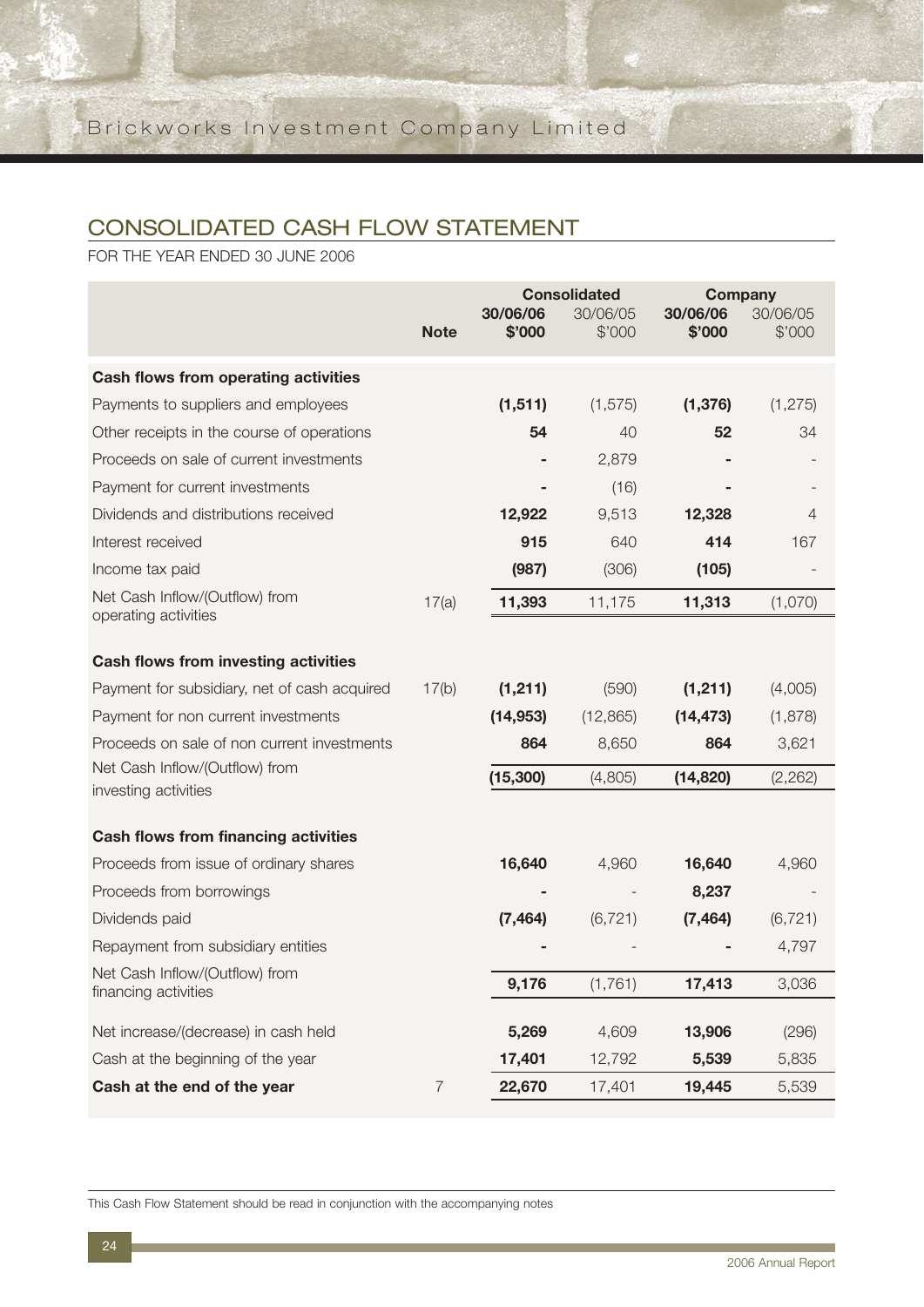## CONSOLIDATED CASH FLOW STATEMENT

FOR THE YEAR ENDED 30 JUNE 2006

| | Note | Consolidated | | Company | |
|---|---|---|---|---|---|
| | | **30/06/06 $'000** | 30/06/05 $'000 | **30/06/06 $'000** | 30/06/05 $'000 |
| **Cash flows from operating activities** | | | | | |
| Payments to suppliers and employees | | **(1,511)** | (1,575) | **(1,376)** | (1,275) |
| Other receipts in the course of operations | | **54** | 40 | **52** | 34 |
| Proceeds on sale of current investments | | **-** | 2,879 | **-** | - |
| Payment for current investments | | **-** | (16) | **-** | - |
| Dividends and distributions received | | **12,922** | 9,513 | **12,328** | 4 |
| Interest received | | **915** | 640 | **414** | 167 |
| Income tax paid | | **(987)** | (306) | **(105)** | - |
| Net Cash Inflow/(Outflow) from operating activities | 17(a) | **11,393** | 11,175 | **11,313** | (1,070) |
| **Cash flows from investing activities** | | | | | |
| Payment for subsidiary, net of cash acquired | 17(b) | **(1,211)** | (590) | **(1,211)** | (4,005) |
| Payment for non current investments | | **(14,953)** | (12,865) | **(14,473)** | (1,878) |
| Proceeds on sale of non current investments | | **864** | 8,650 | **864** | 3,621 |
| Net Cash Inflow/(Outflow) from investing activities | | **(15,300)** | (4,805) | **(14,820)** | (2,262) |
| **Cash flows from financing activities** | | | | | |
| Proceeds from issue of ordinary shares | | **16,640** | 4,960 | **16,640** | 4,960 |
| Proceeds from borrowings | | **-** | - | **8,237** | - |
| Dividends paid | | **(7,464)** | (6,721) | **(7,464)** | (6,721) |
| Repayment from subsidiary entities | | **-** | - | **-** | 4,797 |
| Net Cash Inflow/(Outflow) from financing activities | | **9,176** | (1,761) | **17,413** | 3,036 |
| Net increase/(decrease) in cash held | | **5,269** | 4,609 | **13,906** | (296) |
| Cash at the beginning of the year | | **17,401** | 12,792 | **5,539** | 5,835 |
| **Cash at the end of the year** | 7 | **22,670** | 17,401 | **19,445** | 5,539 |

This Cash Flow Statement should be read in conjunction with the accompanying notes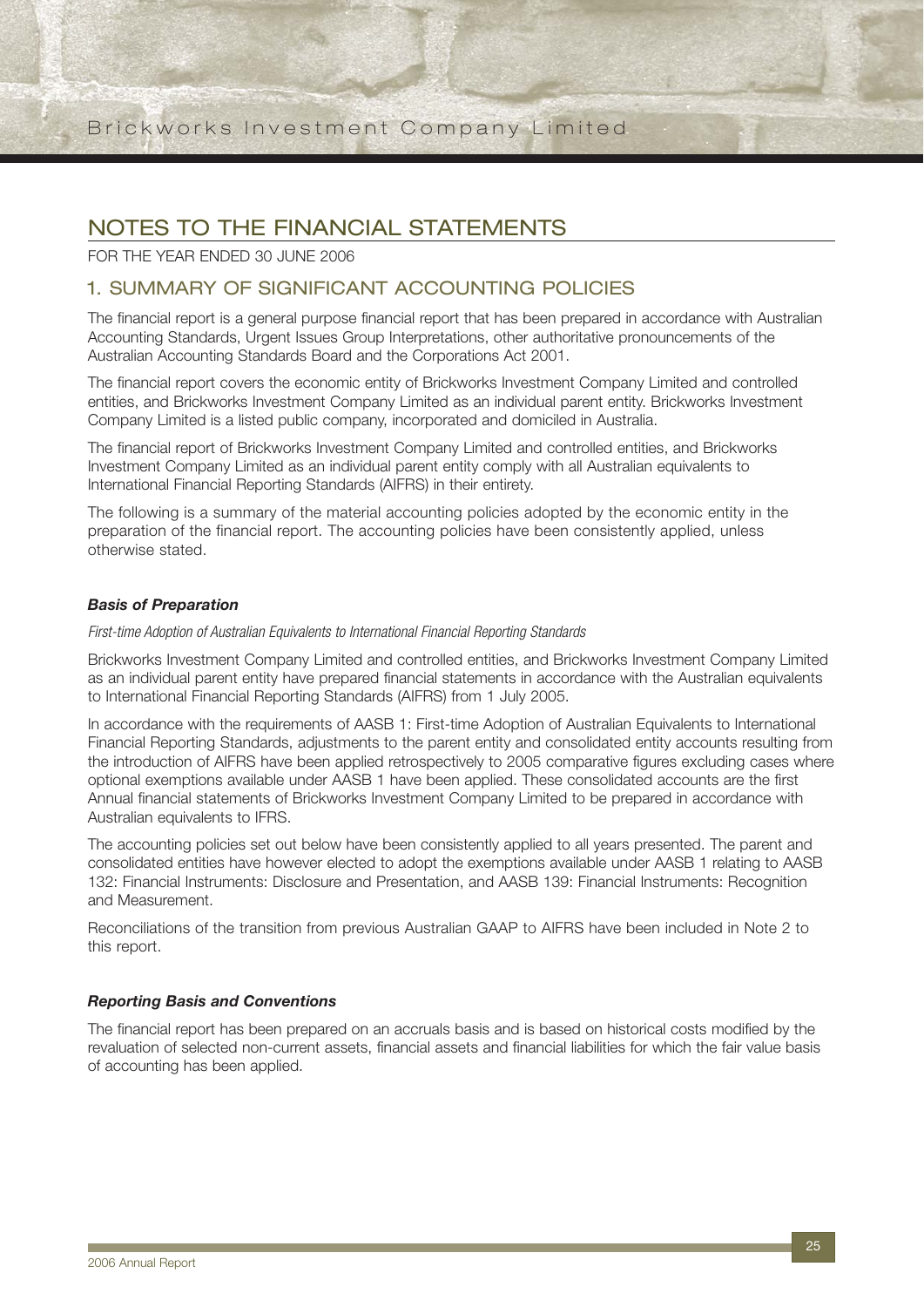# NOTES TO THE FINANCIAL STATEMENTS

FOR THE YEAR ENDED 30 JUNE 2006

## 1. SUMMARY OF SIGNIFICANT ACCOUNTING POLICIES

The financial report is a general purpose financial report that has been prepared in accordance with Australian Accounting Standards, Urgent Issues Group Interpretations, other authoritative pronouncements of the Australian Accounting Standards Board and the Corporations Act 2001.

The financial report covers the economic entity of Brickworks Investment Company Limited and controlled entities, and Brickworks Investment Company Limited as an individual parent entity. Brickworks Investment Company Limited is a listed public company, incorporated and domiciled in Australia.

The financial report of Brickworks Investment Company Limited and controlled entities, and Brickworks Investment Company Limited as an individual parent entity comply with all Australian equivalents to International Financial Reporting Standards (AIFRS) in their entirety.

The following is a summary of the material accounting policies adopted by the economic entity in the preparation of the financial report. The accounting policies have been consistently applied, unless otherwise stated.

### *Basis of Preparation*

*First-time Adoption of Australian Equivalents to International Financial Reporting Standards*

Brickworks Investment Company Limited and controlled entities, and Brickworks Investment Company Limited as an individual parent entity have prepared financial statements in accordance with the Australian equivalents to International Financial Reporting Standards (AIFRS) from 1 July 2005.

In accordance with the requirements of AASB 1: First-time Adoption of Australian Equivalents to International Financial Reporting Standards, adjustments to the parent entity and consolidated entity accounts resulting from the introduction of AIFRS have been applied retrospectively to 2005 comparative figures excluding cases where optional exemptions available under AASB 1 have been applied. These consolidated accounts are the first Annual financial statements of Brickworks Investment Company Limited to be prepared in accordance with Australian equivalents to IFRS.

The accounting policies set out below have been consistently applied to all years presented. The parent and consolidated entities have however elected to adopt the exemptions available under AASB 1 relating to AASB 132: Financial Instruments: Disclosure and Presentation, and AASB 139: Financial Instruments: Recognition and Measurement.

Reconciliations of the transition from previous Australian GAAP to AIFRS have been included in Note 2 to this report.

### *Reporting Basis and Conventions*

The financial report has been prepared on an accruals basis and is based on historical costs modified by the revaluation of selected non-current assets, financial assets and financial liabilities for which the fair value basis of accounting has been applied.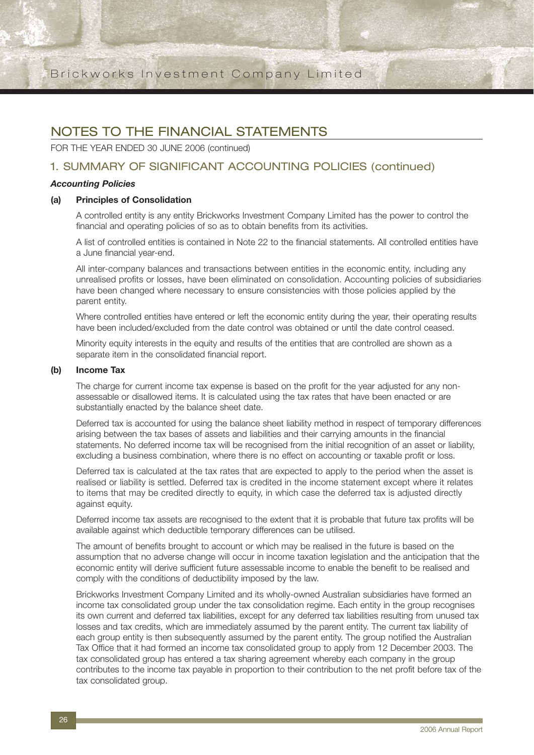# NOTES TO THE FINANCIAL STATEMENTS

FOR THE YEAR ENDED 30 JUNE 2006 (continued)

## 1. SUMMARY OF SIGNIFICANT ACCOUNTING POLICIES (continued)

***Accounting Policies***

**(a) Principles of Consolidation**

A controlled entity is any entity Brickworks Investment Company Limited has the power to control the financial and operating policies of so as to obtain benefits from its activities.

A list of controlled entities is contained in Note 22 to the financial statements. All controlled entities have a June financial year-end.

All inter-company balances and transactions between entities in the economic entity, including any unrealised profits or losses, have been eliminated on consolidation. Accounting policies of subsidiaries have been changed where necessary to ensure consistencies with those policies applied by the parent entity.

Where controlled entities have entered or left the economic entity during the year, their operating results have been included/excluded from the date control was obtained or until the date control ceased.

Minority equity interests in the equity and results of the entities that are controlled are shown as a separate item in the consolidated financial report.

**(b) Income Tax**

The charge for current income tax expense is based on the profit for the year adjusted for any non-assessable or disallowed items. It is calculated using the tax rates that have been enacted or are substantially enacted by the balance sheet date.

Deferred tax is accounted for using the balance sheet liability method in respect of temporary differences arising between the tax bases of assets and liabilities and their carrying amounts in the financial statements. No deferred income tax will be recognised from the initial recognition of an asset or liability, excluding a business combination, where there is no effect on accounting or taxable profit or loss.

Deferred tax is calculated at the tax rates that are expected to apply to the period when the asset is realised or liability is settled. Deferred tax is credited in the income statement except where it relates to items that may be credited directly to equity, in which case the deferred tax is adjusted directly against equity.

Deferred income tax assets are recognised to the extent that it is probable that future tax profits will be available against which deductible temporary differences can be utilised.

The amount of benefits brought to account or which may be realised in the future is based on the assumption that no adverse change will occur in income taxation legislation and the anticipation that the economic entity will derive sufficient future assessable income to enable the benefit to be realised and comply with the conditions of deductibility imposed by the law.

Brickworks Investment Company Limited and its wholly-owned Australian subsidiaries have formed an income tax consolidated group under the tax consolidation regime. Each entity in the group recognises its own current and deferred tax liabilities, except for any deferred tax liabilities resulting from unused tax losses and tax credits, which are immediately assumed by the parent entity. The current tax liability of each group entity is then subsequently assumed by the parent entity. The group notified the Australian Tax Office that it had formed an income tax consolidated group to apply from 12 December 2003. The tax consolidated group has entered a tax sharing agreement whereby each company in the group contributes to the income tax payable in proportion to their contribution to the net profit before tax of the tax consolidated group.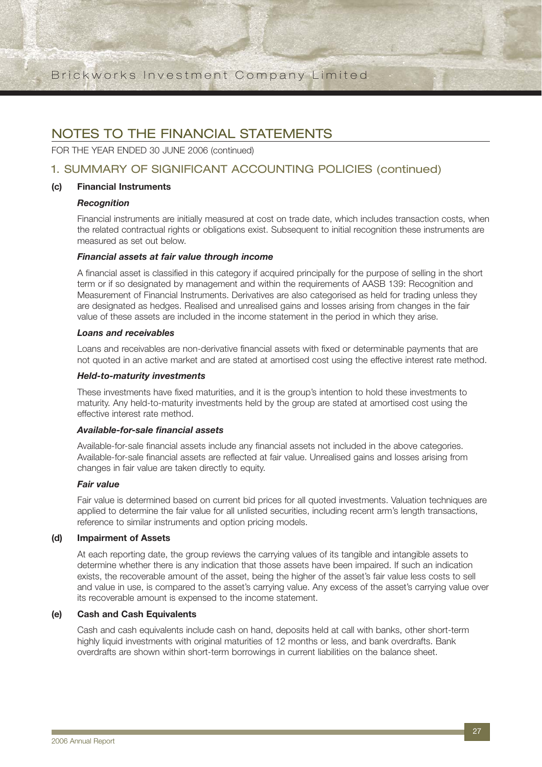# NOTES TO THE FINANCIAL STATEMENTS

FOR THE YEAR ENDED 30 JUNE 2006 (continued)

## 1. SUMMARY OF SIGNIFICANT ACCOUNTING POLICIES (continued)

### (c) Financial Instruments

***Recognition***

Financial instruments are initially measured at cost on trade date, which includes transaction costs, when the related contractual rights or obligations exist. Subsequent to initial recognition these instruments are measured as set out below.

***Financial assets at fair value through income***

A financial asset is classified in this category if acquired principally for the purpose of selling in the short term or if so designated by management and within the requirements of AASB 139: Recognition and Measurement of Financial Instruments. Derivatives are also categorised as held for trading unless they are designated as hedges. Realised and unrealised gains and losses arising from changes in the fair value of these assets are included in the income statement in the period in which they arise.

***Loans and receivables***

Loans and receivables are non-derivative financial assets with fixed or determinable payments that are not quoted in an active market and are stated at amortised cost using the effective interest rate method.

***Held-to-maturity investments***

These investments have fixed maturities, and it is the group's intention to hold these investments to maturity. Any held-to-maturity investments held by the group are stated at amortised cost using the effective interest rate method.

***Available-for-sale financial assets***

Available-for-sale financial assets include any financial assets not included in the above categories. Available-for-sale financial assets are reflected at fair value. Unrealised gains and losses arising from changes in fair value are taken directly to equity.

***Fair value***

Fair value is determined based on current bid prices for all quoted investments. Valuation techniques are applied to determine the fair value for all unlisted securities, including recent arm's length transactions, reference to similar instruments and option pricing models.

### (d) Impairment of Assets

At each reporting date, the group reviews the carrying values of its tangible and intangible assets to determine whether there is any indication that those assets have been impaired. If such an indication exists, the recoverable amount of the asset, being the higher of the asset's fair value less costs to sell and value in use, is compared to the asset's carrying value. Any excess of the asset's carrying value over its recoverable amount is expensed to the income statement.

### (e) Cash and Cash Equivalents

Cash and cash equivalents include cash on hand, deposits held at call with banks, other short-term highly liquid investments with original maturities of 12 months or less, and bank overdrafts. Bank overdrafts are shown within short-term borrowings in current liabilities on the balance sheet.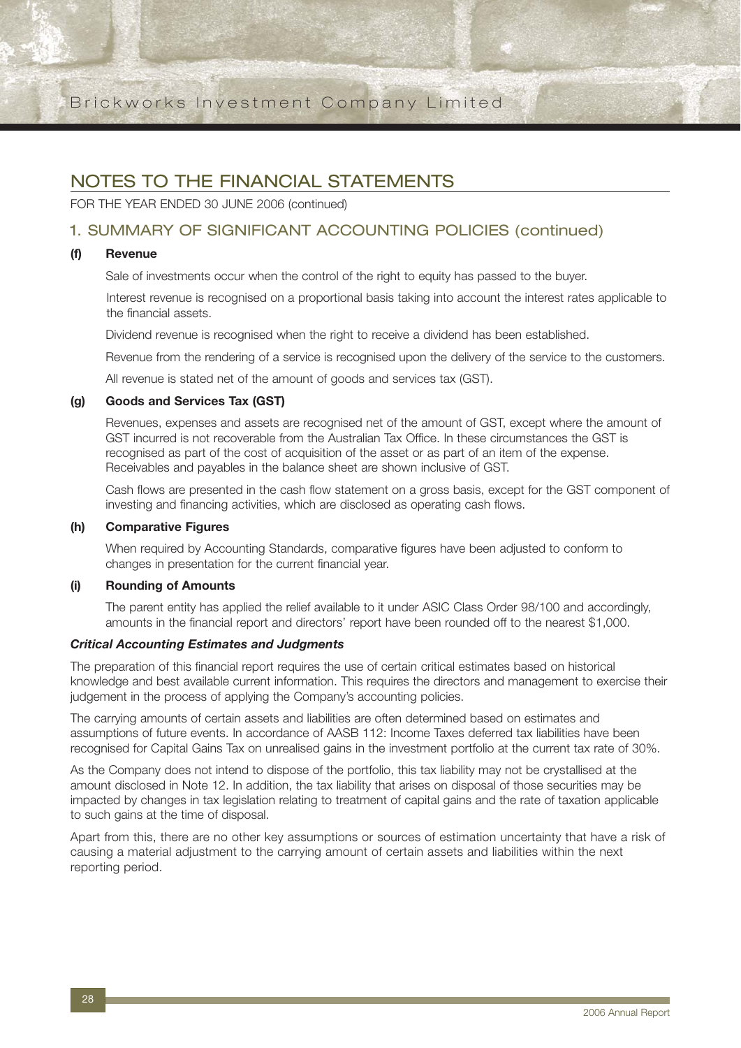## NOTES TO THE FINANCIAL STATEMENTS

FOR THE YEAR ENDED 30 JUNE 2006 (continued)

### 1. SUMMARY OF SIGNIFICANT ACCOUNTING POLICIES (continued)

**(f) Revenue**

Sale of investments occur when the control of the right to equity has passed to the buyer.

Interest revenue is recognised on a proportional basis taking into account the interest rates applicable to the financial assets.

Dividend revenue is recognised when the right to receive a dividend has been established.

Revenue from the rendering of a service is recognised upon the delivery of the service to the customers.

All revenue is stated net of the amount of goods and services tax (GST).

**(g) Goods and Services Tax (GST)**

Revenues, expenses and assets are recognised net of the amount of GST, except where the amount of GST incurred is not recoverable from the Australian Tax Office. In these circumstances the GST is recognised as part of the cost of acquisition of the asset or as part of an item of the expense. Receivables and payables in the balance sheet are shown inclusive of GST.

Cash flows are presented in the cash flow statement on a gross basis, except for the GST component of investing and financing activities, which are disclosed as operating cash flows.

**(h) Comparative Figures**

When required by Accounting Standards, comparative figures have been adjusted to conform to changes in presentation for the current financial year.

**(i) Rounding of Amounts**

The parent entity has applied the relief available to it under ASIC Class Order 98/100 and accordingly, amounts in the financial report and directors' report have been rounded off to the nearest $1,000.

***Critical Accounting Estimates and Judgments***

The preparation of this financial report requires the use of certain critical estimates based on historical knowledge and best available current information. This requires the directors and management to exercise their judgement in the process of applying the Company's accounting policies.

The carrying amounts of certain assets and liabilities are often determined based on estimates and assumptions of future events. In accordance with AASB 112: Income Taxes deferred tax liabilities have been recognised for Capital Gains Tax on unrealised gains in the investment portfolio at the current tax rate of 30%.

As the Company does not intend to dispose of the portfolio, this tax liability may not be crystallised at the amount disclosed in Note 12. In addition, the tax liability that arises on disposal of those securities may be impacted by changes in tax legislation relating to treatment of capital gains and the rate of taxation applicable to such gains at the time of disposal.

Apart from this, there are no other key assumptions or sources of estimation uncertainty that have a risk of causing a material adjustment to the carrying amount of certain assets and liabilities within the next reporting period.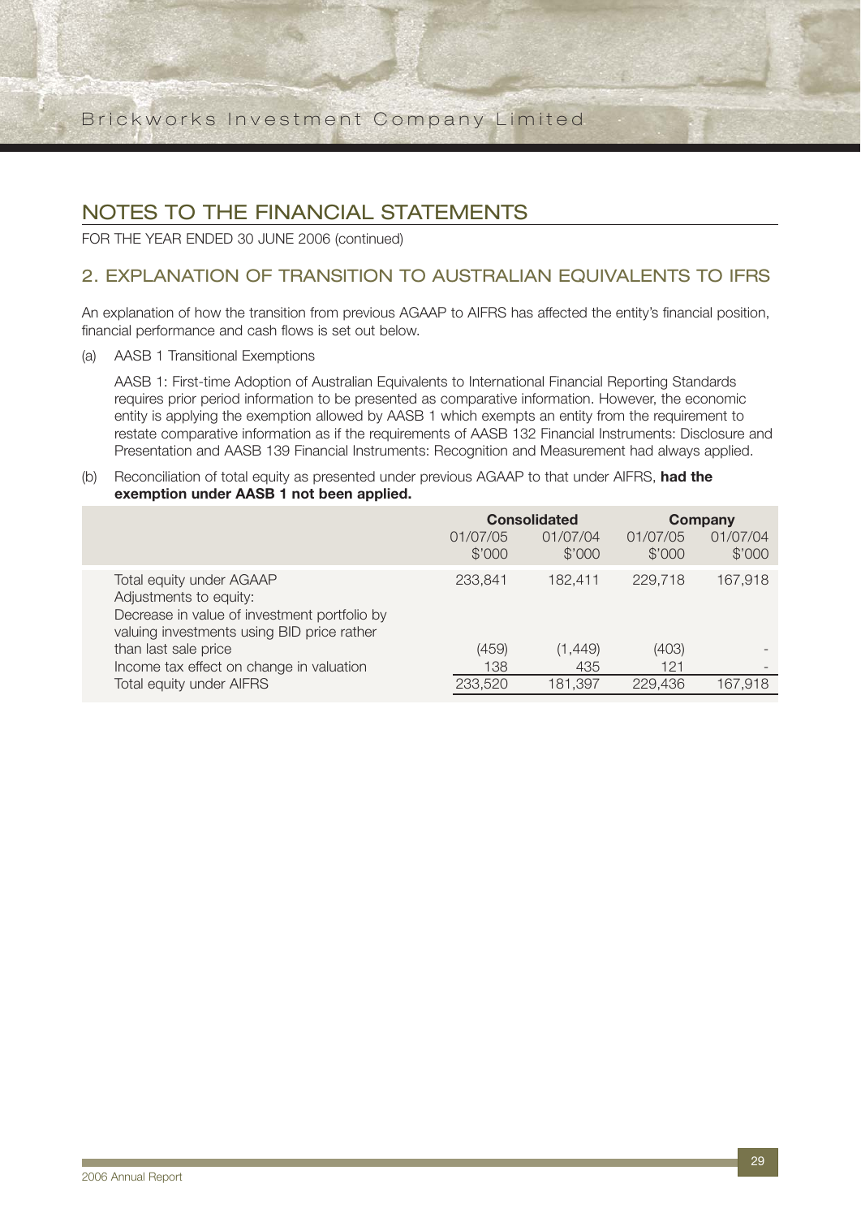# NOTES TO THE FINANCIAL STATEMENTS

FOR THE YEAR ENDED 30 JUNE 2006 (continued)

## 2. EXPLANATION OF TRANSITION TO AUSTRALIAN EQUIVALENTS TO IFRS

An explanation of how the transition from previous AGAAP to AIFRS has affected the entity's financial position, financial performance and cash flows is set out below.

(a) AASB 1 Transitional Exemptions

AASB 1: First-time Adoption of Australian Equivalents to International Financial Reporting Standards requires prior period information to be presented as comparative information. However, the economic entity is applying the exemption allowed by AASB 1 which exempts an entity from the requirement to restate comparative information as if the requirements of AASB 132 Financial Instruments: Disclosure and Presentation and AASB 139 Financial Instruments: Recognition and Measurement had always applied.

(b) Reconciliation of total equity as presented under previous AGAAP to that under AIFRS, **had the exemption under AASB 1 not been applied.**

| | Consolidated | | Company | |
|---|---|---|---|---|
| | 01/07/05 $'000 | 01/07/04 $'000 | 01/07/05 $'000 | 01/07/04 $'000 |
| Total equity under AGAAP | 233,841 | 182,411 | 229,718 | 167,918 |
| Adjustments to equity: | | | | |
| Decrease in value of investment portfolio by valuing investments using BID price rather than last sale price | (459) | (1,449) | (403) | - |
| Income tax effect on change in valuation | 138 | 435 | 121 | - |
| Total equity under AIFRS | 233,520 | 181,397 | 229,436 | 167,918 |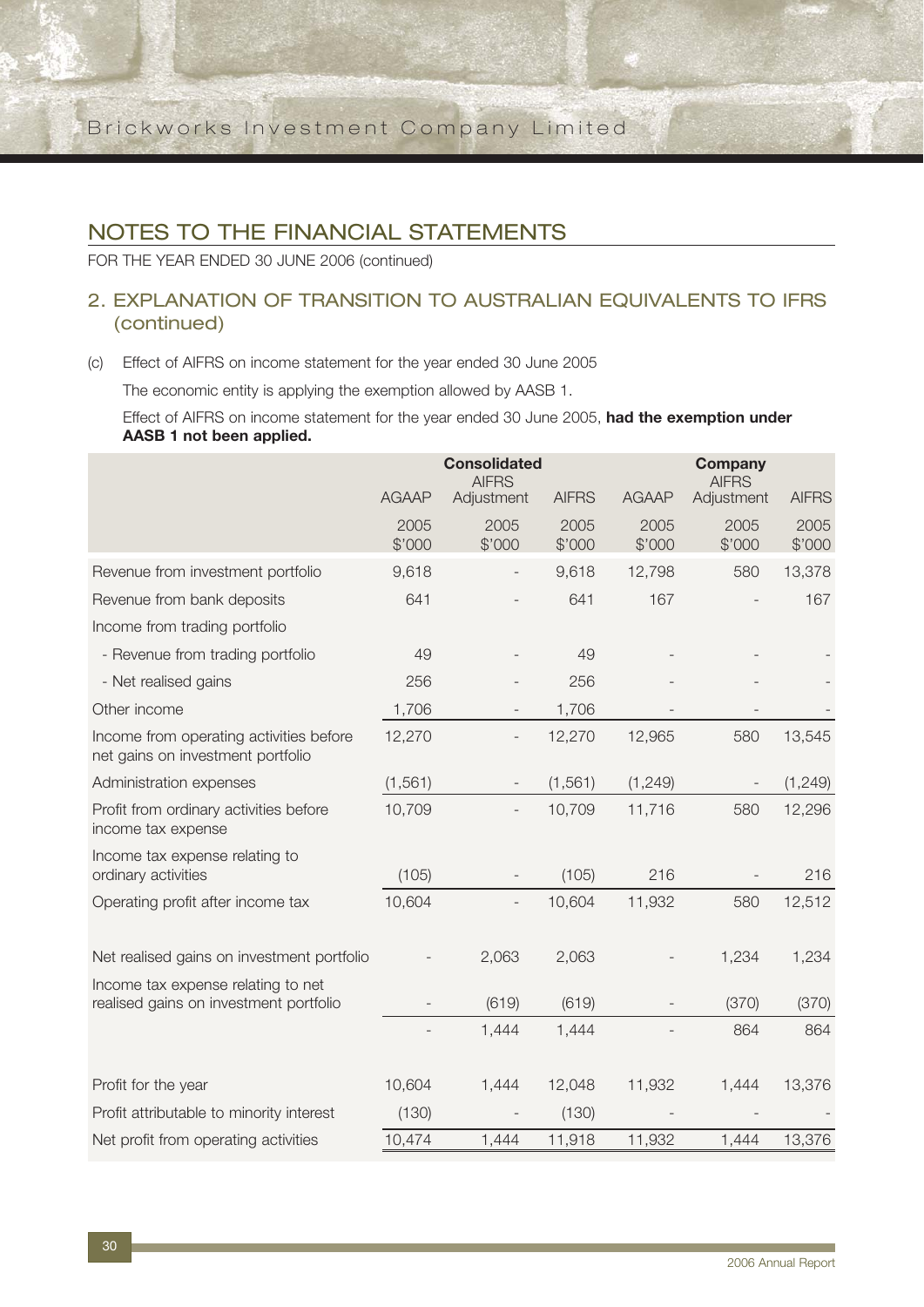## NOTES TO THE FINANCIAL STATEMENTS

FOR THE YEAR ENDED 30 JUNE 2006 (continued)

### 2. EXPLANATION OF TRANSITION TO AUSTRALIAN EQUIVALENTS TO IFRS (continued)

(c) Effect of AIFRS on income statement for the year ended 30 June 2005

The economic entity is applying the exemption allowed by AASB 1.

Effect of AIFRS on income statement for the year ended 30 June 2005, **had the exemption under AASB 1 not been applied.**

| | Consolidated | | | Company | | |
|---|---|---|---|---|---|---|
| | AGAAP | AIFRS Adjustment | AIFRS | AGAAP | AIFRS Adjustment | AIFRS |
| | 2005 $'000 | 2005 $'000 | 2005 $'000 | 2005 $'000 | 2005 $'000 | 2005 $'000 |
| Revenue from investment portfolio | 9,618 | - | 9,618 | 12,798 | 580 | 13,378 |
| Revenue from bank deposits | 641 | - | 641 | 167 | - | 167 |
| Income from trading portfolio | | | | | | |
| - Revenue from trading portfolio | 49 | - | 49 | - | - | - |
| - Net realised gains | 256 | - | 256 | - | - | - |
| Other income | 1,706 | - | 1,706 | - | - | - |
| Income from operating activities before net gains on investment portfolio | 12,270 | - | 12,270 | 12,965 | 580 | 13,545 |
| Administration expenses | (1,561) | - | (1,561) | (1,249) | - | (1,249) |
| Profit from ordinary activities before income tax expense | 10,709 | - | 10,709 | 11,716 | 580 | 12,296 |
| Income tax expense relating to ordinary activities | (105) | - | (105) | 216 | - | 216 |
| Operating profit after income tax | 10,604 | - | 10,604 | 11,932 | 580 | 12,512 |
| Net realised gains on investment portfolio | - | 2,063 | 2,063 | - | 1,234 | 1,234 |
| Income tax expense relating to net realised gains on investment portfolio | - | (619) | (619) | - | (370) | (370) |
| | - | 1,444 | 1,444 | - | 864 | 864 |
| Profit for the year | 10,604 | 1,444 | 12,048 | 11,932 | 1,444 | 13,376 |
| Profit attributable to minority interest | (130) | - | (130) | - | - | - |
| Net profit from operating activities | 10,474 | 1,444 | 11,918 | 11,932 | 1,444 | 13,376 |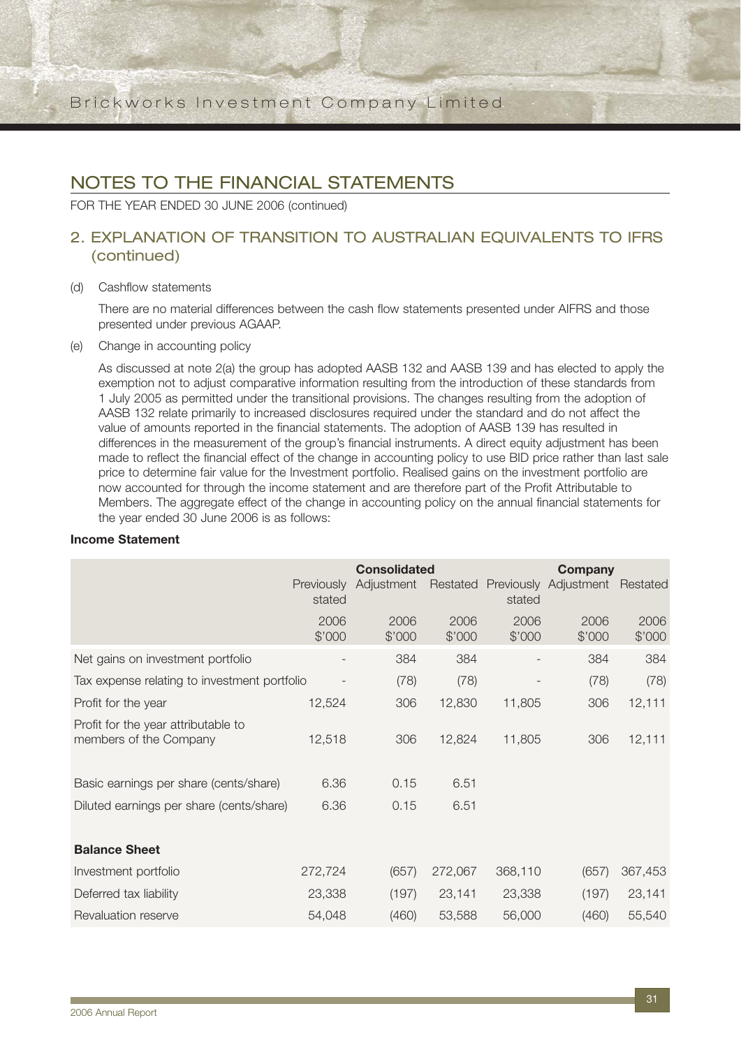# NOTES TO THE FINANCIAL STATEMENTS

FOR THE YEAR ENDED 30 JUNE 2006 (continued)

## 2. EXPLANATION OF TRANSITION TO AUSTRALIAN EQUIVALENTS TO IFRS (continued)

(d) Cashflow statements

There are no material differences between the cash flow statements presented under AIFRS and those presented under previous AGAAP.

(e) Change in accounting policy

As discussed at note 2(a) the group has adopted AASB 132 and AASB 139 and has elected to apply the exemption not to adjust comparative information resulting from the introduction of these standards from 1 July 2005 as permitted under the transitional provisions. The changes resulting from the adoption of AASB 132 relate primarily to increased disclosures required under the standard and do not affect the value of amounts reported in the financial statements. The adoption of AASB 139 has resulted in differences in the measurement of the group's financial instruments. A direct equity adjustment has been made to reflect the financial effect of the change in accounting policy to use BID price rather than last sale price to determine fair value for the Investment portfolio. Realised gains on the investment portfolio are now accounted for through the income statement and are therefore part of the Profit Attributable to Members. The aggregate effect of the change in accounting policy on the annual financial statements for the year ended 30 June 2006 is as follows:

**Income Statement**

| | **Consolidated** | | | **Company** | | |
|---|---|---|---|---|---|---|
| | Previously stated | Adjustment | Restated | Previously stated | Adjustment | Restated |
| | 2006 $'000 | 2006 $'000 | 2006 $'000 | 2006 $'000 | 2006 $'000 | 2006 $'000 |
| Net gains on investment portfolio | - | 384 | 384 | - | 384 | 384 |
| Tax expense relating to investment portfolio | - | (78) | (78) | - | (78) | (78) |
| Profit for the year | 12,524 | 306 | 12,830 | 11,805 | 306 | 12,111 |
| Profit for the year attributable to members of the Company | 12,518 | 306 | 12,824 | 11,805 | 306 | 12,111 |
| Basic earnings per share (cents/share) | 6.36 | 0.15 | 6.51 | | | |
| Diluted earnings per share (cents/share) | 6.36 | 0.15 | 6.51 | | | |
| **Balance Sheet** | | | | | | |
| Investment portfolio | 272,724 | (657) | 272,067 | 368,110 | (657) | 367,453 |
| Deferred tax liability | 23,338 | (197) | 23,141 | 23,338 | (197) | 23,141 |
| Revaluation reserve | 54,048 | (460) | 53,588 | 56,000 | (460) | 55,540 |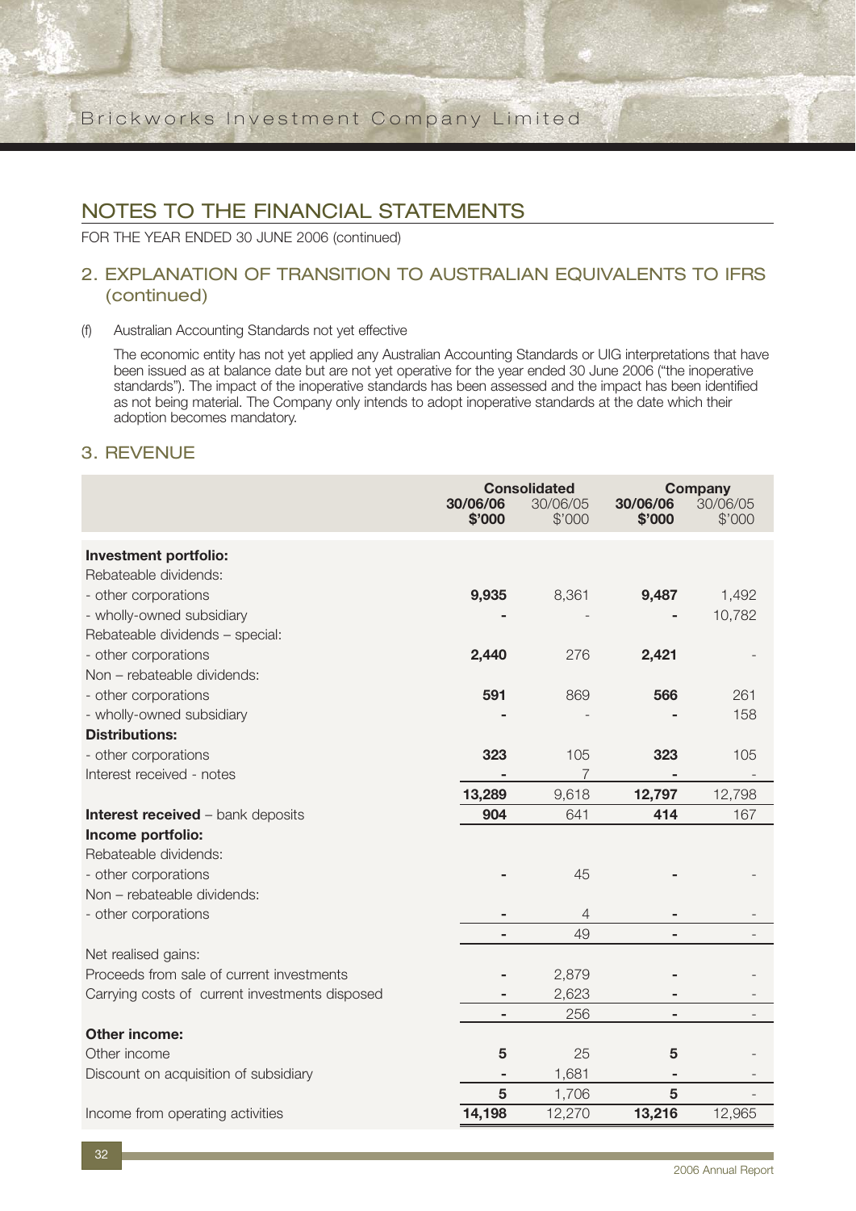## NOTES TO THE FINANCIAL STATEMENTS

FOR THE YEAR ENDED 30 JUNE 2006 (continued)

## 2. EXPLANATION OF TRANSITION TO AUSTRALIAN EQUIVALENTS TO IFRS (continued)

(f) Australian Accounting Standards not yet effective

The economic entity has not yet applied any Australian Accounting Standards or UIG interpretations that have been issued as at balance date but are not yet operative for the year ended 30 June 2006 ("the inoperative standards"). The impact of the inoperative standards has been assessed and the impact has been identified as not being material. The Company only intends to adopt inoperative standards at the date which their adoption becomes mandatory.

## 3. REVENUE

| | Consolidated | | Company | |
|---|---|---|---|---|
| | **30/06/06 $'000** | 30/06/05 $'000 | **30/06/06 $'000** | 30/06/05 $'000 |
| **Investment portfolio:** | | | | |
| Rebateable dividends: | | | | |
| - other corporations | **9,935** | 8,361 | **9,487** | 1,492 |
| - wholly-owned subsidiary | **-** | - | **-** | 10,782 |
| Rebateable dividends – special: | | | | |
| - other corporations | **2,440** | 276 | **2,421** | - |
| Non – rebateable dividends: | | | | |
| - other corporations | **591** | 869 | **566** | 261 |
| - wholly-owned subsidiary | **-** | - | **-** | 158 |
| **Distributions:** | | | | |
| - other corporations | **323** | 105 | **323** | 105 |
| Interest received - notes | **-** | 7 | **-** | - |
| | **13,289** | 9,618 | **12,797** | 12,798 |
| **Interest received** – bank deposits | **904** | 641 | **414** | 167 |
| **Income portfolio:** | | | | |
| Rebateable dividends: | | | | |
| - other corporations | **-** | 45 | **-** | - |
| Non – rebateable dividends: | | | | |
| - other corporations | **-** | 4 | **-** | - |
| | **-** | 49 | **-** | - |
| Net realised gains: | | | | |
| Proceeds from sale of current investments | **-** | 2,879 | **-** | - |
| Carrying costs of current investments disposed | **-** | 2,623 | **-** | - |
| | **-** | 256 | **-** | - |
| **Other income:** | | | | |
| Other income | **5** | 25 | **5** | - |
| Discount on acquisition of subsidiary | **-** | 1,681 | **-** | - |
| | **5** | 1,706 | **5** | - |
| Income from operating activities | **14,198** | 12,270 | **13,216** | 12,965 |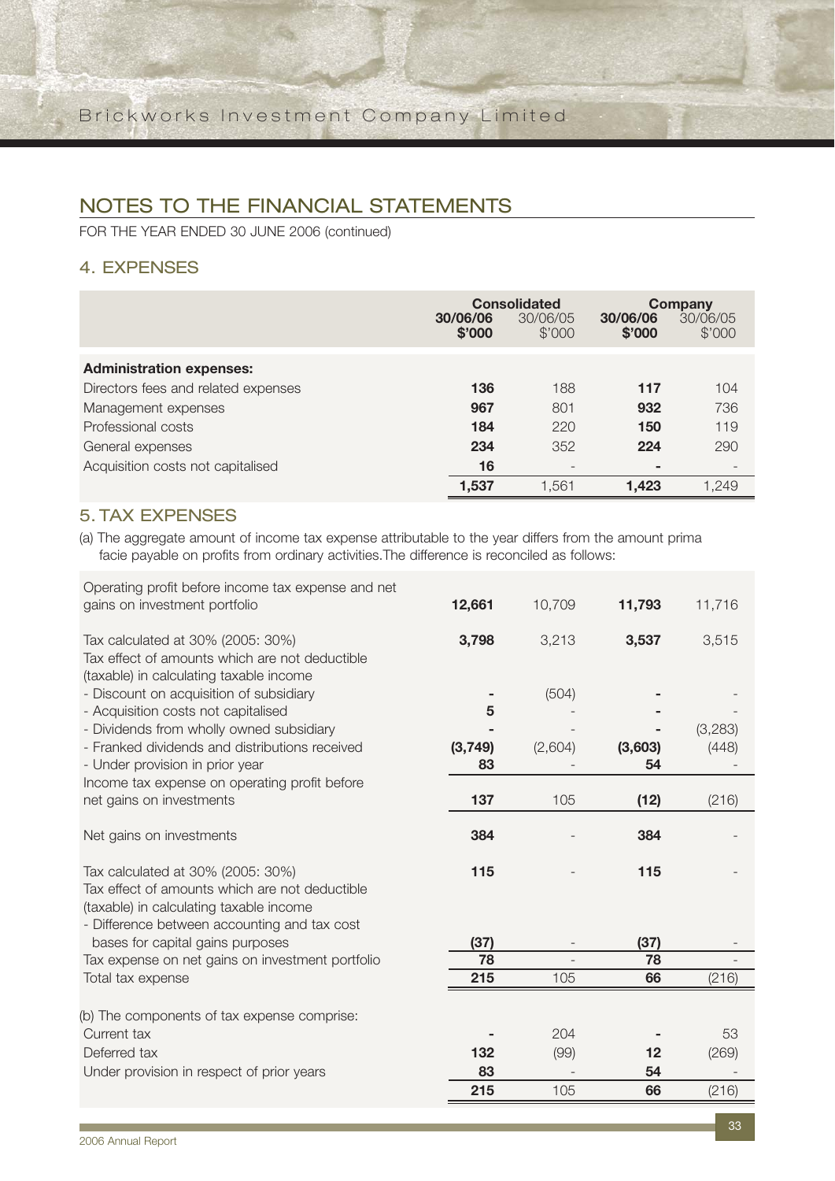## NOTES TO THE FINANCIAL STATEMENTS

FOR THE YEAR ENDED 30 JUNE 2006 (continued)

### 4. EXPENSES

| | Consolidated | | Company | |
|---|---|---|---|---|
| | **30/06/06 $'000** | 30/06/05 $'000 | **30/06/06 $'000** | 30/06/05 $'000 |
| **Administration expenses:** | | | | |
| Directors fees and related expenses | **136** | 188 | **117** | 104 |
| Management expenses | **967** | 801 | **932** | 736 |
| Professional costs | **184** | 220 | **150** | 119 |
| General expenses | **234** | 352 | **224** | 290 |
| Acquisition costs not capitalised | **16** | - | **-** | - |
| | **1,537** | 1,561 | **1,423** | 1,249 |

### 5. TAX EXPENSES

(a) The aggregate amount of income tax expense attributable to the year differs from the amount prima facie payable on profits from ordinary activities.The difference is reconciled as follows:

| | Consolidated | | Company | |
|---|---|---|---|---|
| | **30/06/06 $'000** | 30/06/05 $'000 | **30/06/06 $'000** | 30/06/05 $'000 |
| Operating profit before income tax expense and net gains on investment portfolio | **12,661** | 10,709 | **11,793** | 11,716 |
| Tax calculated at 30% (2005: 30%) | **3,798** | 3,213 | **3,537** | 3,515 |
| Tax effect of amounts which are not deductible (taxable) in calculating taxable income | | | | |
| - Discount on acquisition of subsidiary | **-** | (504) | **-** | - |
| - Acquisition costs not capitalised | **5** | - | **-** | - |
| - Dividends from wholly owned subsidiary | **-** | - | **-** | (3,283) |
| - Franked dividends and distributions received | **(3,749)** | (2,604) | **(3,603)** | (448) |
| - Under provision in prior year | **83** | - | **54** | - |
| Income tax expense on operating profit before net gains on investments | **137** | 105 | **(12)** | (216) |
| Net gains on investments | **384** | - | **384** | - |
| Tax calculated at 30% (2005: 30%) | **115** | - | **115** | - |
| Tax effect of amounts which are not deductible (taxable) in calculating taxable income | | | | |
| - Difference between accounting and tax cost bases for capital gains purposes | **(37)** | - | **(37)** | - |
| Tax expense on net gains on investment portfolio | **78** | - | **78** | - |
| Total tax expense | **215** | 105 | **66** | (216) |

(b) The components of tax expense comprise:

| | | | | |
|---|---|---|---|---|
| Current tax | **-** | 204 | **-** | 53 |
| Deferred tax | **132** | (99) | **12** | (269) |
| Under provision in respect of prior years | **83** | - | **54** | - |
| | **215** | 105 | **66** | (216) |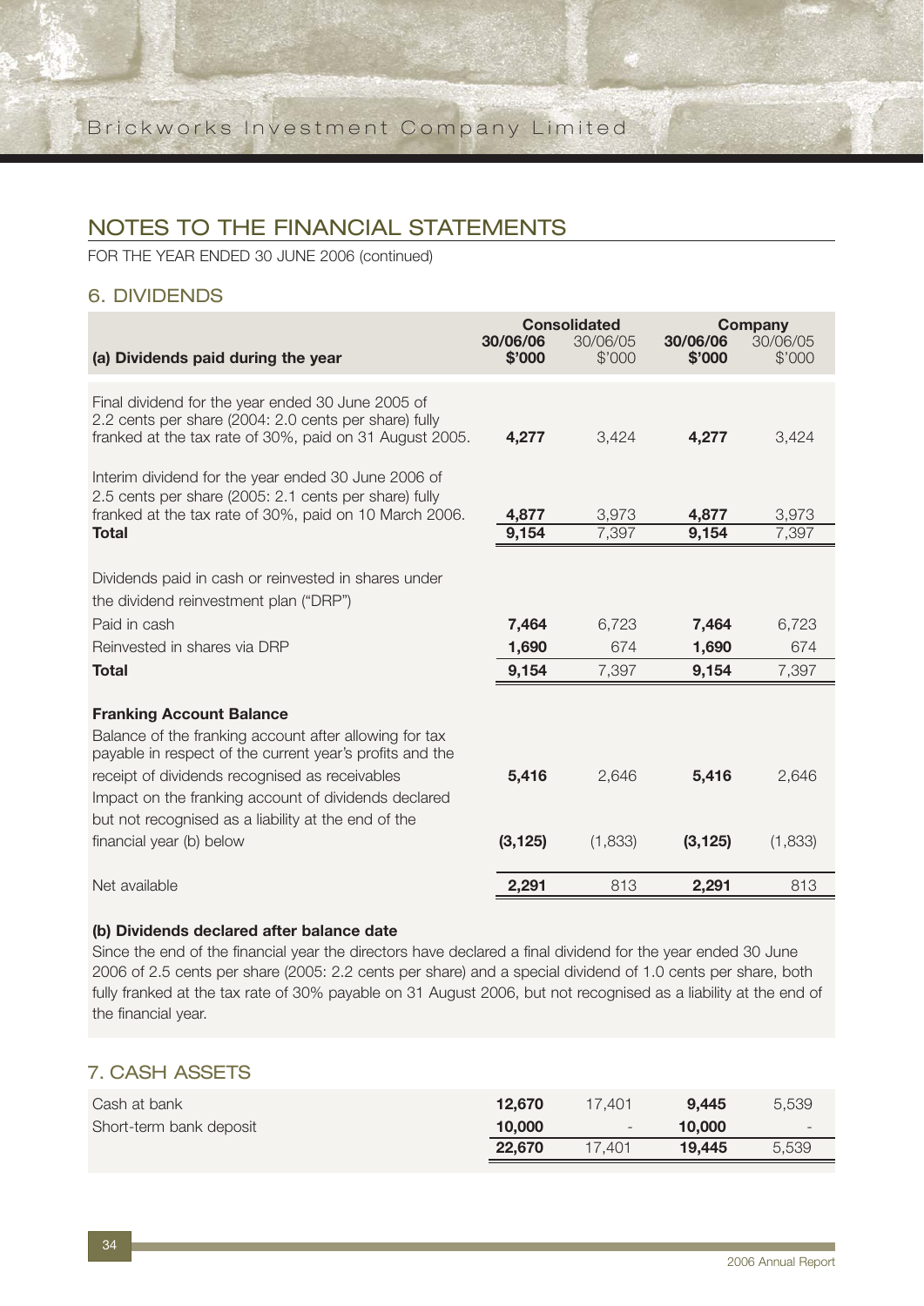# NOTES TO THE FINANCIAL STATEMENTS

FOR THE YEAR ENDED 30 JUNE 2006 (continued)

## 6. DIVIDENDS

| | Consolidated | | Company | |
|---|---|---|---|---|
| **(a) Dividends paid during the year** | **30/06/06 $'000** | 30/06/05 $'000 | **30/06/06 $'000** | 30/06/05 $'000 |
| Final dividend for the year ended 30 June 2005 of 2.2 cents per share (2004: 2.0 cents per share) fully franked at the tax rate of 30%, paid on 31 August 2005. | **4,277** | 3,424 | **4,277** | 3,424 |
| Interim dividend for the year ended 30 June 2006 of 2.5 cents per share (2005: 2.1 cents per share) fully franked at the tax rate of 30%, paid on 10 March 2006. | **4,877** | 3,973 | **4,877** | 3,973 |
| **Total** | **9,154** | 7,397 | **9,154** | 7,397 |
| Dividends paid in cash or reinvested in shares under the dividend reinvestment plan ("DRP") | | | | |
| Paid in cash | **7,464** | 6,723 | **7,464** | 6,723 |
| Reinvested in shares via DRP | **1,690** | 674 | **1,690** | 674 |
| **Total** | **9,154** | 7,397 | **9,154** | 7,397 |
| **Franking Account Balance** | | | | |
| Balance of the franking account after allowing for tax payable in respect of the current year's profits and the receipt of dividends recognised as receivables | **5,416** | 2,646 | **5,416** | 2,646 |
| Impact on the franking account of dividends declared but not recognised as a liability at the end of the financial year (b) below | **(3,125)** | (1,833) | **(3,125)** | (1,833) |
| Net available | **2,291** | 813 | **2,291** | 813 |

**(b) Dividends declared after balance date**

Since the end of the financial year the directors have declared a final dividend for the year ended 30 June 2006 of 2.5 cents per share (2005: 2.2 cents per share) and a special dividend of 1.0 cents per share, both fully franked at the tax rate of 30% payable on 31 August 2006, but not recognised as a liability at the end of the financial year.

## 7. CASH ASSETS

| | Consolidated 30/06/06 | Consolidated 30/06/05 | Company 30/06/06 | Company 30/06/05 |
|---|---|---|---|---|
| Cash at bank | **12,670** | 17,401 | **9,445** | 5,539 |
| Short-term bank deposit | **10,000** | - | **10,000** | - |
| | **22,670** | 17,401 | **19,445** | 5,539 |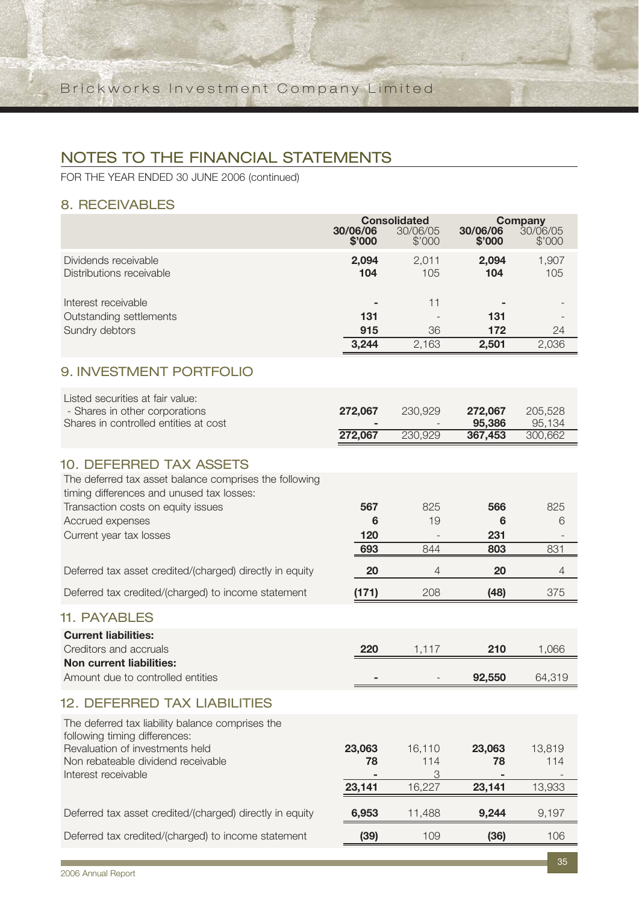# NOTES TO THE FINANCIAL STATEMENTS

FOR THE YEAR ENDED 30 JUNE 2006 (continued)

## 8. RECEIVABLES

| | Consolidated | | Company | |
|---|---|---|---|---|
| | **30/06/06 $'000** | 30/06/05 $'000 | **30/06/06 $'000** | 30/06/05 $'000 |
| Dividends receivable | **2,094** | 2,011 | **2,094** | 1,907 |
| Distributions receivable | **104** | 105 | **104** | 105 |
| Interest receivable | **-** | 11 | **-** | - |
| Outstanding settlements | **131** | - | **131** | - |
| Sundry debtors | **915** | 36 | **172** | 24 |
| | **3,244** | 2,163 | **2,501** | 2,036 |

## 9. INVESTMENT PORTFOLIO

| | Consolidated | | Company | |
|---|---|---|---|---|
| | **30/06/06 $'000** | 30/06/05 $'000 | **30/06/06 $'000** | 30/06/05 $'000 |
| Listed securities at fair value: | | | | |
| - Shares in other corporations | **272,067** | 230,929 | **272,067** | 205,528 |
| Shares in controlled entities at cost | **-** | - | **95,386** | 95,134 |
| | **272,067** | 230,929 | **367,453** | 300,662 |

## 10. DEFERRED TAX ASSETS

| | Consolidated | | Company | |
|---|---|---|---|---|
| | **30/06/06 $'000** | 30/06/05 $'000 | **30/06/06 $'000** | 30/06/05 $'000 |
| The deferred tax asset balance comprises the following timing differences and unused tax losses: | | | | |
| Transaction costs on equity issues | **567** | 825 | **566** | 825 |
| Accrued expenses | **6** | 19 | **6** | 6 |
| Current year tax losses | **120** | - | **231** | - |
| | **693** | 844 | **803** | 831 |
| Deferred tax asset credited/(charged) directly in equity | **20** | 4 | **20** | 4 |
| Deferred tax credited/(charged) to income statement | **(171)** | 208 | **(48)** | 375 |

## 11. PAYABLES

| | Consolidated | | Company | |
|---|---|---|---|---|
| | **30/06/06 $'000** | 30/06/05 $'000 | **30/06/06 $'000** | 30/06/05 $'000 |
| **Current liabilities:** | | | | |
| Creditors and accruals | **220** | 1,117 | **210** | 1,066 |
| **Non current liabilities:** | | | | |
| Amount due to controlled entities | **-** | - | **92,550** | 64,319 |

## 12. DEFERRED TAX LIABILITIES

| | Consolidated | | Company | |
|---|---|---|---|---|
| | **30/06/06 $'000** | 30/06/05 $'000 | **30/06/06 $'000** | 30/06/05 $'000 |
| The deferred tax liability balance comprises the following timing differences: | | | | |
| Revaluation of investments held | **23,063** | 16,110 | **23,063** | 13,819 |
| Non rebateable dividend receivable | **78** | 114 | **78** | 114 |
| Interest receivable | **-** | 3 | **-** | - |
| | **23,141** | 16,227 | **23,141** | 13,933 |
| Deferred tax asset credited/(charged) directly in equity | **6,953** | 11,488 | **9,244** | 9,197 |
| Deferred tax credited/(charged) to income statement | **(39)** | 109 | **(36)** | 106 |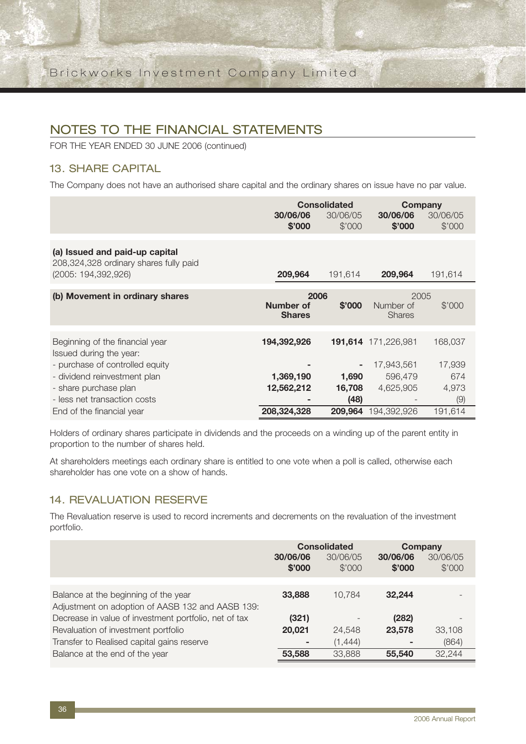## NOTES TO THE FINANCIAL STATEMENTS

FOR THE YEAR ENDED 30 JUNE 2006 (continued)

### 13. SHARE CAPITAL

The Company does not have an authorised share capital and the ordinary shares on issue have no par value.

| | Consolidated | | Company | |
|---|---|---|---|---|
| | **30/06/06 $'000** | 30/06/05 $'000 | **30/06/06 $'000** | 30/06/05 $'000 |
| **(a) Issued and paid-up capital** 208,324,328 ordinary shares fully paid (2005: 194,392,926) | **209,964** | 191,614 | **209,964** | 191,614 |

| **(b) Movement in ordinary shares** | **2006** | | 2005 | |
|---|---|---|---|---|
| | **Number of Shares** | **$'000** | Number of Shares | $'000 |
| Beginning of the financial year | **194,392,926** | **191,614** | 171,226,981 | 168,037 |
| Issued during the year: | | | | |
| - purchase of controlled equity | **-** | **-** | 17,943,561 | 17,939 |
| - dividend reinvestment plan | **1,369,190** | **1,690** | 596,479 | 674 |
| - share purchase plan | **12,562,212** | **16,708** | 4,625,905 | 4,973 |
| - less net transaction costs | **-** | **(48)** | - | (9) |
| End of the financial year | **208,324,328** | **209,964** | 194,392,926 | 191,614 |

Holders of ordinary shares participate in dividends and the proceeds on a winding up of the parent entity in proportion to the number of shares held.

At shareholders meetings each ordinary share is entitled to one vote when a poll is called, otherwise each shareholder has one vote on a show of hands.

### 14. REVALUATION RESERVE

The Revaluation reserve is used to record increments and decrements on the revaluation of the investment portfolio.

| | Consolidated | | Company | |
|---|---|---|---|---|
| | **30/06/06 $'000** | 30/06/05 $'000 | **30/06/06 $'000** | 30/06/05 $'000 |
| Balance at the beginning of the year | **33,888** | 10,784 | **32,244** | - |
| Adjustment on adoption of AASB 132 and AASB 139: | | | | |
| Decrease in value of investment portfolio, net of tax | **(321)** | - | **(282)** | - |
| Revaluation of investment portfolio | **20,021** | 24,548 | **23,578** | 33,108 |
| Transfer to Realised capital gains reserve | **-** | (1,444) | **-** | (864) |
| Balance at the end of the year | **53,588** | 33,888 | **55,540** | 32,244 |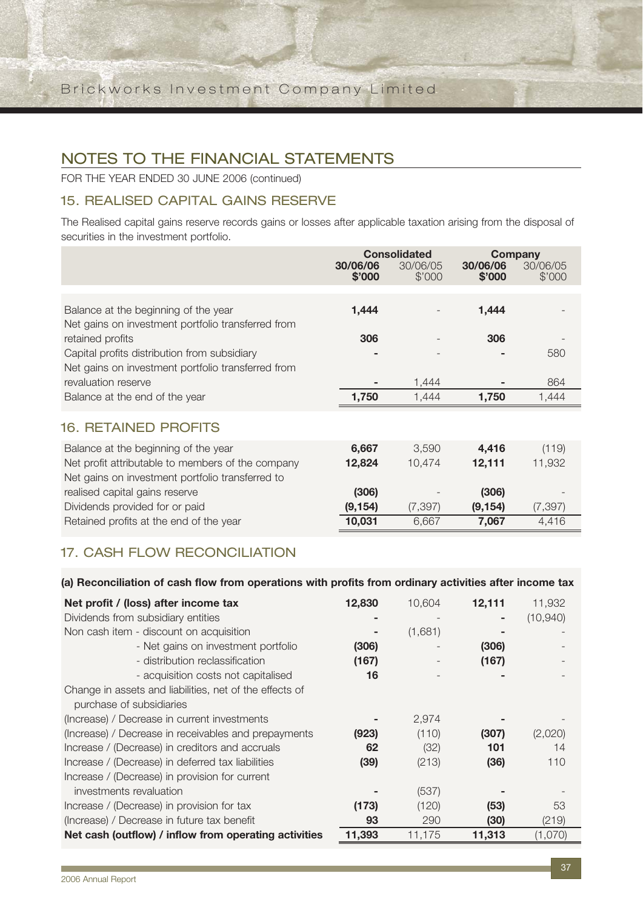## NOTES TO THE FINANCIAL STATEMENTS

FOR THE YEAR ENDED 30 JUNE 2006 (continued)

### 15. REALISED CAPITAL GAINS RESERVE

The Realised capital gains reserve records gains or losses after applicable taxation arising from the disposal of securities in the investment portfolio.

| | Consolidated | | Company | |
|---|---|---|---|---|
| | **30/06/06 $'000** | 30/06/05 $'000 | **30/06/06 $'000** | 30/06/05 $'000 |
| Balance at the beginning of the year | **1,444** | - | **1,444** | - |
| Net gains on investment portfolio transferred from retained profits | **306** | - | **306** | - |
| Capital profits distribution from subsidiary | **-** | - | **-** | 580 |
| Net gains on investment portfolio transferred from revaluation reserve | **-** | 1,444 | **-** | 864 |
| Balance at the end of the year | **1,750** | 1,444 | **1,750** | 1,444 |

### 16. RETAINED PROFITS

| | Consolidated | | Company | |
|---|---|---|---|---|
| | **30/06/06 $'000** | 30/06/05 $'000 | **30/06/06 $'000** | 30/06/05 $'000 |
| Balance at the beginning of the year | **6,667** | 3,590 | **4,416** | (119) |
| Net profit attributable to members of the company | **12,824** | 10,474 | **12,111** | 11,932 |
| Net gains on investment portfolio transferred to realised capital gains reserve | **(306)** | - | **(306)** | - |
| Dividends provided for or paid | **(9,154)** | (7,397) | **(9,154)** | (7,397) |
| Retained profits at the end of the year | **10,031** | 6,667 | **7,067** | 4,416 |

### 17. CASH FLOW RECONCILIATION

**(a) Reconciliation of cash flow from operations with profits from ordinary activities after income tax**

| | Consolidated | | Company | |
|---|---|---|---|---|
| | **30/06/06 $'000** | 30/06/05 $'000 | **30/06/06 $'000** | 30/06/05 $'000 |
| **Net profit / (loss) after income tax** | **12,830** | 10,604 | **12,111** | 11,932 |
| Dividends from subsidiary entities | **-** | - | **-** | (10,940) |
| Non cash item - discount on acquisition | **-** | (1,681) | **-** | - |
| - Net gains on investment portfolio | **(306)** | - | **(306)** | - |
| - distribution reclassification | **(167)** | - | **(167)** | - |
| - acquisition costs not capitalised | **16** | - | **-** | - |
| Change in assets and liabilities, net of the effects of purchase of subsidiaries | | | | |
| (Increase) / Decrease in current investments | **-** | 2,974 | **-** | - |
| (Increase) / Decrease in receivables and prepayments | **(923)** | (110) | **(307)** | (2,020) |
| Increase / (Decrease) in creditors and accruals | **62** | (32) | **101** | 14 |
| Increase / (Decrease) in deferred tax liabilities | **(39)** | (213) | **(36)** | 110 |
| Increase / (Decrease) in provision for current investments revaluation | **-** | (537) | **-** | - |
| Increase / (Decrease) in provision for tax | **(173)** | (120) | **(53)** | 53 |
| (Increase) / Decrease in future tax benefit | **93** | 290 | **(30)** | (219) |
| **Net cash (outflow) / inflow from operating activities** | **11,393** | 11,175 | **11,313** | (1,070) |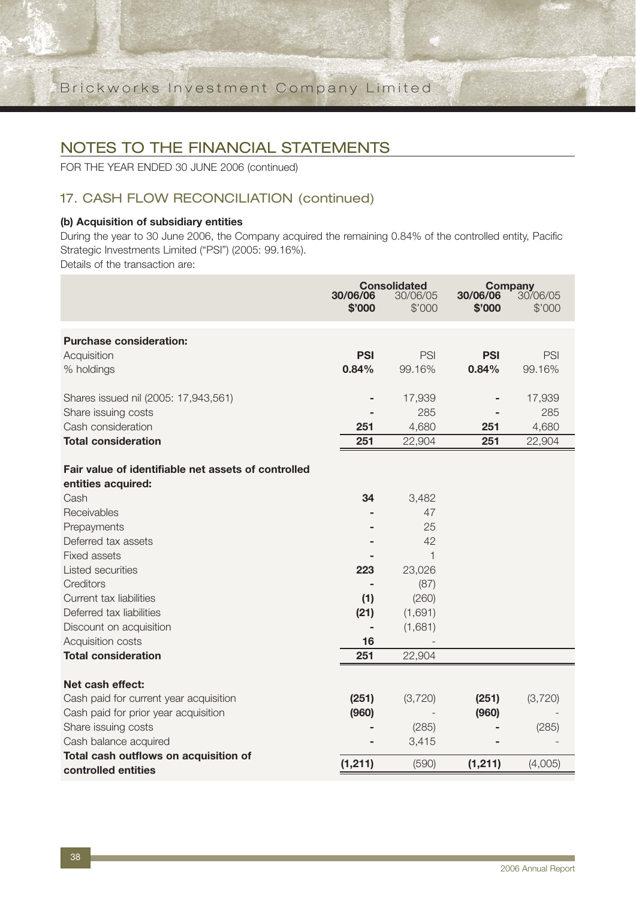# NOTES TO THE FINANCIAL STATEMENTS

FOR THE YEAR ENDED 30 JUNE 2006 (continued)

## 17. CASH FLOW RECONCILIATION (continued)

**(b) Acquisition of subsidiary entities**

During the year to 30 June 2006, the Company acquired the remaining 0.84% of the controlled entity, Pacific Strategic Investments Limited ("PSI") (2005: 99.16%).

Details of the transaction are:

| | Consolidated | | Company | |
|---|---|---|---|---|
| | **30/06/06 $'000** | 30/06/05 $'000 | **30/06/06 $'000** | 30/06/05 $'000 |
| **Purchase consideration:** | | | | |
| Acquisition | **PSI** | PSI | **PSI** | PSI |
| % holdings | **0.84%** | 99.16% | **0.84%** | 99.16% |
| Shares issued nil (2005: 17,943,561) | **-** | 17,939 | **-** | 17,939 |
| Share issuing costs | **-** | 285 | **-** | 285 |
| Cash consideration | **251** | 4,680 | **251** | 4,680 |
| **Total consideration** | **251** | 22,904 | **251** | 22,904 |
| **Fair value of identifiable net assets of controlled entities acquired:** | | | | |
| Cash | **34** | 3,482 | | |
| Receivables | **-** | 47 | | |
| Prepayments | **-** | 25 | | |
| Deferred tax assets | **-** | 42 | | |
| Fixed assets | **-** | 1 | | |
| Listed securities | **223** | 23,026 | | |
| Creditors | **-** | (87) | | |
| Current tax liabilities | **(1)** | (260) | | |
| Deferred tax liabilities | **(21)** | (1,691) | | |
| Discount on acquisition | **-** | (1,681) | | |
| Acquisition costs | **16** | - | | |
| **Total consideration** | **251** | 22,904 | | |
| **Net cash effect:** | | | | |
| Cash paid for current year acquisition | **(251)** | (3,720) | **(251)** | (3,720) |
| Cash paid for prior year acquisition | **(960)** | - | **(960)** | - |
| Share issuing costs | **-** | (285) | **-** | (285) |
| Cash balance acquired | **-** | 3,415 | **-** | - |
| **Total cash outflows on acquisition of controlled entities** | **(1,211)** | (590) | **(1,211)** | (4,005) |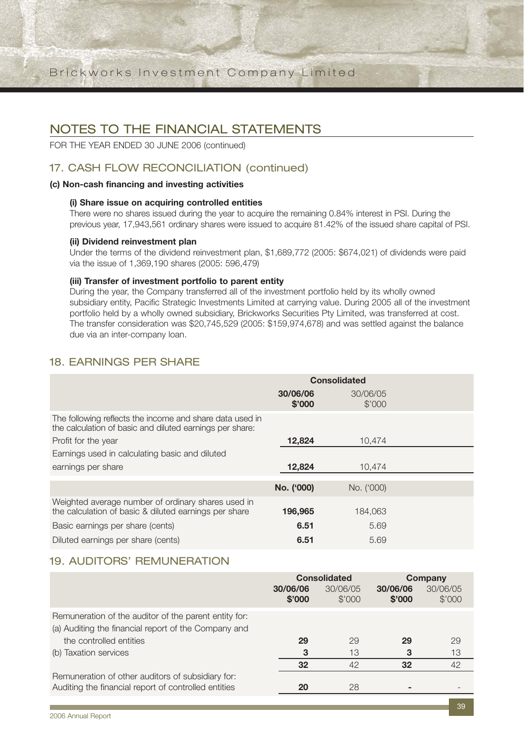## NOTES TO THE FINANCIAL STATEMENTS

FOR THE YEAR ENDED 30 JUNE 2006 (continued)

### 17. CASH FLOW RECONCILIATION (continued)

**(c) Non-cash financing and investing activities**

**(i) Share issue on acquiring controlled entities**

There were no shares issued during the year to acquire the remaining 0.84% interest in PSI. During the previous year, 17,943,561 ordinary shares were issued to acquire 81.42% of the issued share capital of PSI.

**(ii) Dividend reinvestment plan**

Under the terms of the dividend reinvestment plan, $1,689,772 (2005: $674,021) of dividends were paid via the issue of 1,369,190 shares (2005: 596,479)

**(iii) Transfer of investment portfolio to parent entity**

During the year, the Company transferred all of the investment portfolio held by its wholly owned subsidiary entity, Pacific Strategic Investments Limited at carrying value. During 2005 all of the investment portfolio held by a wholly owned subsidiary, Brickworks Securities Pty Limited, was transferred at cost. The transfer consideration was $20,745,529 (2005: $159,974,678) and was settled against the balance due via an inter-company loan.

### 18. EARNINGS PER SHARE

| | Consolidated | |
|---|---|---|
| | **30/06/06 $'000** | 30/06/05 $'000 |
| The following reflects the income and share data used in the calculation of basic and diluted earnings per share: | | |
| Profit for the year | **12,824** | 10,474 |
| Earnings used in calculating basic and diluted earnings per share | **12,824** | 10,474 |
| | **No. ('000)** | No. ('000) |
| Weighted average number of ordinary shares used in the calculation of basic & diluted earnings per share | **196,965** | 184,063 |
| Basic earnings per share (cents) | **6.51** | 5.69 |
| Diluted earnings per share (cents) | **6.51** | 5.69 |

### 19. AUDITORS' REMUNERATION

| | Consolidated | | Company | |
|---|---|---|---|---|
| | **30/06/06 $'000** | 30/06/05 $'000 | **30/06/06 $'000** | 30/06/05 $'000 |
| Remuneration of the auditor of the parent entity for: | | | | |
| (a) Auditing the financial report of the Company and the controlled entities | **29** | 29 | **29** | 29 |
| (b) Taxation services | **3** | 13 | **3** | 13 |
| | **32** | 42 | **32** | 42 |
| Remuneration of other auditors of subsidiary for: Auditing the financial report of controlled entities | **20** | 28 | **-** | - |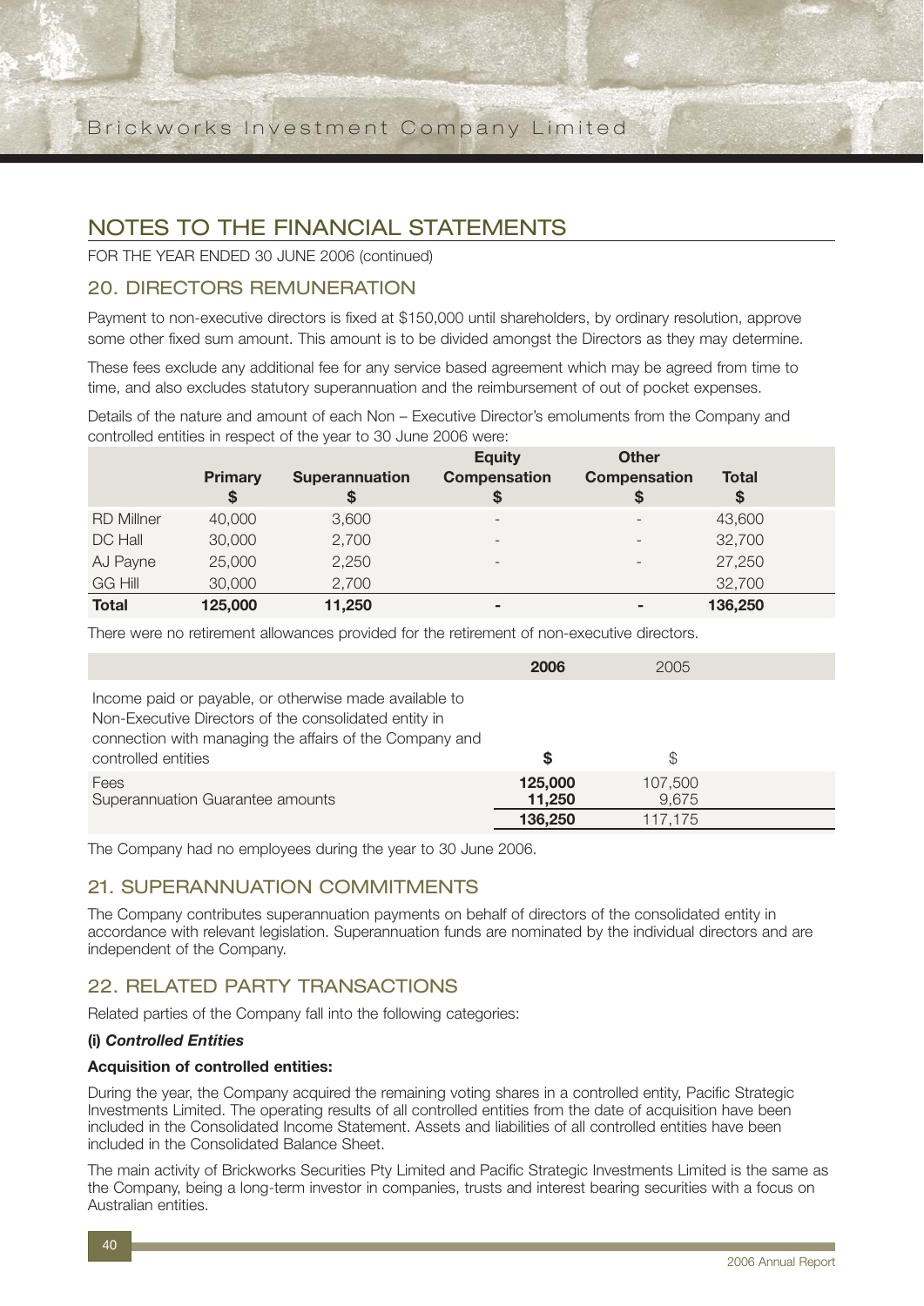# NOTES TO THE FINANCIAL STATEMENTS

FOR THE YEAR ENDED 30 JUNE 2006 (continued)

## 20. DIRECTORS REMUNERATION

Payment to non-executive directors is fixed at $150,000 until shareholders, by ordinary resolution, approve some other fixed sum amount. This amount is to be divided amongst the Directors as they may determine.

These fees exclude any additional fee for any service based agreement which may be agreed from time to time, and also excludes statutory superannuation and the reimbursement of out of pocket expenses.

Details of the nature and amount of each Non – Executive Director's emoluments from the Company and controlled entities in respect of the year to 30 June 2006 were:

| | Primary $ | Superannuation $ | Equity Compensation $ | Other Compensation $ | Total $ |
|---|---|---|---|---|---|
| RD Millner | 40,000 | 3,600 | - | - | 43,600 |
| DC Hall | 30,000 | 2,700 | - | - | 32,700 |
| AJ Payne | 25,000 | 2,250 | - | - | 27,250 |
| GG Hill | 30,000 | 2,700 | | | 32,700 |
| **Total** | **125,000** | **11,250** | **-** | **-** | **136,250** |

There were no retirement allowances provided for the retirement of non-executive directors.

| | 2006 | 2005 |
|---|---|---|
| Income paid or payable, or otherwise made available to Non-Executive Directors of the consolidated entity in connection with managing the affairs of the Company and controlled entities | $ | $ |
| Fees | 125,000 | 107,500 |
| Superannuation Guarantee amounts | 11,250 | 9,675 |
| | 136,250 | 117,175 |

The Company had no employees during the year to 30 June 2006.

## 21. SUPERANNUATION COMMITMENTS

The Company contributes superannuation payments on behalf of directors of the consolidated entity in accordance with relevant legislation. Superannuation funds are nominated by the individual directors and are independent of the Company.

## 22. RELATED PARTY TRANSACTIONS

Related parties of the Company fall into the following categories:

**(i) *Controlled Entities***

**Acquisition of controlled entities:**

During the year, the Company acquired the remaining voting shares in a controlled entity, Pacific Strategic Investments Limited. The operating results of all controlled entities from the date of acquisition have been included in the Consolidated Income Statement. Assets and liabilities of all controlled entities have been included in the Consolidated Balance Sheet.

The main activity of Brickworks Securities Pty Limited and Pacific Strategic Investments Limited is the same as the Company, being a long-term investor in companies, trusts and interest bearing securities with a focus on Australian entities.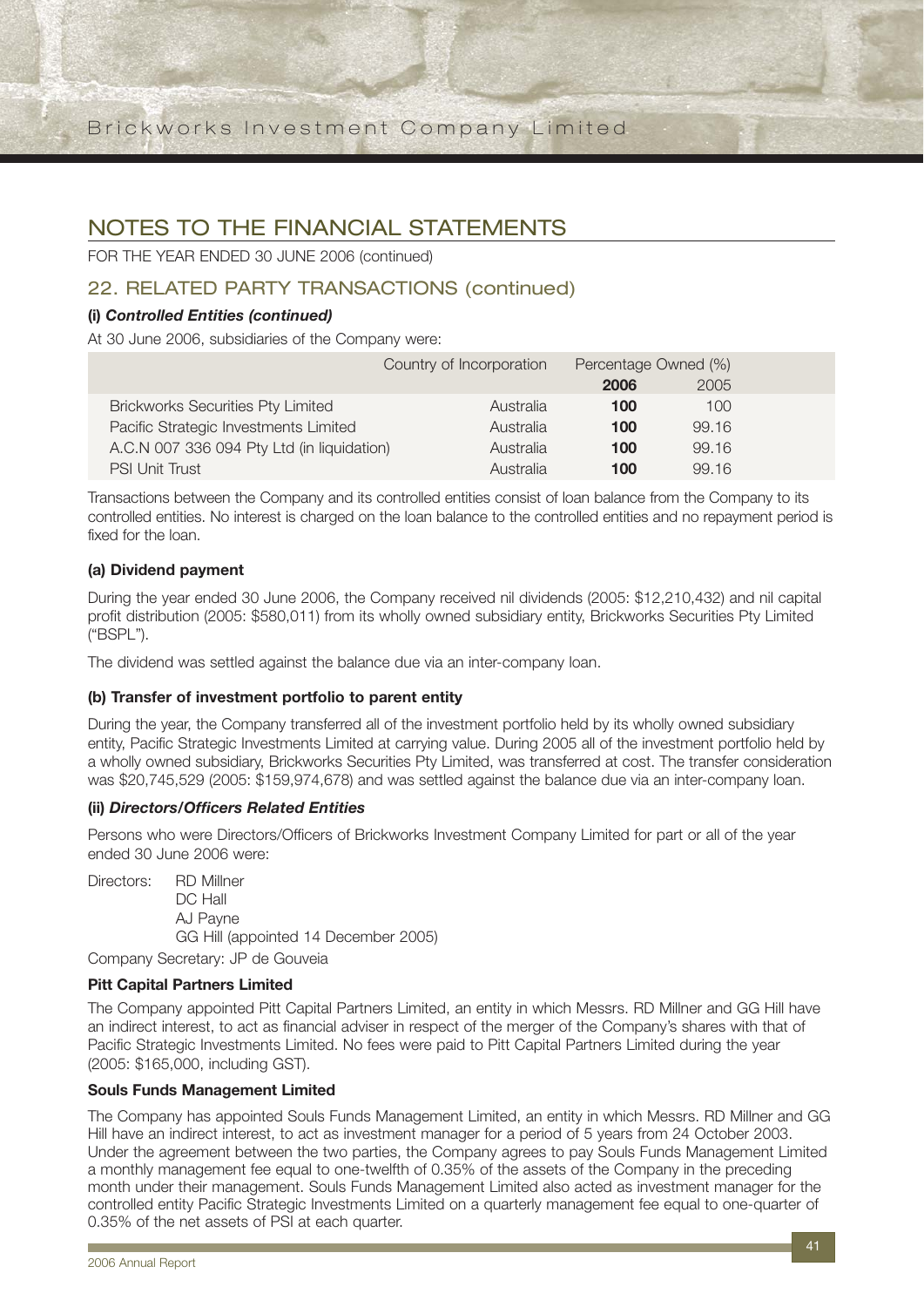# NOTES TO THE FINANCIAL STATEMENTS

FOR THE YEAR ENDED 30 JUNE 2006 (continued)

## 22. RELATED PARTY TRANSACTIONS (continued)

### (i) *Controlled Entities (continued)*

At 30 June 2006, subsidiaries of the Company were:

| | Country of Incorporation | Percentage Owned (%) | |
|---|---|---|---|
| | | **2006** | 2005 |
| Brickworks Securities Pty Limited | Australia | **100** | 100 |
| Pacific Strategic Investments Limited | Australia | **100** | 99.16 |
| A.C.N 007 336 094 Pty Ltd (in liquidation) | Australia | **100** | 99.16 |
| PSI Unit Trust | Australia | **100** | 99.16 |

Transactions between the Company and its controlled entities consist of loan balance from the Company to its controlled entities. No interest is charged on the loan balance to the controlled entities and no repayment period is fixed for the loan.

#### (a) Dividend payment

During the year ended 30 June 2006, the Company received nil dividends (2005: $12,210,432) and nil capital profit distribution (2005: $580,011) from its wholly owned subsidiary entity, Brickworks Securities Pty Limited ("BSPL").

The dividend was settled against the balance due via an inter-company loan.

#### (b) Transfer of investment portfolio to parent entity

During the year, the Company transferred all of the investment portfolio held by its wholly owned subsidiary entity, Pacific Strategic Investments Limited at carrying value. During 2005 all of the investment portfolio held by a wholly owned subsidiary, Brickworks Securities Pty Limited, was transferred at cost. The transfer consideration was $20,745,529 (2005: $159,974,678) and was settled against the balance due via an inter-company loan.

### (ii) *Directors/Officers Related Entities*

Persons who were Directors/Officers of Brickworks Investment Company Limited for part or all of the year ended 30 June 2006 were:

Directors: RD Millner
DC Hall
AJ Payne
GG Hill (appointed 14 December 2005)

Company Secretary: JP de Gouveia

#### Pitt Capital Partners Limited

The Company appointed Pitt Capital Partners Limited, an entity in which Messrs. RD Millner and GG Hill have an indirect interest, to act as financial adviser in respect of the merger of the Company's shares with that of Pacific Strategic Investments Limited. No fees were paid to Pitt Capital Partners Limited during the year (2005: $165,000, including GST).

#### Souls Funds Management Limited

The Company has appointed Souls Funds Management Limited, an entity in which Messrs. RD Millner and GG Hill have an indirect interest, to act as investment manager for a period of 5 years from 24 October 2003. Under the agreement between the two parties, the Company agrees to pay Souls Funds Management Limited a monthly management fee equal to one-twelfth of 0.35% of the assets of the Company in the preceding month under their management. Souls Funds Management Limited also acted as investment manager for the controlled entity Pacific Strategic Investments Limited on a quarterly management fee equal to one-quarter of 0.35% of the net assets of PSI at each quarter.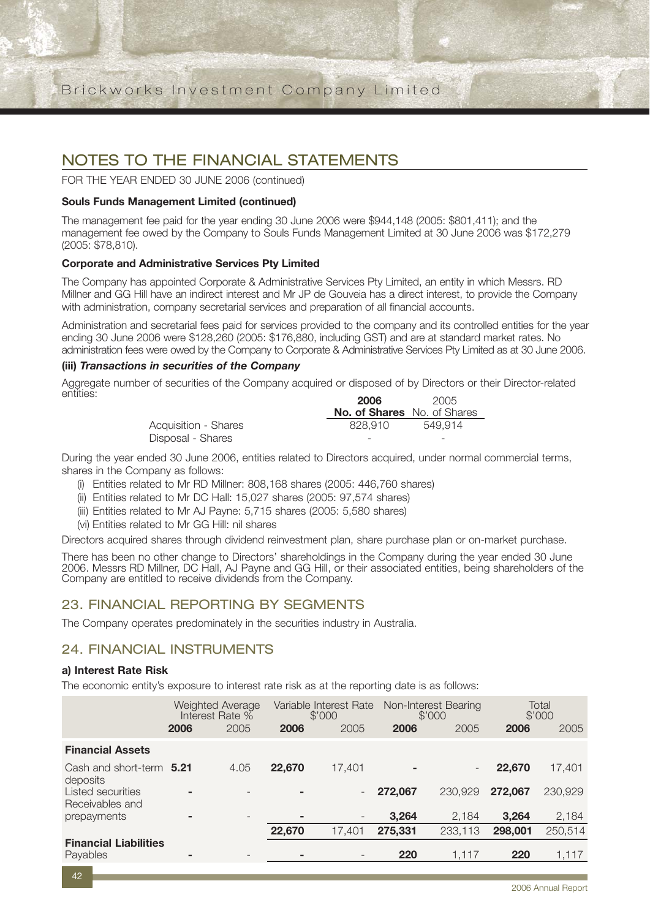## NOTES TO THE FINANCIAL STATEMENTS

FOR THE YEAR ENDED 30 JUNE 2006 (continued)

**Souls Funds Management Limited (continued)**

The management fee paid for the year ending 30 June 2006 were $944,148 (2005: $801,411); and the management fee owed by the Company to Souls Funds Management Limited at 30 June 2006 was $172,279 (2005: $78,810).

**Corporate and Administrative Services Pty Limited**

The Company has appointed Corporate & Administrative Services Pty Limited, an entity in which Messrs. RD Millner and GG Hill have an indirect interest and Mr JP de Gouveia has a direct interest, to provide the Company with administration, company secretarial services and preparation of all financial accounts.

Administration and secretarial fees paid for services provided to the company and its controlled entities for the year ending 30 June 2006 were $128,260 (2005: $176,880, including GST) and are at standard market rates. No administration fees were owed by the Company to Corporate & Administrative Services Pty Limited as at 30 June 2006.

**(iii) *Transactions in securities of the Company***

Aggregate number of securities of the Company acquired or disposed of by Directors or their Director-related entities:

| | **2006** | 2005 |
|---|---|---|
| | **No. of Shares** | No. of Shares |
| Acquisition - Shares | 828,910 | 549,914 |
| Disposal - Shares | - | - |

During the year ended 30 June 2006, entities related to Directors acquired, under normal commercial terms, shares in the Company as follows:

(i) Entities related to Mr RD Millner: 808,168 shares (2005: 446,760 shares)
(ii) Entities related to Mr DC Hall: 15,027 shares (2005: 97,574 shares)
(iii) Entities related to Mr AJ Payne: 5,715 shares (2005: 5,580 shares)
(vi) Entities related to Mr GG Hill: nil shares

Directors acquired shares through dividend reinvestment plan, share purchase plan or on-market purchase.

There has been no other change to Directors' shareholdings in the Company during the year ended 30 June 2006. Messrs RD Millner, DC Hall, AJ Payne and GG Hill, or their associated entities, being shareholders of the Company are entitled to receive dividends from the Company.

## 23. FINANCIAL REPORTING BY SEGMENTS

The Company operates predominately in the securities industry in Australia.

## 24. FINANCIAL INSTRUMENTS

**a) Interest Rate Risk**

The economic entity's exposure to interest rate risk as at the reporting date is as follows:

| | Weighted Average Interest Rate % | | Variable Interest Rate $'000 | | Non-Interest Bearing $'000 | | Total $'000 | |
|---|---|---|---|---|---|---|---|---|
| | **2006** | 2005 | **2006** | 2005 | **2006** | 2005 | **2006** | 2005 |
| **Financial Assets** | | | | | | | | |
| Cash and short-term deposits | **5.21** | 4.05 | **22,670** | 17,401 | **-** | - | **22,670** | 17,401 |
| Listed securities | **-** | - | **-** | - | **272,067** | 230,929 | **272,067** | 230,929 |
| Receivables and prepayments | **-** | - | **-** | - | **3,264** | 2,184 | **3,264** | 2,184 |
| | | | **22,670** | 17,401 | **275,331** | 233,113 | **298,001** | 250,514 |
| **Financial Liabilities** | | | | | | | | |
| Payables | **-** | - | **-** | - | **220** | 1,117 | **220** | 1,117 |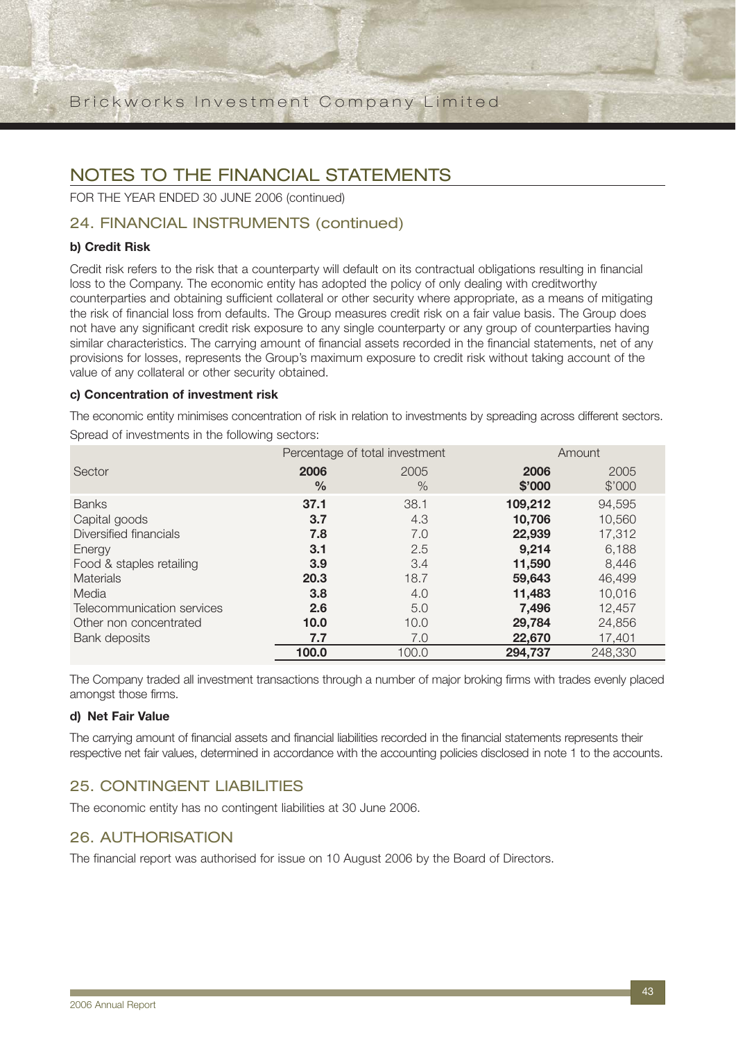# NOTES TO THE FINANCIAL STATEMENTS

FOR THE YEAR ENDED 30 JUNE 2006 (continued)

## 24. FINANCIAL INSTRUMENTS (continued)

### b) Credit Risk

Credit risk refers to the risk that a counterparty will default on its contractual obligations resulting in financial loss to the Company. The economic entity has adopted the policy of only dealing with creditworthy counterparties and obtaining sufficient collateral or other security where appropriate, as a means of mitigating the risk of financial loss from defaults. The Group measures credit risk on a fair value basis. The Group does not have any significant credit risk exposure to any single counterparty or any group of counterparties having similar characteristics. The carrying amount of financial assets recorded in the financial statements, net of any provisions for losses, represents the Group's maximum exposure to credit risk without taking account of the value of any collateral or other security obtained.

### c) Concentration of investment risk

The economic entity minimises concentration of risk in relation to investments by spreading across different sectors.

Spread of investments in the following sectors:

| Sector | Percentage of total investment | | Amount | |
|---|---|---|---|---|
| | **2006 %** | 2005 % | **2006 $'000** | 2005 $'000 |
| Banks | **37.1** | 38.1 | **109,212** | 94,595 |
| Capital goods | **3.7** | 4.3 | **10,706** | 10,560 |
| Diversified financials | **7.8** | 7.0 | **22,939** | 17,312 |
| Energy | **3.1** | 2.5 | **9,214** | 6,188 |
| Food & staples retailing | **3.9** | 3.4 | **11,590** | 8,446 |
| Materials | **20.3** | 18.7 | **59,643** | 46,499 |
| Media | **3.8** | 4.0 | **11,483** | 10,016 |
| Telecommunication services | **2.6** | 5.0 | **7,496** | 12,457 |
| Other non concentrated | **10.0** | 10.0 | **29,784** | 24,856 |
| Bank deposits | **7.7** | 7.0 | **22,670** | 17,401 |
| | **100.0** | 100.0 | **294,737** | 248,330 |

The Company traded all investment transactions through a number of major broking firms with trades evenly placed amongst those firms.

### d) Net Fair Value

The carrying amount of financial assets and financial liabilities recorded in the financial statements represents their respective net fair values, determined in accordance with the accounting policies disclosed in note 1 to the accounts.

## 25. CONTINGENT LIABILITIES

The economic entity has no contingent liabilities at 30 June 2006.

## 26. AUTHORISATION

The financial report was authorised for issue on 10 August 2006 by the Board of Directors.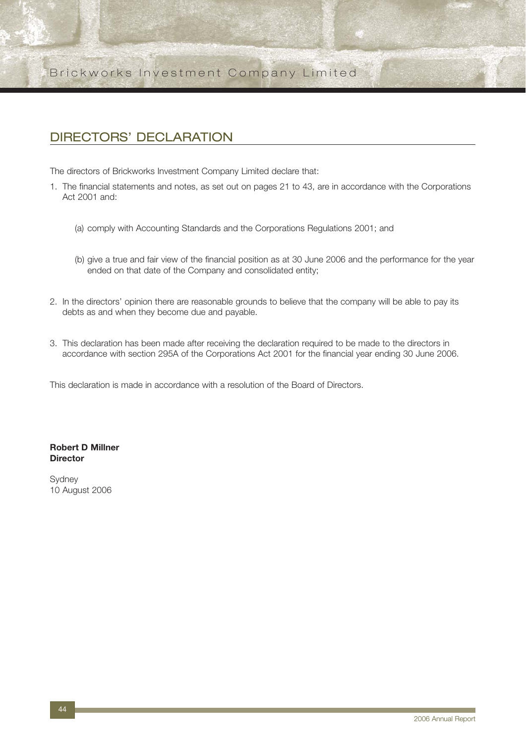## DIRECTORS' DECLARATION

The directors of Brickworks Investment Company Limited declare that:

1. The financial statements and notes, as set out on pages 21 to 43, are in accordance with the Corporations Act 2001 and:

   (a) comply with Accounting Standards and the Corporations Regulations 2001; and

   (b) give a true and fair view of the financial position as at 30 June 2006 and the performance for the year ended on that date of the Company and consolidated entity;

2. In the directors' opinion there are reasonable grounds to believe that the company will be able to pay its debts as and when they become due and payable.

3. This declaration has been made after receiving the declaration required to be made to the directors in accordance with section 295A of the Corporations Act 2001 for the financial year ending 30 June 2006.

This declaration is made in accordance with a resolution of the Board of Directors.

**Robert D Millner**
**Director**

Sydney
10 August 2006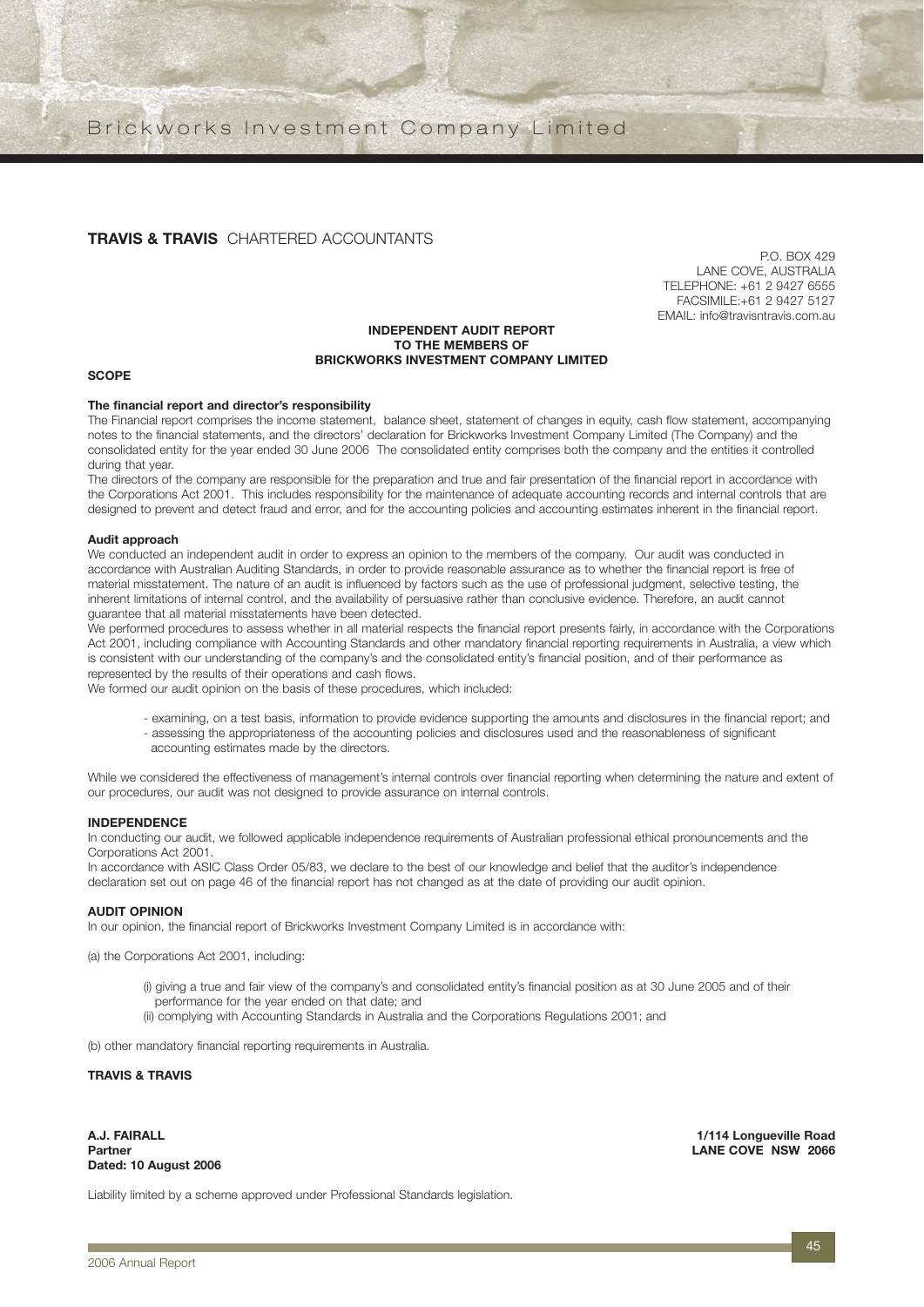**TRAVIS & TRAVIS** CHARTERED ACCOUNTANTS

P.O. BOX 429
LANE COVE, AUSTRALIA
TELEPHONE: +61 2 9427 6555
FACSIMILE:+61 2 9427 5127
EMAIL: info@travisntravis.com.au

## INDEPENDENT AUDIT REPORT TO THE MEMBERS OF BRICKWORKS INVESTMENT COMPANY LIMITED

### SCOPE

**The financial report and director's responsibility**

The Financial report comprises the income statement, balance sheet, statement of changes in equity, cash flow statement, accompanying notes to the financial statements, and the directors' declaration for Brickworks Investment Company Limited (The Company) and the consolidated entity for the year ended 30 June 2006 The consolidated entity comprises both the company and the entities it controlled during that year.

The directors of the company are responsible for the preparation and true and fair presentation of the financial report in accordance with the Corporations Act 2001. This includes responsibility for the maintenance of adequate accounting records and internal controls that are designed to prevent and detect fraud and error, and for the accounting policies and accounting estimates inherent in the financial report.

**Audit approach**

We conducted an independent audit in order to express an opinion to the members of the company. Our audit was conducted in accordance with Australian Auditing Standards, in order to provide reasonable assurance as to whether the financial report is free of material misstatement. The nature of an audit is influenced by factors such as the use of professional judgment, selective testing, the inherent limitations of internal control, and the availability of persuasive rather than conclusive evidence. Therefore, an audit cannot guarantee that all material misstatements have been detected.

We performed procedures to assess whether in all material respects the financial report presents fairly, in accordance with the Corporations Act 2001, including compliance with Accounting Standards and other mandatory financial reporting requirements in Australia, a view which is consistent with our understanding of the company's and the consolidated entity's financial position, and of their performance as represented by the results of their operations and cash flows.

We formed our audit opinion on the basis of these procedures, which included:

- examining, on a test basis, information to provide evidence supporting the amounts and disclosures in the financial report; and
- assessing the appropriateness of the accounting policies and disclosures used and the reasonableness of significant accounting estimates made by the directors.

While we considered the effectiveness of management's internal controls over financial reporting when determining the nature and extent of our procedures, our audit was not designed to provide assurance on internal controls.

### INDEPENDENCE

In conducting our audit, we followed applicable independence requirements of Australian professional ethical pronouncements and the Corporations Act 2001.

In accordance with ASIC Class Order 05/83, we declare to the best of our knowledge and belief that the auditor's independence declaration set out on page 46 of the financial report has not changed as at the date of providing our audit opinion.

### AUDIT OPINION

In our opinion, the financial report of Brickworks Investment Company Limited is in accordance with:

(a) the Corporations Act 2001, including:

(i) giving a true and fair view of the company's and consolidated entity's financial position as at 30 June 2005 and of their performance for the year ended on that date; and

(ii) complying with Accounting Standards in Australia and the Corporations Regulations 2001; and

(b) other mandatory financial reporting requirements in Australia.

**TRAVIS & TRAVIS**

**A.J. FAIRALL**
**Partner**
**Dated: 10 August 2006**

**1/114 Longueville Road**
**LANE COVE NSW 2066**

Liability limited by a scheme approved under Professional Standards legislation.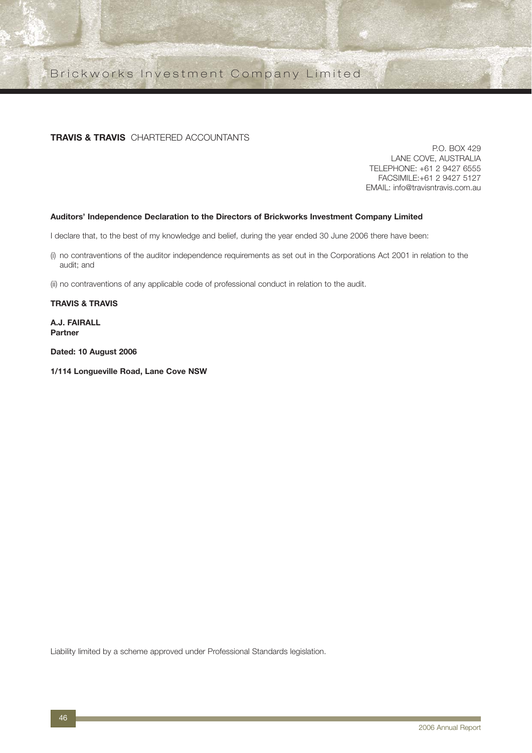**TRAVIS & TRAVIS** CHARTERED ACCOUNTANTS

P.O. BOX 429
LANE COVE, AUSTRALIA
TELEPHONE: +61 2 9427 6555
FACSIMILE:+61 2 9427 5127
EMAIL: info@travisntravis.com.au

**Auditors' Independence Declaration to the Directors of Brickworks Investment Company Limited**

I declare that, to the best of my knowledge and belief, during the year ended 30 June 2006 there have been:

(i) no contraventions of the auditor independence requirements as set out in the Corporations Act 2001 in relation to the audit; and

(ii) no contraventions of any applicable code of professional conduct in relation to the audit.

**TRAVIS & TRAVIS**

**A.J. FAIRALL**
**Partner**

**Dated: 10 August 2006**

**1/114 Longueville Road, Lane Cove NSW**

Liability limited by a scheme approved under Professional Standards legislation.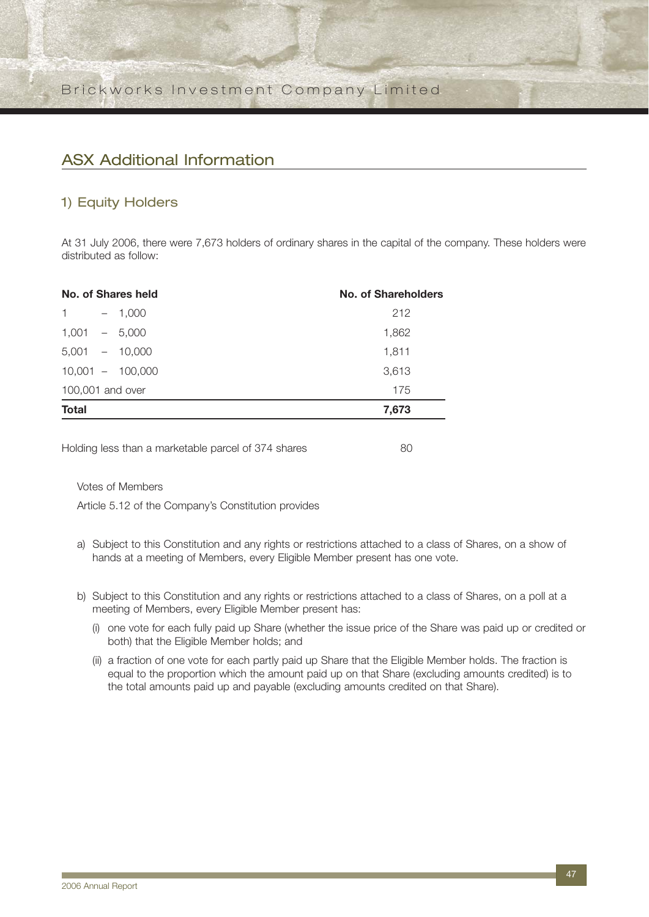## ASX Additional Information

### 1) Equity Holders

At 31 July 2006, there were 7,673 holders of ordinary shares in the capital of the company. These holders were distributed as follow:

| No. of Shares held | No. of Shareholders |
|---|---|
| 1 – 1,000 | 212 |
| 1,001 – 5,000 | 1,862 |
| 5,001 – 10,000 | 1,811 |
| 10,001 – 100,000 | 3,613 |
| 100,001 and over | 175 |
| **Total** | **7,673** |

Holding less than a marketable parcel of 374 shares 80

Votes of Members

Article 5.12 of the Company's Constitution provides

a) Subject to this Constitution and any rights or restrictions attached to a class of Shares, on a show of hands at a meeting of Members, every Eligible Member present has one vote.

b) Subject to this Constitution and any rights or restrictions attached to a class of Shares, on a poll at a meeting of Members, every Eligible Member present has:

(i) one vote for each fully paid up Share (whether the issue price of the Share was paid up or credited or both) that the Eligible Member holds; and

(ii) a fraction of one vote for each partly paid up Share that the Eligible Member holds. The fraction is equal to the proportion which the amount paid up on that Share (excluding amounts credited) is to the total amounts paid up and payable (excluding amounts credited on that Share).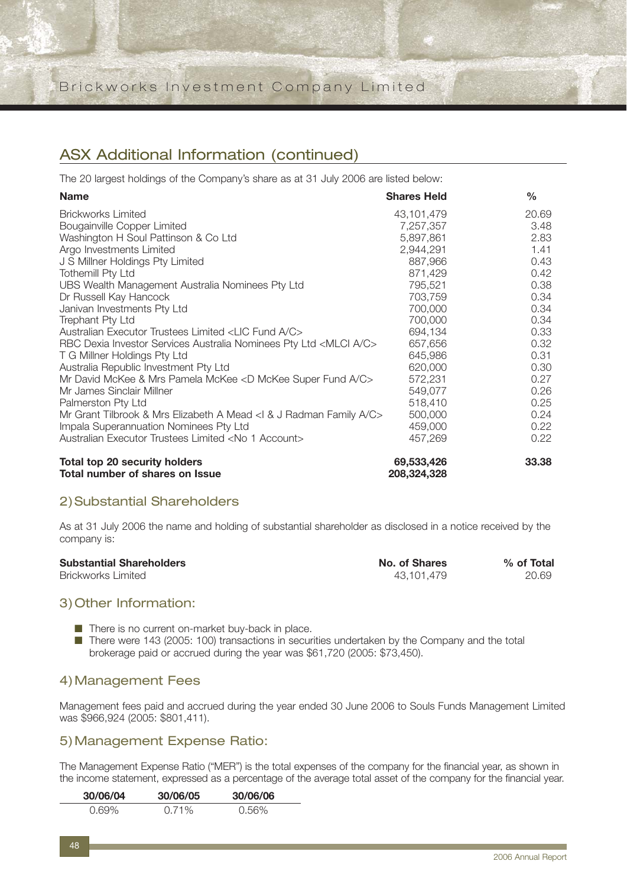## ASX Additional Information (continued)

The 20 largest holdings of the Company's share as at 31 July 2006 are listed below:

| Name | Shares Held | % |
|---|---|---|
| Brickworks Limited | 43,101,479 | 20.69 |
| Bougainville Copper Limited | 7,257,357 | 3.48 |
| Washington H Soul Pattinson & Co Ltd | 5,897,861 | 2.83 |
| Argo Investments Limited | 2,944,291 | 1.41 |
| J S Millner Holdings Pty Limited | 887,966 | 0.43 |
| Tothemill Pty Ltd | 871,429 | 0.42 |
| UBS Wealth Management Australia Nominees Pty Ltd | 795,521 | 0.38 |
| Dr Russell Kay Hancock | 703,759 | 0.34 |
| Janivan Investments Pty Ltd | 700,000 | 0.34 |
| Trephant Pty Ltd | 700,000 | 0.34 |
| Australian Executor Trustees Limited <LIC Fund A/C> | 694,134 | 0.33 |
| RBC Dexia Investor Services Australia Nominees Pty Ltd <MLCI A/C> | 657,656 | 0.32 |
| T G Millner Holdings Pty Ltd | 645,986 | 0.31 |
| Australia Republic Investment Pty Ltd | 620,000 | 0.30 |
| Mr David McKee & Mrs Pamela McKee <D McKee Super Fund A/C> | 572,231 | 0.27 |
| Mr James Sinclair Millner | 549,077 | 0.26 |
| Palmerston Pty Ltd | 518,410 | 0.25 |
| Mr Grant Tilbrook & Mrs Elizabeth A Mead <I & J Radman Family A/C> | 500,000 | 0.24 |
| Impala Superannuation Nominees Pty Ltd | 459,000 | 0.22 |
| Australian Executor Trustees Limited <No 1 Account> | 457,269 | 0.22 |
| **Total top 20 security holders** | **69,533,426** | **33.38** |
| **Total number of shares on Issue** | **208,324,328** | |

### 2) Substantial Shareholders

As at 31 July 2006 the name and holding of substantial shareholder as disclosed in a notice received by the company is:

| Substantial Shareholders | No. of Shares | % of Total |
|---|---|---|
| Brickworks Limited | 43,101,479 | 20.69 |

### 3) Other Information:

- There is no current on-market buy-back in place.
- There were 143 (2005: 100) transactions in securities undertaken by the Company and the total brokerage paid or accrued during the year was $61,720 (2005: $73,450).

### 4) Management Fees

Management fees paid and accrued during the year ended 30 June 2006 to Souls Funds Management Limited was $966,924 (2005: $801,411).

### 5) Management Expense Ratio:

The Management Expense Ratio ("MER") is the total expenses of the company for the financial year, as shown in the income statement, expressed as a percentage of the average total asset of the company for the financial year.

| 30/06/04 | 30/06/05 | 30/06/06 |
|---|---|---|
| 0.69% | 0.71% | 0.56% |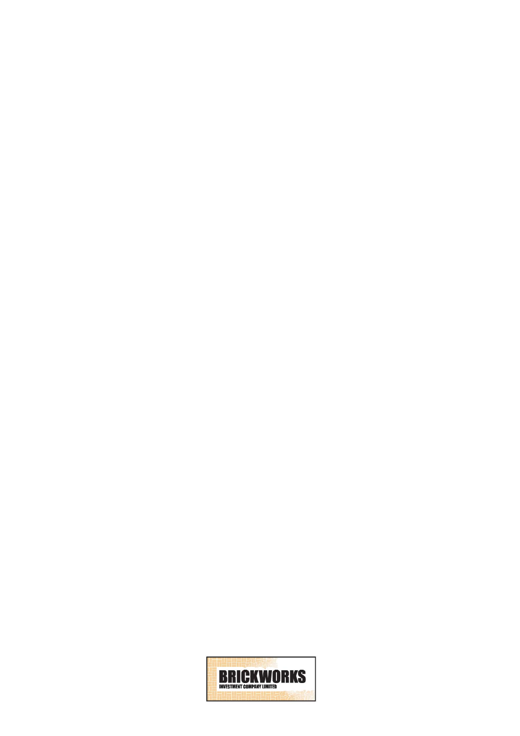BRICKWORKS

INVESTMENT COMPANY LIMITED